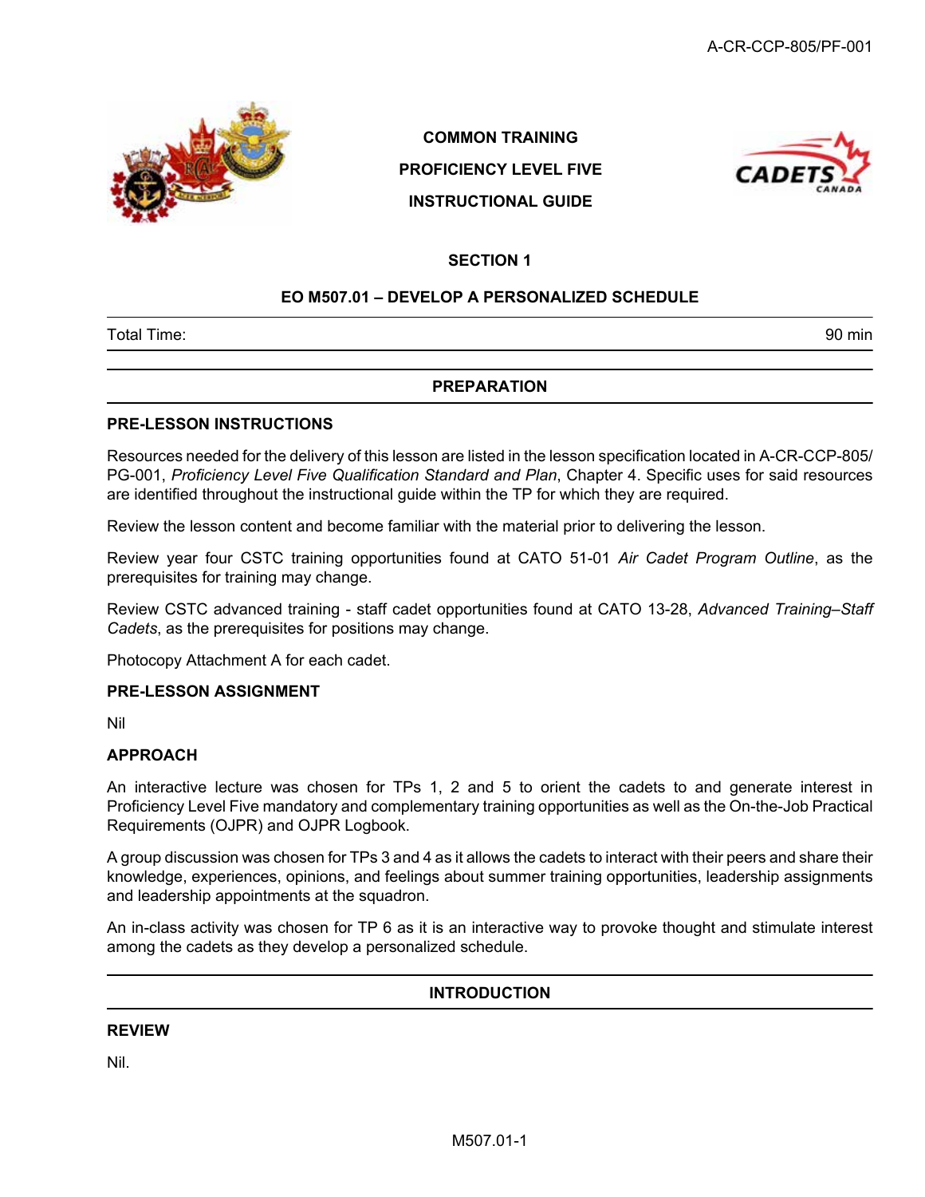COMMON TRAINING

PROFICIENCY LEVEL FIVE

INSTRUCTIONAL GUIDE

## SECTION 1

## EO M507.01 – DEVELOP A PERSONALIZED SCHEDULE

| Total Time: | 90 min |
|---|---|

## PREPARATION

### PRE-LESSON INSTRUCTIONS

Resources needed for the delivery of this lesson are listed in the lesson specification located in A-CR-CCP-805/PG-001, *Proficiency Level Five Qualification Standard and Plan*, Chapter 4. Specific uses for said resources are identified throughout the instructional guide within the TP for which they are required.

Review the lesson content and become familiar with the material prior to delivering the lesson.

Review year four CSTC training opportunities found at CATO 51-01 *Air Cadet Program Outline*, as the prerequisites for training may change.

Review CSTC advanced training - staff cadet opportunities found at CATO 13-28, *Advanced Training–Staff Cadets*, as the prerequisites for positions may change.

Photocopy Attachment A for each cadet.

### PRE-LESSON ASSIGNMENT

Nil

### APPROACH

An interactive lecture was chosen for TPs 1, 2 and 5 to orient the cadets to and generate interest in Proficiency Level Five mandatory and complementary training opportunities as well as the On-the-Job Practical Requirements (OJPR) and OJPR Logbook.

A group discussion was chosen for TPs 3 and 4 as it allows the cadets to interact with their peers and share their knowledge, experiences, opinions, and feelings about summer training opportunities, leadership assignments and leadership appointments at the squadron.

An in-class activity was chosen for TP 6 as it is an interactive way to provoke thought and stimulate interest among the cadets as they develop a personalized schedule.

## INTRODUCTION

### REVIEW

Nil.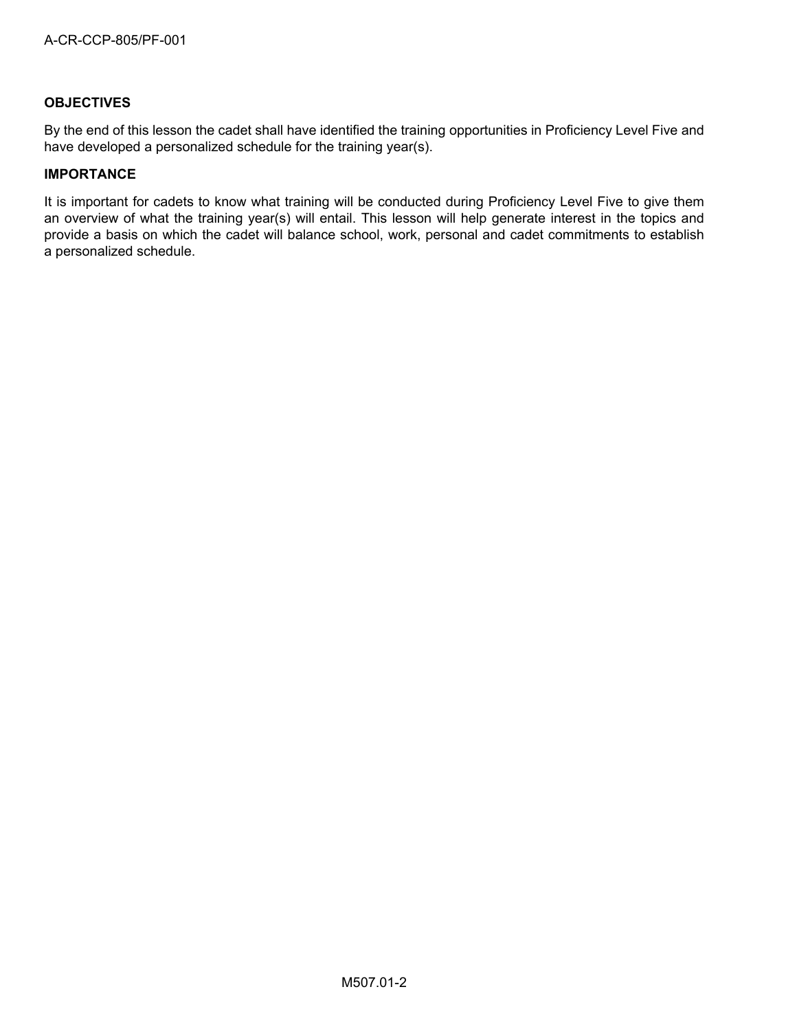**OBJECTIVES**

By the end of this lesson the cadet shall have identified the training opportunities in Proficiency Level Five and have developed a personalized schedule for the training year(s).

**IMPORTANCE**

It is important for cadets to know what training will be conducted during Proficiency Level Five to give them an overview of what the training year(s) will entail. This lesson will help generate interest in the topics and provide a basis on which the cadet will balance school, work, personal and cadet commitments to establish a personalized schedule.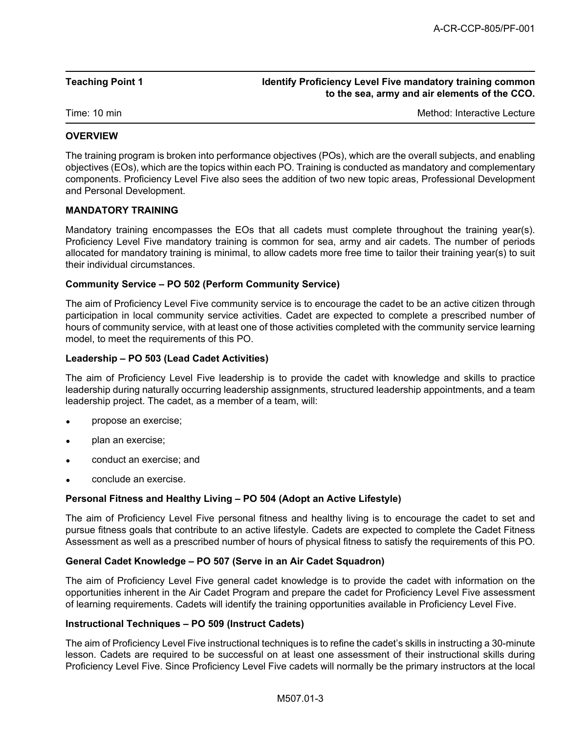| Teaching Point 1 | Identify Proficiency Level Five mandatory training common to the sea, army and air elements of the CCO. |
|---|---|
| Time: 10 min | Method: Interactive Lecture |

**OVERVIEW**

The training program is broken into performance objectives (POs), which are the overall subjects, and enabling objectives (EOs), which are the topics within each PO. Training is conducted as mandatory and complementary components. Proficiency Level Five also sees the addition of two new topic areas, Professional Development and Personal Development.

**MANDATORY TRAINING**

Mandatory training encompasses the EOs that all cadets must complete throughout the training year(s). Proficiency Level Five mandatory training is common for sea, army and air cadets. The number of periods allocated for mandatory training is minimal, to allow cadets more free time to tailor their training year(s) to suit their individual circumstances.

**Community Service – PO 502 (Perform Community Service)**

The aim of Proficiency Level Five community service is to encourage the cadet to be an active citizen through participation in local community service activities. Cadet are expected to complete a prescribed number of hours of community service, with at least one of those activities completed with the community service learning model, to meet the requirements of this PO.

**Leadership – PO 503 (Lead Cadet Activities)**

The aim of Proficiency Level Five leadership is to provide the cadet with knowledge and skills to practice leadership during naturally occurring leadership assignments, structured leadership appointments, and a team leadership project. The cadet, as a member of a team, will:

- propose an exercise;
- plan an exercise;
- conduct an exercise; and
- conclude an exercise.

**Personal Fitness and Healthy Living – PO 504 (Adopt an Active Lifestyle)**

The aim of Proficiency Level Five personal fitness and healthy living is to encourage the cadet to set and pursue fitness goals that contribute to an active lifestyle. Cadets are expected to complete the Cadet Fitness Assessment as well as a prescribed number of hours of physical fitness to satisfy the requirements of this PO.

**General Cadet Knowledge – PO 507 (Serve in an Air Cadet Squadron)**

The aim of Proficiency Level Five general cadet knowledge is to provide the cadet with information on the opportunities inherent in the Air Cadet Program and prepare the cadet for Proficiency Level Five assessment of learning requirements. Cadets will identify the training opportunities available in Proficiency Level Five.

**Instructional Techniques – PO 509 (Instruct Cadets)**

The aim of Proficiency Level Five instructional techniques is to refine the cadet's skills in instructing a 30-minute lesson. Cadets are required to be successful on at least one assessment of their instructional skills during Proficiency Level Five. Since Proficiency Level Five cadets will normally be the primary instructors at the local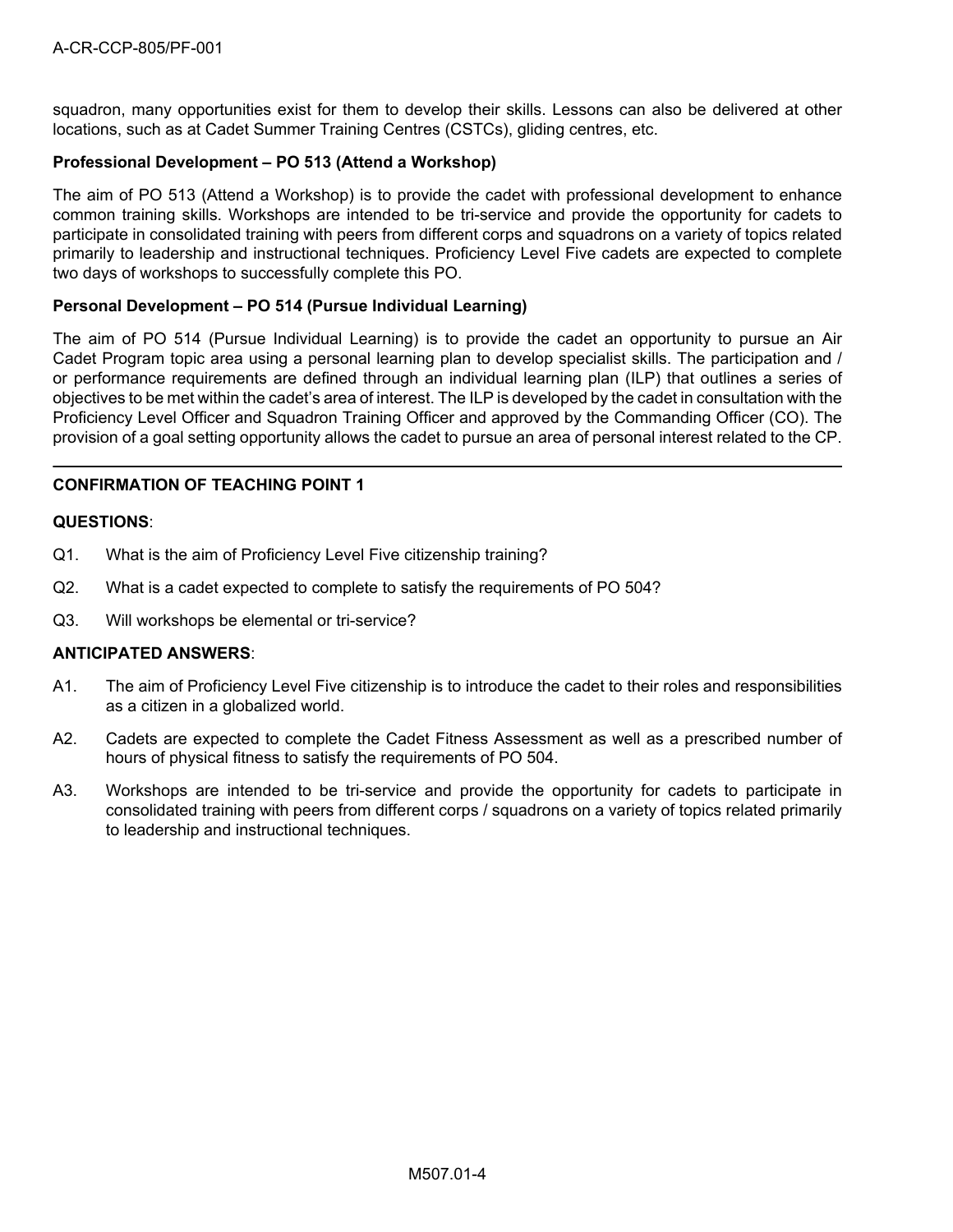squadron, many opportunities exist for them to develop their skills. Lessons can also be delivered at other locations, such as at Cadet Summer Training Centres (CSTCs), gliding centres, etc.

**Professional Development – PO 513 (Attend a Workshop)**

The aim of PO 513 (Attend a Workshop) is to provide the cadet with professional development to enhance common training skills. Workshops are intended to be tri-service and provide the opportunity for cadets to participate in consolidated training with peers from different corps and squadrons on a variety of topics related primarily to leadership and instructional techniques. Proficiency Level Five cadets are expected to complete two days of workshops to successfully complete this PO.

**Personal Development – PO 514 (Pursue Individual Learning)**

The aim of PO 514 (Pursue Individual Learning) is to provide the cadet an opportunity to pursue an Air Cadet Program topic area using a personal learning plan to develop specialist skills. The participation and / or performance requirements are defined through an individual learning plan (ILP) that outlines a series of objectives to be met within the cadet's area of interest. The ILP is developed by the cadet in consultation with the Proficiency Level Officer and Squadron Training Officer and approved by the Commanding Officer (CO). The provision of a goal setting opportunity allows the cadet to pursue an area of personal interest related to the CP.

---

**CONFIRMATION OF TEACHING POINT 1**

**QUESTIONS**:

Q1. What is the aim of Proficiency Level Five citizenship training?

Q2. What is a cadet expected to complete to satisfy the requirements of PO 504?

Q3. Will workshops be elemental or tri-service?

**ANTICIPATED ANSWERS**:

A1. The aim of Proficiency Level Five citizenship is to introduce the cadet to their roles and responsibilities as a citizen in a globalized world.

A2. Cadets are expected to complete the Cadet Fitness Assessment as well as a prescribed number of hours of physical fitness to satisfy the requirements of PO 504.

A3. Workshops are intended to be tri-service and provide the opportunity for cadets to participate in consolidated training with peers from different corps / squadrons on a variety of topics related primarily to leadership and instructional techniques.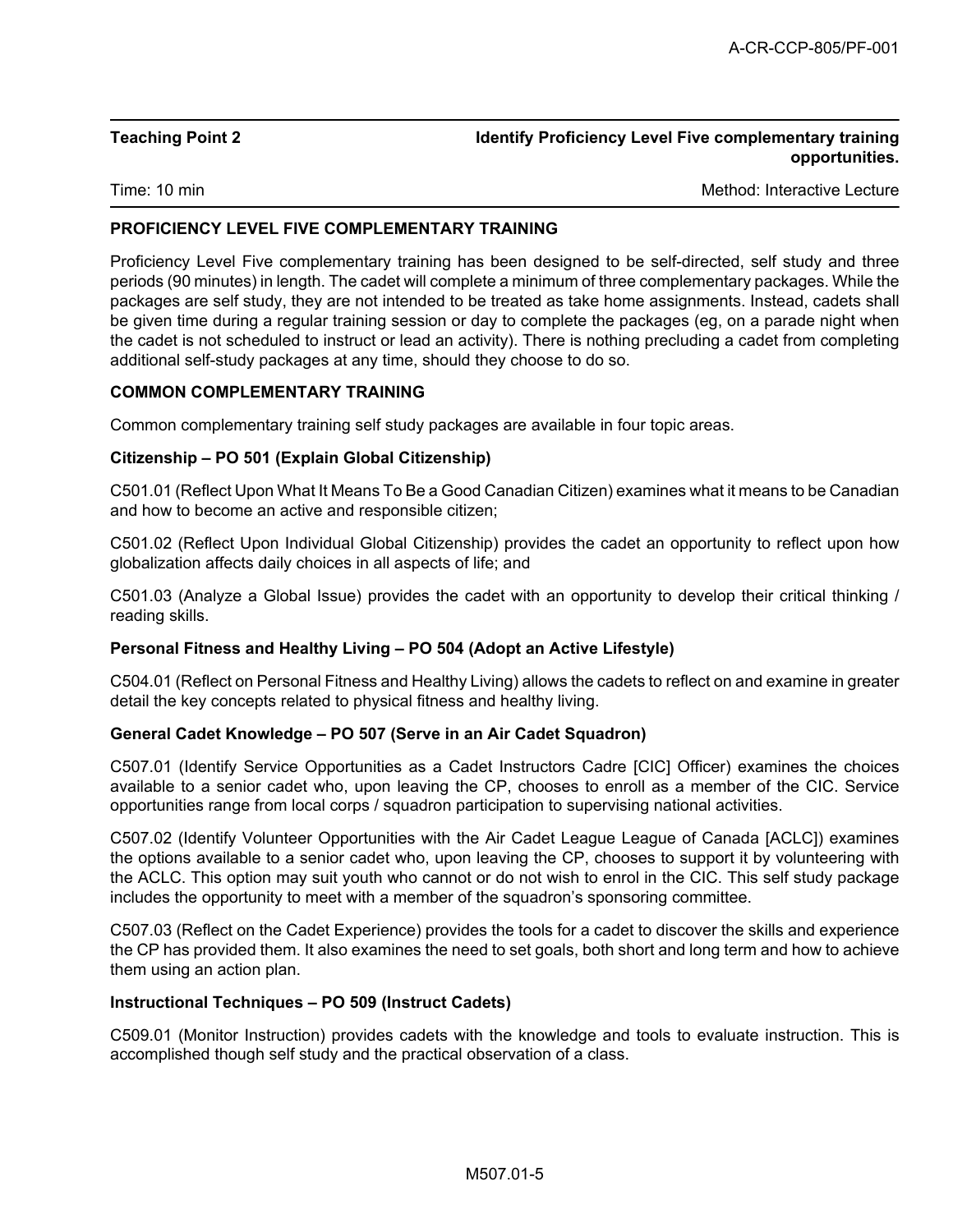**Teaching Point 2** **Identify Proficiency Level Five complementary training opportunities.**

Time: 10 min Method: Interactive Lecture

**PROFICIENCY LEVEL FIVE COMPLEMENTARY TRAINING**

Proficiency Level Five complementary training has been designed to be self-directed, self study and three periods (90 minutes) in length. The cadet will complete a minimum of three complementary packages. While the packages are self study, they are not intended to be treated as take home assignments. Instead, cadets shall be given time during a regular training session or day to complete the packages (eg, on a parade night when the cadet is not scheduled to instruct or lead an activity). There is nothing precluding a cadet from completing additional self-study packages at any time, should they choose to do so.

**COMMON COMPLEMENTARY TRAINING**

Common complementary training self study packages are available in four topic areas.

**Citizenship – PO 501 (Explain Global Citizenship)**

C501.01 (Reflect Upon What It Means To Be a Good Canadian Citizen) examines what it means to be Canadian and how to become an active and responsible citizen;

C501.02 (Reflect Upon Individual Global Citizenship) provides the cadet an opportunity to reflect upon how globalization affects daily choices in all aspects of life; and

C501.03 (Analyze a Global Issue) provides the cadet with an opportunity to develop their critical thinking / reading skills.

**Personal Fitness and Healthy Living – PO 504 (Adopt an Active Lifestyle)**

C504.01 (Reflect on Personal Fitness and Healthy Living) allows the cadets to reflect on and examine in greater detail the key concepts related to physical fitness and healthy living.

**General Cadet Knowledge – PO 507 (Serve in an Air Cadet Squadron)**

C507.01 (Identify Service Opportunities as a Cadet Instructors Cadre [CIC] Officer) examines the choices available to a senior cadet who, upon leaving the CP, chooses to enroll as a member of the CIC. Service opportunities range from local corps / squadron participation to supervising national activities.

C507.02 (Identify Volunteer Opportunities with the Air Cadet League League of Canada [ACLC]) examines the options available to a senior cadet who, upon leaving the CP, chooses to support it by volunteering with the ACLC. This option may suit youth who cannot or do not wish to enrol in the CIC. This self study package includes the opportunity to meet with a member of the squadron's sponsoring committee.

C507.03 (Reflect on the Cadet Experience) provides the tools for a cadet to discover the skills and experience the CP has provided them. It also examines the need to set goals, both short and long term and how to achieve them using an action plan.

**Instructional Techniques – PO 509 (Instruct Cadets)**

C509.01 (Monitor Instruction) provides cadets with the knowledge and tools to evaluate instruction. This is accomplished though self study and the practical observation of a class.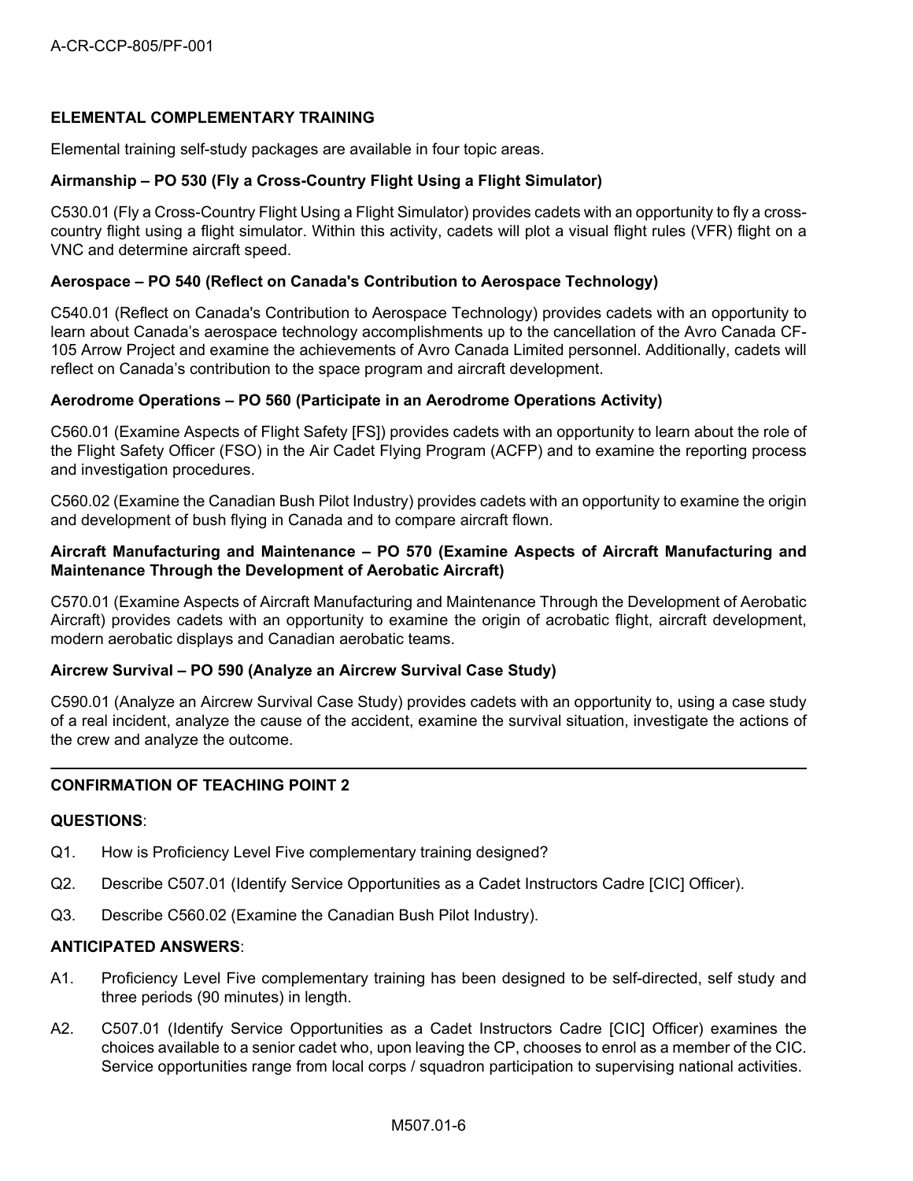**ELEMENTAL COMPLEMENTARY TRAINING**

Elemental training self-study packages are available in four topic areas.

**Airmanship – PO 530 (Fly a Cross-Country Flight Using a Flight Simulator)**

C530.01 (Fly a Cross-Country Flight Using a Flight Simulator) provides cadets with an opportunity to fly a cross-country flight using a flight simulator. Within this activity, cadets will plot a visual flight rules (VFR) flight on a VNC and determine aircraft speed.

**Aerospace – PO 540 (Reflect on Canada's Contribution to Aerospace Technology)**

C540.01 (Reflect on Canada's Contribution to Aerospace Technology) provides cadets with an opportunity to learn about Canada's aerospace technology accomplishments up to the cancellation of the Avro Canada CF-105 Arrow Project and examine the achievements of Avro Canada Limited personnel. Additionally, cadets will reflect on Canada's contribution to the space program and aircraft development.

**Aerodrome Operations – PO 560 (Participate in an Aerodrome Operations Activity)**

C560.01 (Examine Aspects of Flight Safety [FS]) provides cadets with an opportunity to learn about the role of the Flight Safety Officer (FSO) in the Air Cadet Flying Program (ACFP) and to examine the reporting process and investigation procedures.

C560.02 (Examine the Canadian Bush Pilot Industry) provides cadets with an opportunity to examine the origin and development of bush flying in Canada and to compare aircraft flown.

**Aircraft Manufacturing and Maintenance – PO 570 (Examine Aspects of Aircraft Manufacturing and Maintenance Through the Development of Aerobatic Aircraft)**

C570.01 (Examine Aspects of Aircraft Manufacturing and Maintenance Through the Development of Aerobatic Aircraft) provides cadets with an opportunity to examine the origin of acrobatic flight, aircraft development, modern aerobatic displays and Canadian aerobatic teams.

**Aircrew Survival – PO 590 (Analyze an Aircrew Survival Case Study)**

C590.01 (Analyze an Aircrew Survival Case Study) provides cadets with an opportunity to, using a case study of a real incident, analyze the cause of the accident, examine the survival situation, investigate the actions of the crew and analyze the outcome.

---

**CONFIRMATION OF TEACHING POINT 2**

**QUESTIONS**:

Q1. How is Proficiency Level Five complementary training designed?

Q2. Describe C507.01 (Identify Service Opportunities as a Cadet Instructors Cadre [CIC] Officer).

Q3. Describe C560.02 (Examine the Canadian Bush Pilot Industry).

**ANTICIPATED ANSWERS**:

A1. Proficiency Level Five complementary training has been designed to be self-directed, self study and three periods (90 minutes) in length.

A2. C507.01 (Identify Service Opportunities as a Cadet Instructors Cadre [CIC] Officer) examines the choices available to a senior cadet who, upon leaving the CP, chooses to enrol as a member of the CIC. Service opportunities range from local corps / squadron participation to supervising national activities.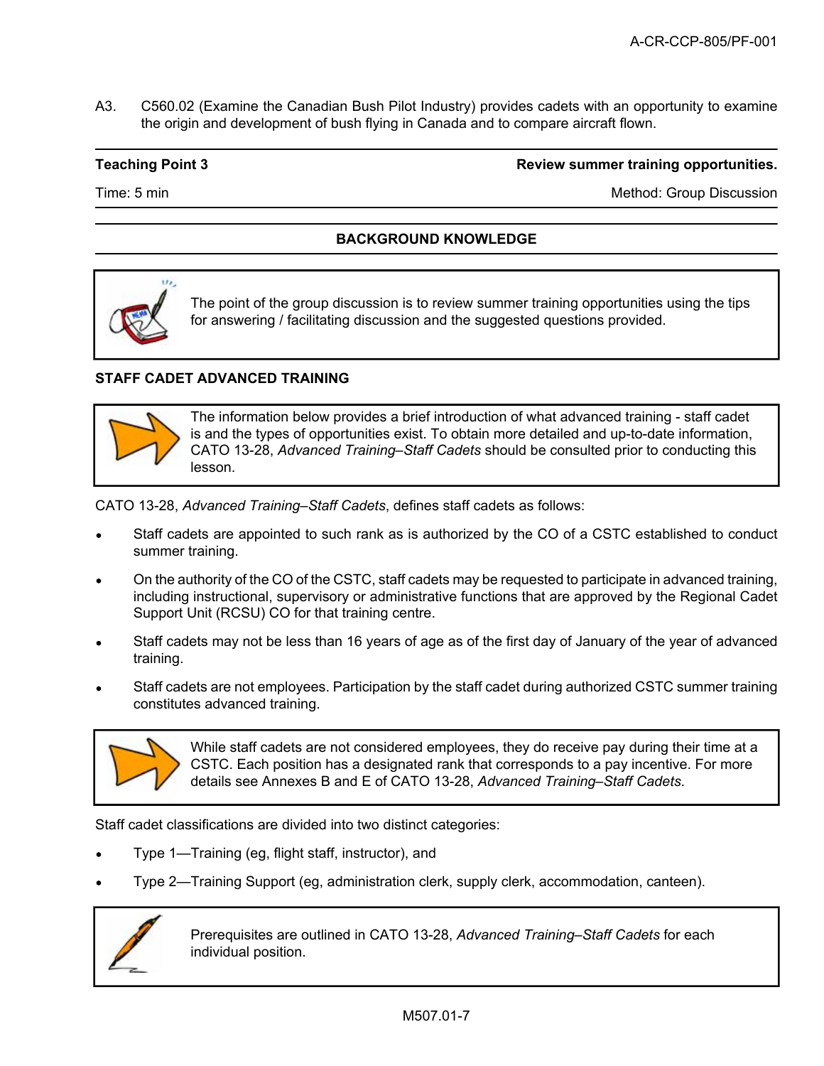A3. C560.02 (Examine the Canadian Bush Pilot Industry) provides cadets with an opportunity to examine the origin and development of bush flying in Canada and to compare aircraft flown.

| **Teaching Point 3** | **Review summer training opportunities.** |
|---|---|
| Time: 5 min | Method: Group Discussion |

## BACKGROUND KNOWLEDGE

> The point of the group discussion is to review summer training opportunities using the tips for answering / facilitating discussion and the suggested questions provided.

### STAFF CADET ADVANCED TRAINING

> The information below provides a brief introduction of what advanced training - staff cadet is and the types of opportunities exist. To obtain more detailed and up-to-date information, CATO 13-28, *Advanced Training–Staff Cadets* should be consulted prior to conducting this lesson.

CATO 13-28, *Advanced Training–Staff Cadets*, defines staff cadets as follows:

- Staff cadets are appointed to such rank as is authorized by the CO of a CSTC established to conduct summer training.
- On the authority of the CO of the CSTC, staff cadets may be requested to participate in advanced training, including instructional, supervisory or administrative functions that are approved by the Regional Cadet Support Unit (RCSU) CO for that training centre.
- Staff cadets may not be less than 16 years of age as of the first day of January of the year of advanced training.
- Staff cadets are not employees. Participation by the staff cadet during authorized CSTC summer training constitutes advanced training.

> While staff cadets are not considered employees, they do receive pay during their time at a CSTC. Each position has a designated rank that corresponds to a pay incentive. For more details see Annexes B and E of CATO 13-28, *Advanced Training–Staff Cadets*.

Staff cadet classifications are divided into two distinct categories:

- Type 1—Training (eg, flight staff, instructor), and
- Type 2—Training Support (eg, administration clerk, supply clerk, accommodation, canteen).

> Prerequisites are outlined in CATO 13-28, *Advanced Training–Staff Cadets* for each individual position.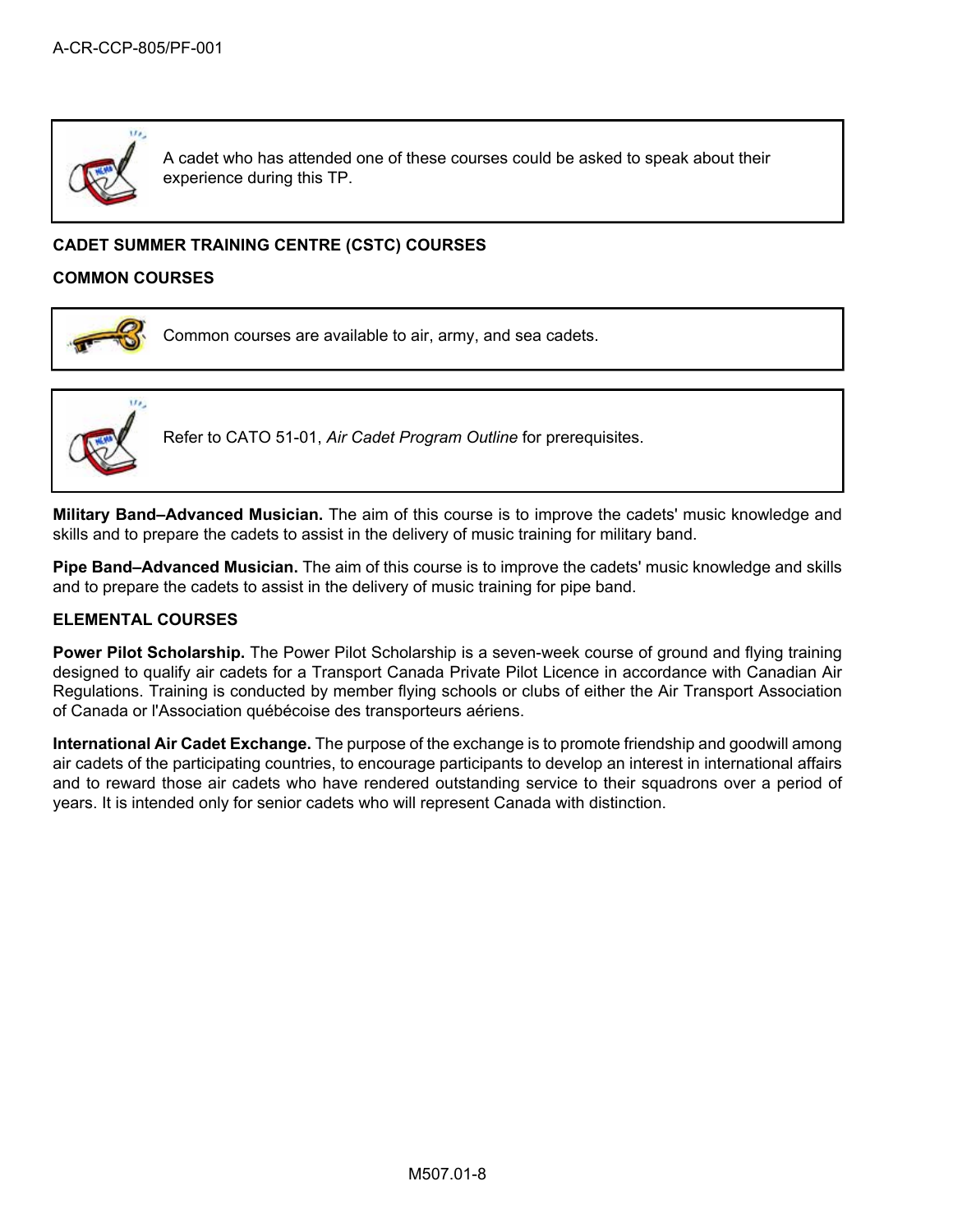A cadet who has attended one of these courses could be asked to speak about their experience during this TP.

**CADET SUMMER TRAINING CENTRE (CSTC) COURSES**

**COMMON COURSES**

Common courses are available to air, army, and sea cadets.

Refer to CATO 51-01, *Air Cadet Program Outline* for prerequisites.

**Military Band–Advanced Musician.** The aim of this course is to improve the cadets' music knowledge and skills and to prepare the cadets to assist in the delivery of music training for military band.

**Pipe Band–Advanced Musician.** The aim of this course is to improve the cadets' music knowledge and skills and to prepare the cadets to assist in the delivery of music training for pipe band.

**ELEMENTAL COURSES**

**Power Pilot Scholarship.** The Power Pilot Scholarship is a seven-week course of ground and flying training designed to qualify air cadets for a Transport Canada Private Pilot Licence in accordance with Canadian Air Regulations. Training is conducted by member flying schools or clubs of either the Air Transport Association of Canada or l'Association québécoise des transporteurs aériens.

**International Air Cadet Exchange.** The purpose of the exchange is to promote friendship and goodwill among air cadets of the participating countries, to encourage participants to develop an interest in international affairs and to reward those air cadets who have rendered outstanding service to their squadrons over a period of years. It is intended only for senior cadets who will represent Canada with distinction.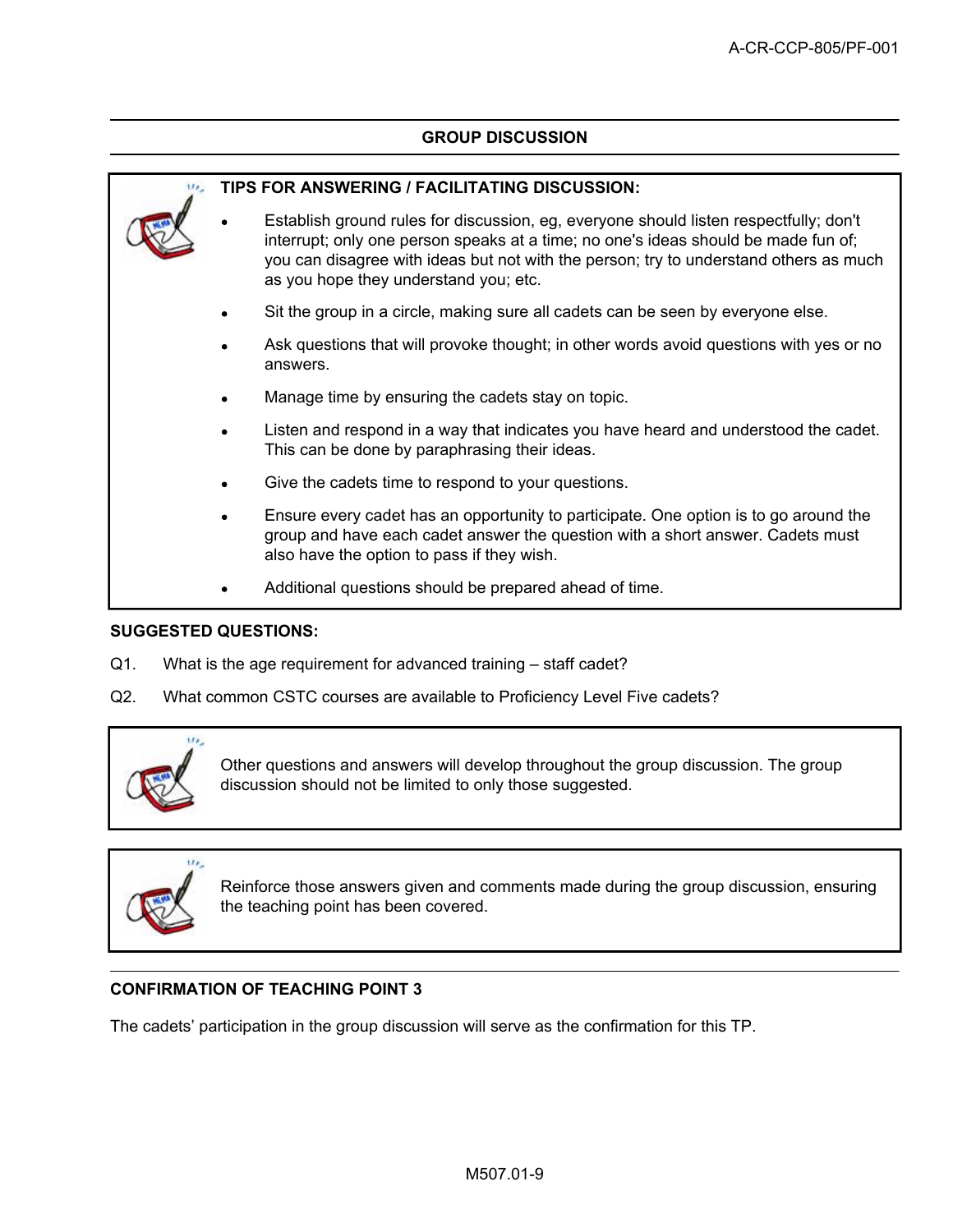## GROUP DISCUSSION

**TIPS FOR ANSWERING / FACILITATING DISCUSSION:**

- Establish ground rules for discussion, eg, everyone should listen respectfully; don't interrupt; only one person speaks at a time; no one's ideas should be made fun of; you can disagree with ideas but not with the person; try to understand others as much as you hope they understand you; etc.
- Sit the group in a circle, making sure all cadets can be seen by everyone else.
- Ask questions that will provoke thought; in other words avoid questions with yes or no answers.
- Manage time by ensuring the cadets stay on topic.
- Listen and respond in a way that indicates you have heard and understood the cadet. This can be done by paraphrasing their ideas.
- Give the cadets time to respond to your questions.
- Ensure every cadet has an opportunity to participate. One option is to go around the group and have each cadet answer the question with a short answer. Cadets must also have the option to pass if they wish.
- Additional questions should be prepared ahead of time.

**SUGGESTED QUESTIONS:**

Q1. What is the age requirement for advanced training – staff cadet?

Q2. What common CSTC courses are available to Proficiency Level Five cadets?

Other questions and answers will develop throughout the group discussion. The group discussion should not be limited to only those suggested.

Reinforce those answers given and comments made during the group discussion, ensuring the teaching point has been covered.

**CONFIRMATION OF TEACHING POINT 3**

The cadets' participation in the group discussion will serve as the confirmation for this TP.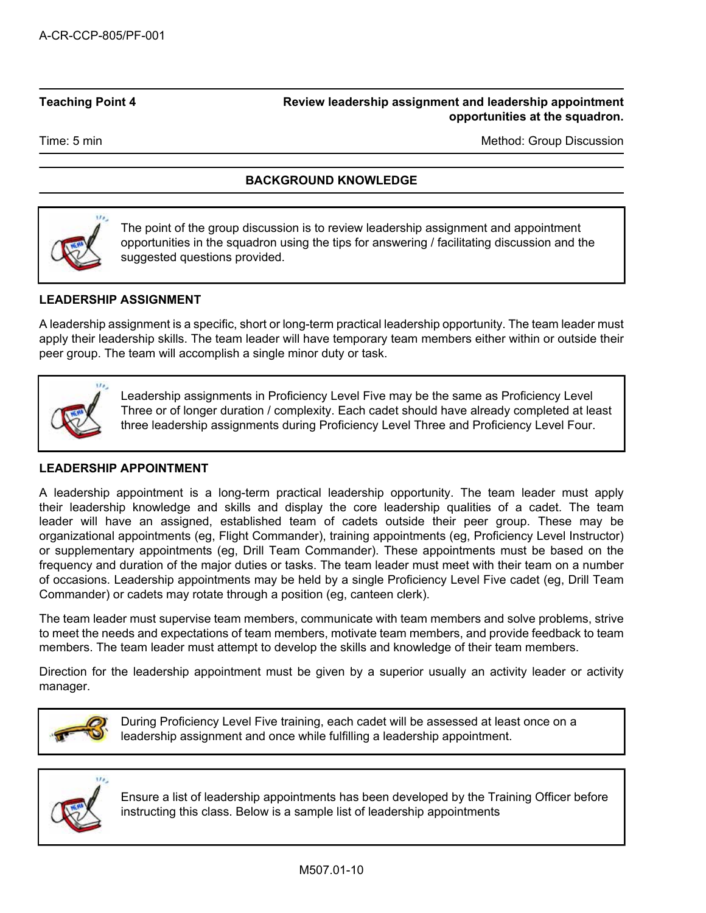**Teaching Point 4** — **Review leadership assignment and leadership appointment opportunities at the squadron.**

Time: 5 min — Method: Group Discussion

**BACKGROUND KNOWLEDGE**

> The point of the group discussion is to review leadership assignment and appointment opportunities in the squadron using the tips for answering / facilitating discussion and the suggested questions provided.

**LEADERSHIP ASSIGNMENT**

A leadership assignment is a specific, short or long-term practical leadership opportunity. The team leader must apply their leadership skills. The team leader will have temporary team members either within or outside their peer group. The team will accomplish a single minor duty or task.

> Leadership assignments in Proficiency Level Five may be the same as Proficiency Level Three or of longer duration / complexity. Each cadet should have already completed at least three leadership assignments during Proficiency Level Three and Proficiency Level Four.

**LEADERSHIP APPOINTMENT**

A leadership appointment is a long-term practical leadership opportunity. The team leader must apply their leadership knowledge and skills and display the core leadership qualities of a cadet. The team leader will have an assigned, established team of cadets outside their peer group. These may be organizational appointments (eg, Flight Commander), training appointments (eg, Proficiency Level Instructor) or supplementary appointments (eg, Drill Team Commander). These appointments must be based on the frequency and duration of the major duties or tasks. The team leader must meet with their team on a number of occasions. Leadership appointments may be held by a single Proficiency Level Five cadet (eg, Drill Team Commander) or cadets may rotate through a position (eg, canteen clerk).

The team leader must supervise team members, communicate with team members and solve problems, strive to meet the needs and expectations of team members, motivate team members, and provide feedback to team members. The team leader must attempt to develop the skills and knowledge of their team members.

Direction for the leadership appointment must be given by a superior usually an activity leader or activity manager.

> During Proficiency Level Five training, each cadet will be assessed at least once on a leadership assignment and once while fulfilling a leadership appointment.

> Ensure a list of leadership appointments has been developed by the Training Officer before instructing this class. Below is a sample list of leadership appointments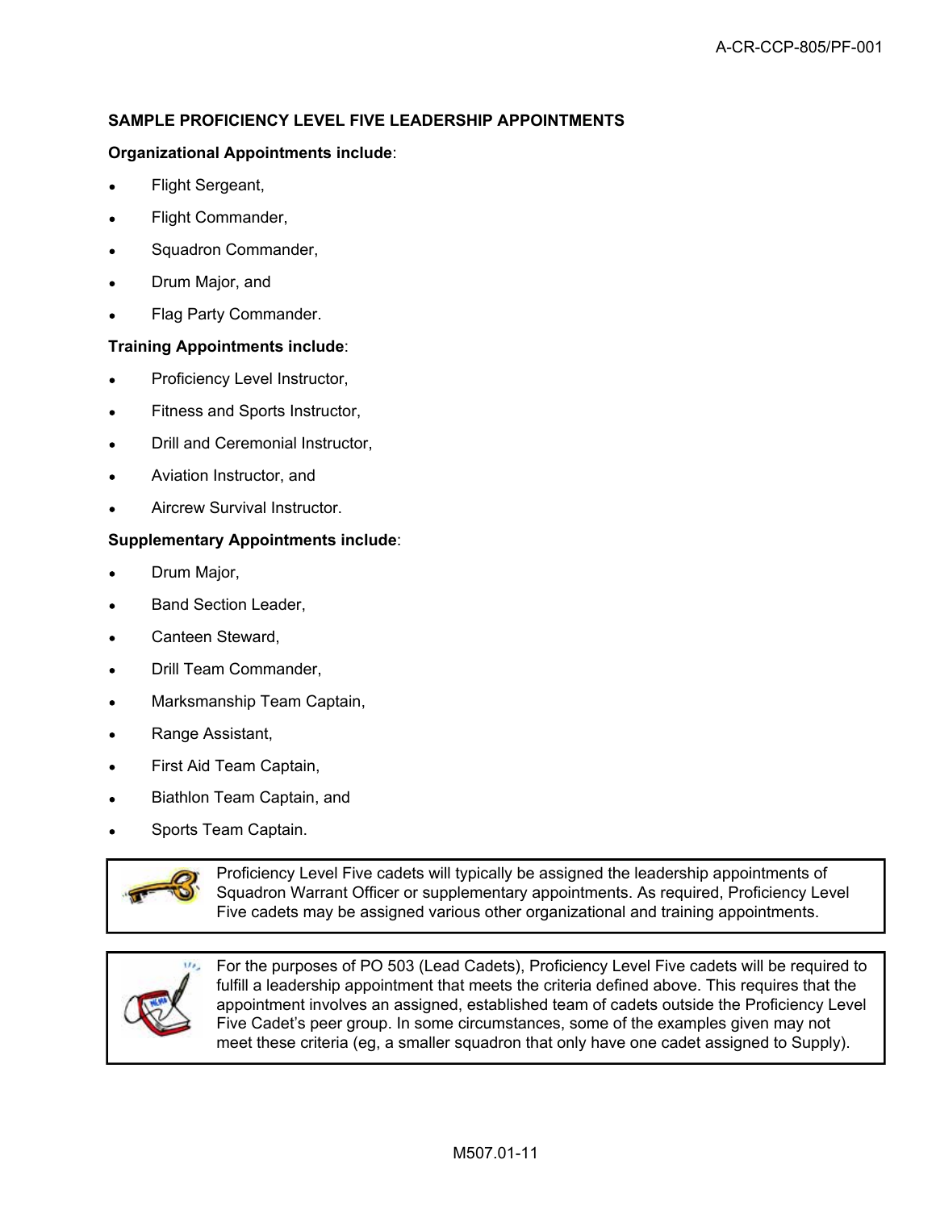**SAMPLE PROFICIENCY LEVEL FIVE LEADERSHIP APPOINTMENTS**

**Organizational Appointments include**:

- Flight Sergeant,
- Flight Commander,
- Squadron Commander,
- Drum Major, and
- Flag Party Commander.

**Training Appointments include**:

- Proficiency Level Instructor,
- Fitness and Sports Instructor,
- Drill and Ceremonial Instructor,
- Aviation Instructor, and
- Aircrew Survival Instructor.

**Supplementary Appointments include**:

- Drum Major,
- Band Section Leader,
- Canteen Steward,
- Drill Team Commander,
- Marksmanship Team Captain,
- Range Assistant,
- First Aid Team Captain,
- Biathlon Team Captain, and
- Sports Team Captain.

> Proficiency Level Five cadets will typically be assigned the leadership appointments of Squadron Warrant Officer or supplementary appointments. As required, Proficiency Level Five cadets may be assigned various other organizational and training appointments.

> For the purposes of PO 503 (Lead Cadets), Proficiency Level Five cadets will be required to fulfill a leadership appointment that meets the criteria defined above. This requires that the appointment involves an assigned, established team of cadets outside the Proficiency Level Five Cadet's peer group. In some circumstances, some of the examples given may not meet these criteria (eg, a smaller squadron that only have one cadet assigned to Supply).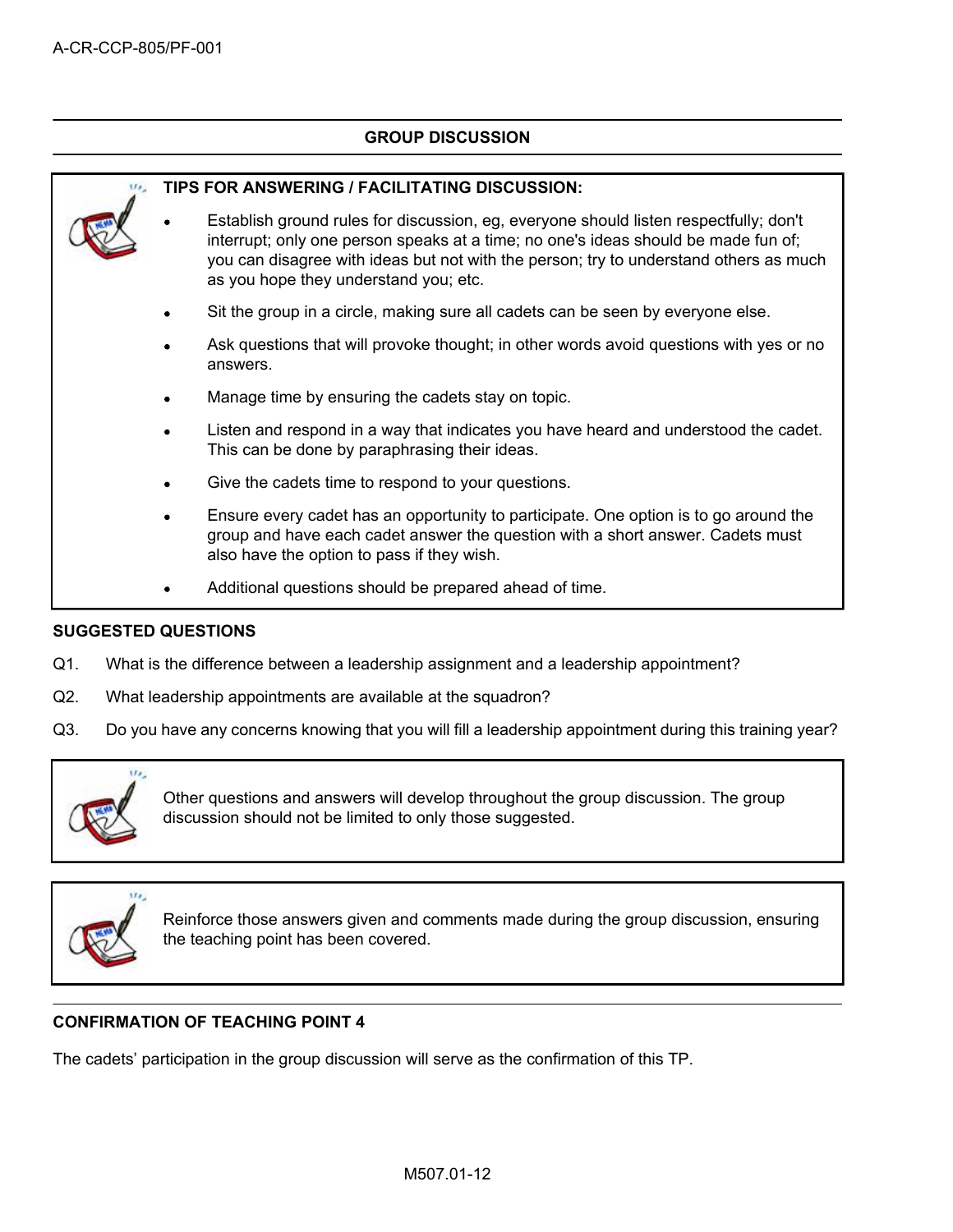## GROUP DISCUSSION

**TIPS FOR ANSWERING / FACILITATING DISCUSSION:**

- Establish ground rules for discussion, eg, everyone should listen respectfully; don't interrupt; only one person speaks at a time; no one's ideas should be made fun of; you can disagree with ideas but not with the person; try to understand others as much as you hope they understand you; etc.
- Sit the group in a circle, making sure all cadets can be seen by everyone else.
- Ask questions that will provoke thought; in other words avoid questions with yes or no answers.
- Manage time by ensuring the cadets stay on topic.
- Listen and respond in a way that indicates you have heard and understood the cadet. This can be done by paraphrasing their ideas.
- Give the cadets time to respond to your questions.
- Ensure every cadet has an opportunity to participate. One option is to go around the group and have each cadet answer the question with a short answer. Cadets must also have the option to pass if they wish.
- Additional questions should be prepared ahead of time.

**SUGGESTED QUESTIONS**

Q1. What is the difference between a leadership assignment and a leadership appointment?

Q2. What leadership appointments are available at the squadron?

Q3. Do you have any concerns knowing that you will fill a leadership appointment during this training year?

Other questions and answers will develop throughout the group discussion. The group discussion should not be limited to only those suggested.

Reinforce those answers given and comments made during the group discussion, ensuring the teaching point has been covered.

**CONFIRMATION OF TEACHING POINT 4**

The cadets' participation in the group discussion will serve as the confirmation of this TP.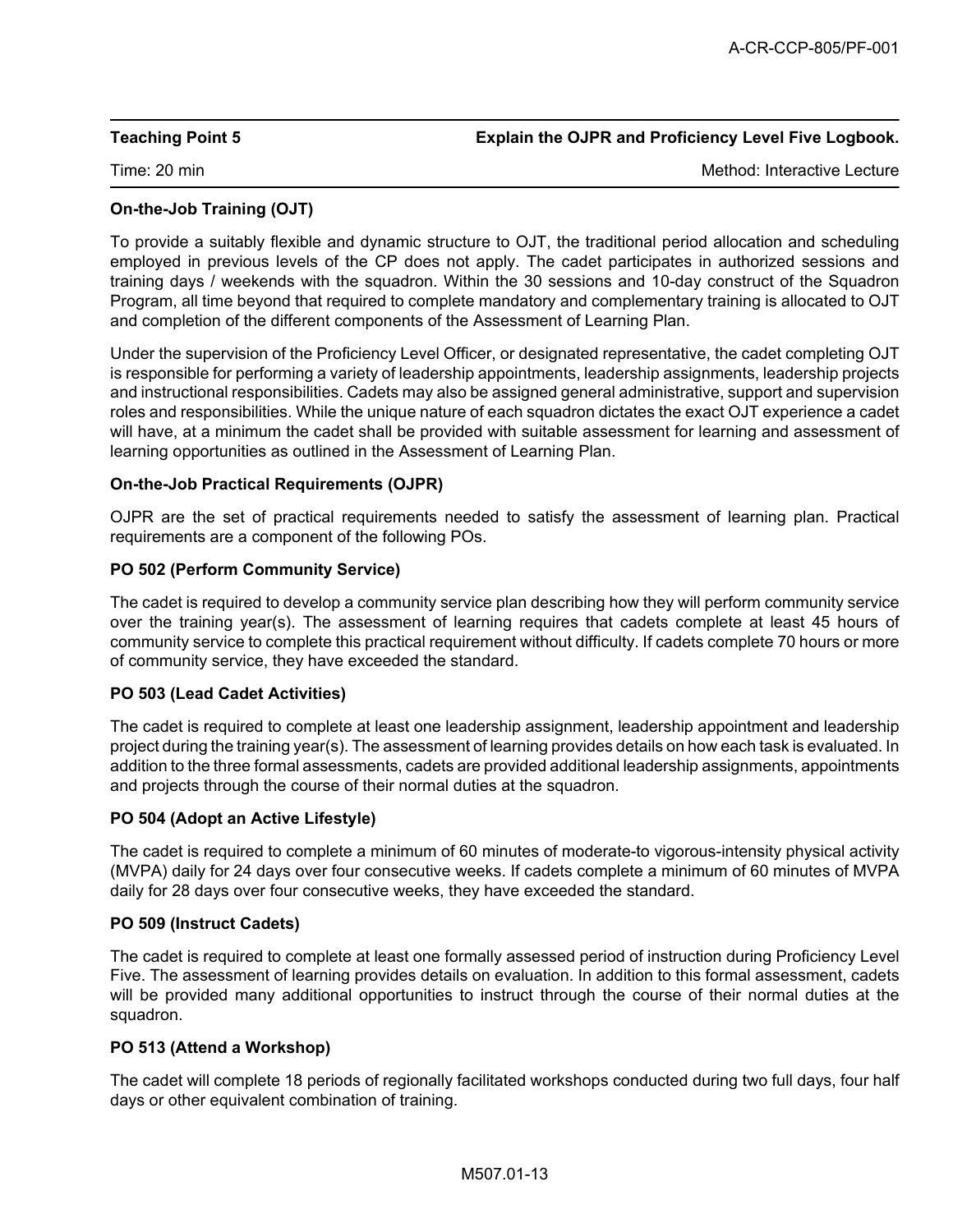| **Teaching Point 5** | **Explain the OJPR and Proficiency Level Five Logbook.** |
|---|---|
| Time: 20 min | Method: Interactive Lecture |

**On-the-Job Training (OJT)**

To provide a suitably flexible and dynamic structure to OJT, the traditional period allocation and scheduling employed in previous levels of the CP does not apply. The cadet participates in authorized sessions and training days / weekends with the squadron. Within the 30 sessions and 10-day construct of the Squadron Program, all time beyond that required to complete mandatory and complementary training is allocated to OJT and completion of the different components of the Assessment of Learning Plan.

Under the supervision of the Proficiency Level Officer, or designated representative, the cadet completing OJT is responsible for performing a variety of leadership appointments, leadership assignments, leadership projects and instructional responsibilities. Cadets may also be assigned general administrative, support and supervision roles and responsibilities. While the unique nature of each squadron dictates the exact OJT experience a cadet will have, at a minimum the cadet shall be provided with suitable assessment for learning and assessment of learning opportunities as outlined in the Assessment of Learning Plan.

**On-the-Job Practical Requirements (OJPR)**

OJPR are the set of practical requirements needed to satisfy the assessment of learning plan. Practical requirements are a component of the following POs.

**PO 502 (Perform Community Service)**

The cadet is required to develop a community service plan describing how they will perform community service over the training year(s). The assessment of learning requires that cadets complete at least 45 hours of community service to complete this practical requirement without difficulty. If cadets complete 70 hours or more of community service, they have exceeded the standard.

**PO 503 (Lead Cadet Activities)**

The cadet is required to complete at least one leadership assignment, leadership appointment and leadership project during the training year(s). The assessment of learning provides details on how each task is evaluated. In addition to the three formal assessments, cadets are provided additional leadership assignments, appointments and projects through the course of their normal duties at the squadron.

**PO 504 (Adopt an Active Lifestyle)**

The cadet is required to complete a minimum of 60 minutes of moderate-to vigorous-intensity physical activity (MVPA) daily for 24 days over four consecutive weeks. If cadets complete a minimum of 60 minutes of MVPA daily for 28 days over four consecutive weeks, they have exceeded the standard.

**PO 509 (Instruct Cadets)**

The cadet is required to complete at least one formally assessed period of instruction during Proficiency Level Five. The assessment of learning provides details on evaluation. In addition to this formal assessment, cadets will be provided many additional opportunities to instruct through the course of their normal duties at the squadron.

**PO 513 (Attend a Workshop)**

The cadet will complete 18 periods of regionally facilitated workshops conducted during two full days, four half days or other equivalent combination of training.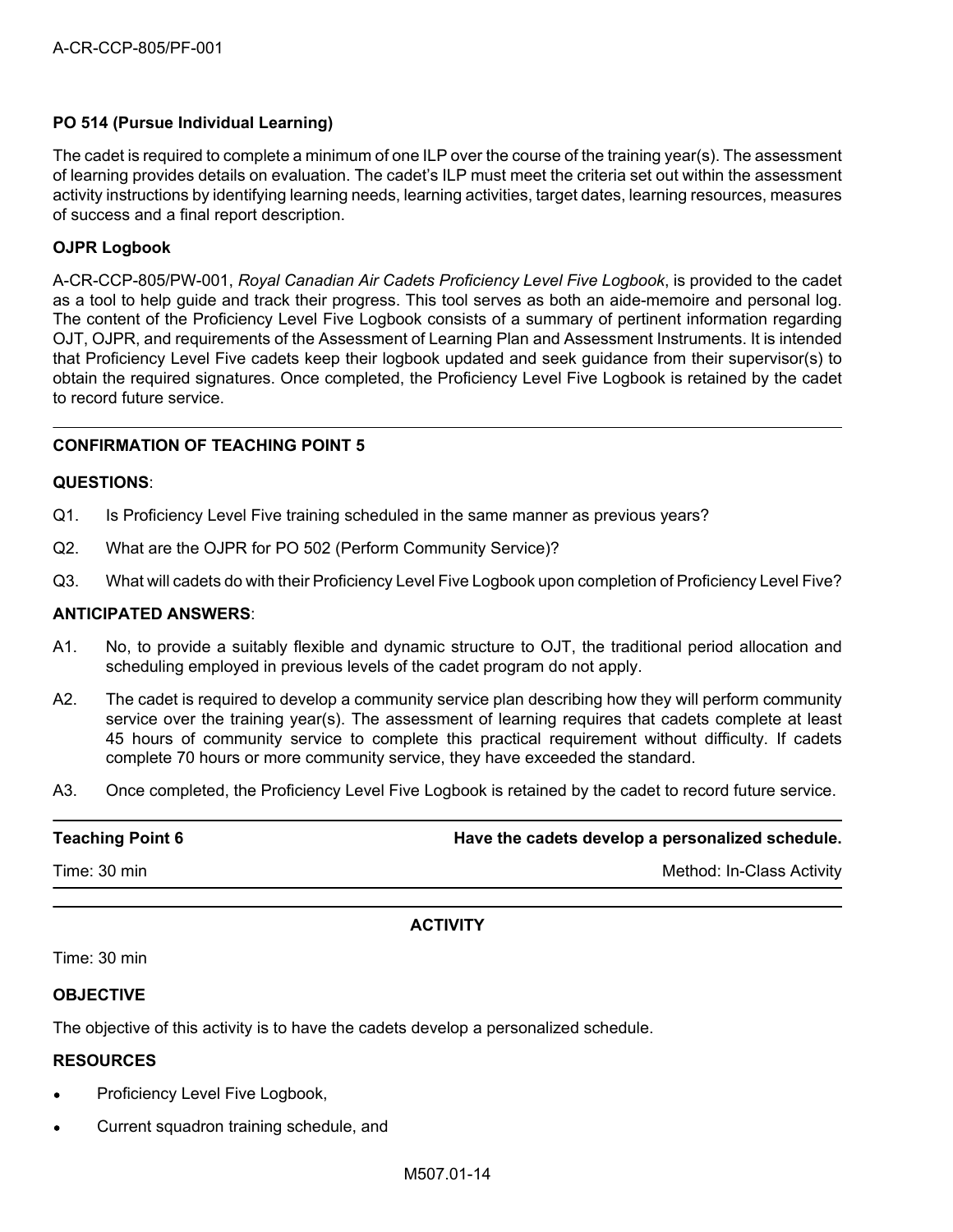**PO 514 (Pursue Individual Learning)**

The cadet is required to complete a minimum of one ILP over the course of the training year(s). The assessment of learning provides details on evaluation. The cadet's ILP must meet the criteria set out within the assessment activity instructions by identifying learning needs, learning activities, target dates, learning resources, measures of success and a final report description.

**OJPR Logbook**

A-CR-CCP-805/PW-001, *Royal Canadian Air Cadets Proficiency Level Five Logbook*, is provided to the cadet as a tool to help guide and track their progress. This tool serves as both an aide-memoire and personal log. The content of the Proficiency Level Five Logbook consists of a summary of pertinent information regarding OJT, OJPR, and requirements of the Assessment of Learning Plan and Assessment Instruments. It is intended that Proficiency Level Five cadets keep their logbook updated and seek guidance from their supervisor(s) to obtain the required signatures. Once completed, the Proficiency Level Five Logbook is retained by the cadet to record future service.

---

**CONFIRMATION OF TEACHING POINT 5**

**QUESTIONS**:

Q1. Is Proficiency Level Five training scheduled in the same manner as previous years?

Q2. What are the OJPR for PO 502 (Perform Community Service)?

Q3. What will cadets do with their Proficiency Level Five Logbook upon completion of Proficiency Level Five?

**ANTICIPATED ANSWERS**:

A1. No, to provide a suitably flexible and dynamic structure to OJT, the traditional period allocation and scheduling employed in previous levels of the cadet program do not apply.

A2. The cadet is required to develop a community service plan describing how they will perform community service over the training year(s). The assessment of learning requires that cadets complete at least 45 hours of community service to complete this practical requirement without difficulty. If cadets complete 70 hours or more community service, they have exceeded the standard.

A3. Once completed, the Proficiency Level Five Logbook is retained by the cadet to record future service.

---

| Teaching Point 6 | Have the cadets develop a personalized schedule. |
|---|---|
| Time: 30 min | Method: In-Class Activity |

---

**ACTIVITY**

Time: 30 min

**OBJECTIVE**

The objective of this activity is to have the cadets develop a personalized schedule.

**RESOURCES**

- Proficiency Level Five Logbook,
- Current squadron training schedule, and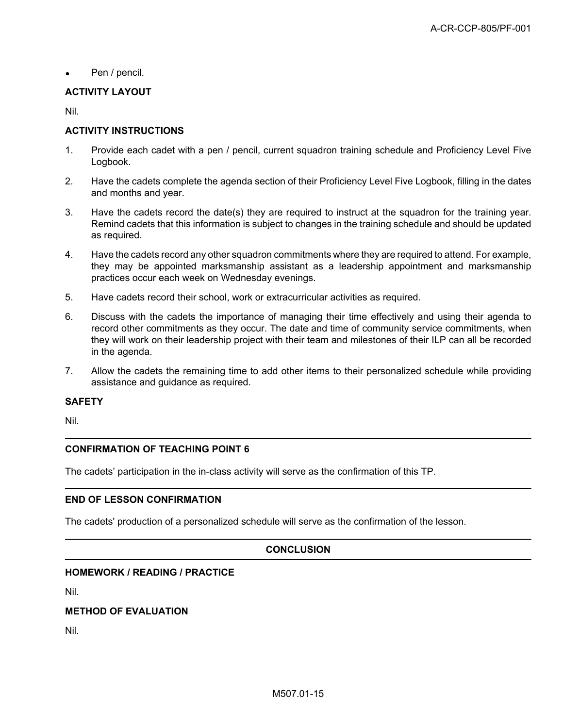- Pen / pencil.

**ACTIVITY LAYOUT**

Nil.

**ACTIVITY INSTRUCTIONS**

1. Provide each cadet with a pen / pencil, current squadron training schedule and Proficiency Level Five Logbook.
2. Have the cadets complete the agenda section of their Proficiency Level Five Logbook, filling in the dates and months and year.
3. Have the cadets record the date(s) they are required to instruct at the squadron for the training year. Remind cadets that this information is subject to changes in the training schedule and should be updated as required.
4. Have the cadets record any other squadron commitments where they are required to attend. For example, they may be appointed marksmanship assistant as a leadership appointment and marksmanship practices occur each week on Wednesday evenings.
5. Have cadets record their school, work or extracurricular activities as required.
6. Discuss with the cadets the importance of managing their time effectively and using their agenda to record other commitments as they occur. The date and time of community service commitments, when they will work on their leadership project with their team and milestones of their ILP can all be recorded in the agenda.
7. Allow the cadets the remaining time to add other items to their personalized schedule while providing assistance and guidance as required.

**SAFETY**

Nil.

---

**CONFIRMATION OF TEACHING POINT 6**

The cadets' participation in the in-class activity will serve as the confirmation of this TP.

---

**END OF LESSON CONFIRMATION**

The cadets' production of a personalized schedule will serve as the confirmation of the lesson.

---

## CONCLUSION

---

**HOMEWORK / READING / PRACTICE**

Nil.

**METHOD OF EVALUATION**

Nil.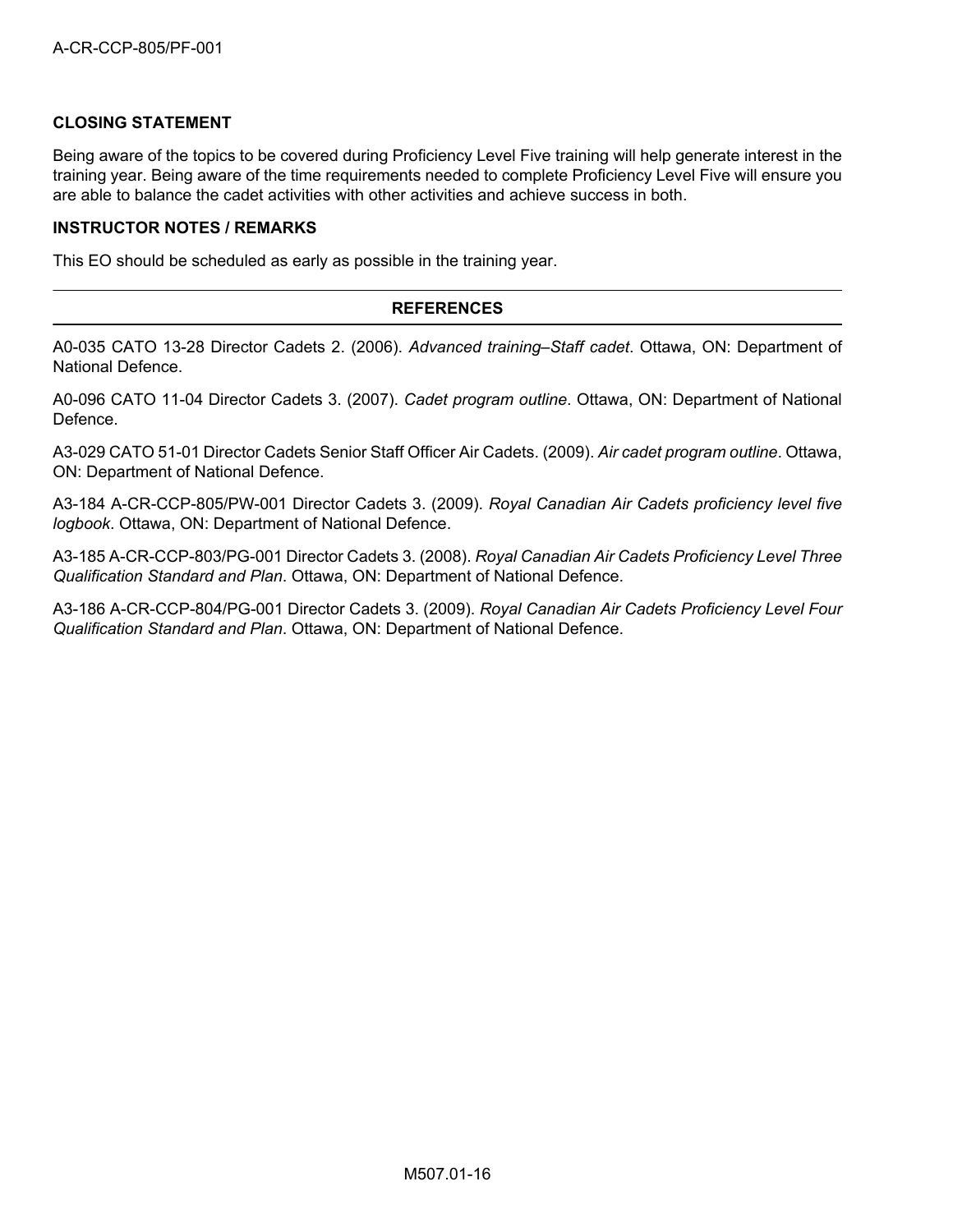**CLOSING STATEMENT**

Being aware of the topics to be covered during Proficiency Level Five training will help generate interest in the training year. Being aware of the time requirements needed to complete Proficiency Level Five will ensure you are able to balance the cadet activities with other activities and achieve success in both.

**INSTRUCTOR NOTES / REMARKS**

This EO should be scheduled as early as possible in the training year.

---

## REFERENCES

---

A0-035 CATO 13-28 Director Cadets 2. (2006). *Advanced training–Staff cadet*. Ottawa, ON: Department of National Defence.

A0-096 CATO 11-04 Director Cadets 3. (2007). *Cadet program outline*. Ottawa, ON: Department of National Defence.

A3-029 CATO 51-01 Director Cadets Senior Staff Officer Air Cadets. (2009). *Air cadet program outline*. Ottawa, ON: Department of National Defence.

A3-184 A-CR-CCP-805/PW-001 Director Cadets 3. (2009). *Royal Canadian Air Cadets proficiency level five logbook*. Ottawa, ON: Department of National Defence.

A3-185 A-CR-CCP-803/PG-001 Director Cadets 3. (2008). *Royal Canadian Air Cadets Proficiency Level Three Qualification Standard and Plan*. Ottawa, ON: Department of National Defence.

A3-186 A-CR-CCP-804/PG-001 Director Cadets 3. (2009). *Royal Canadian Air Cadets Proficiency Level Four Qualification Standard and Plan*. Ottawa, ON: Department of National Defence.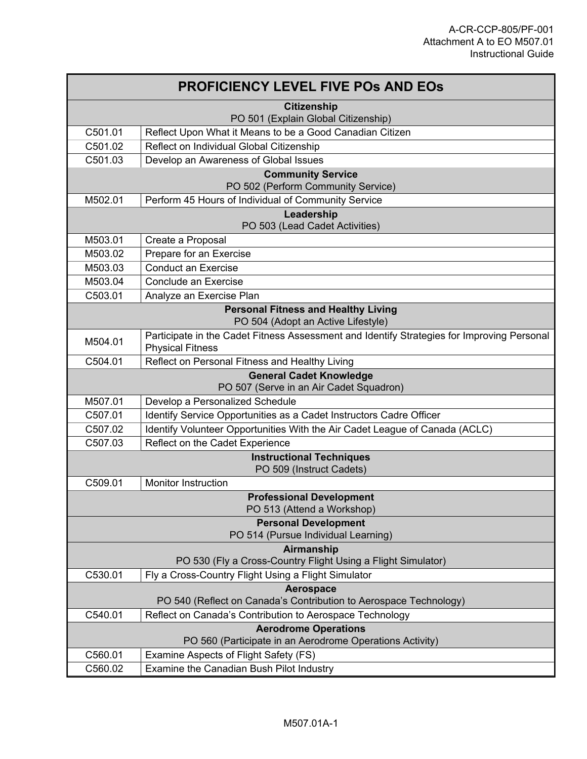| PROFICIENCY LEVEL FIVE POs AND EOs | |
|---|---|
| **Citizenship** PO 501 (Explain Global Citizenship) | |
| C501.01 | Reflect Upon What it Means to be a Good Canadian Citizen |
| C501.02 | Reflect on Individual Global Citizenship |
| C501.03 | Develop an Awareness of Global Issues |
| **Community Service** PO 502 (Perform Community Service) | |
| M502.01 | Perform 45 Hours of Individual of Community Service |
| **Leadership** PO 503 (Lead Cadet Activities) | |
| M503.01 | Create a Proposal |
| M503.02 | Prepare for an Exercise |
| M503.03 | Conduct an Exercise |
| M503.04 | Conclude an Exercise |
| C503.01 | Analyze an Exercise Plan |
| **Personal Fitness and Healthy Living** PO 504 (Adopt an Active Lifestyle) | |
| M504.01 | Participate in the Cadet Fitness Assessment and Identify Strategies for Improving Personal Physical Fitness |
| C504.01 | Reflect on Personal Fitness and Healthy Living |
| **General Cadet Knowledge** PO 507 (Serve in an Air Cadet Squadron) | |
| M507.01 | Develop a Personalized Schedule |
| C507.01 | Identify Service Opportunities as a Cadet Instructors Cadre Officer |
| C507.02 | Identify Volunteer Opportunities With the Air Cadet League of Canada (ACLC) |
| C507.03 | Reflect on the Cadet Experience |
| **Instructional Techniques** PO 509 (Instruct Cadets) | |
| C509.01 | Monitor Instruction |
| **Professional Development** PO 513 (Attend a Workshop) | |
| **Personal Development** PO 514 (Pursue Individual Learning) | |
| **Airmanship** PO 530 (Fly a Cross-Country Flight Using a Flight Simulator) | |
| C530.01 | Fly a Cross-Country Flight Using a Flight Simulator |
| **Aerospace** PO 540 (Reflect on Canada's Contribution to Aerospace Technology) | |
| C540.01 | Reflect on Canada's Contribution to Aerospace Technology |
| **Aerodrome Operations** PO 560 (Participate in an Aerodrome Operations Activity) | |
| C560.01 | Examine Aspects of Flight Safety (FS) |
| C560.02 | Examine the Canadian Bush Pilot Industry |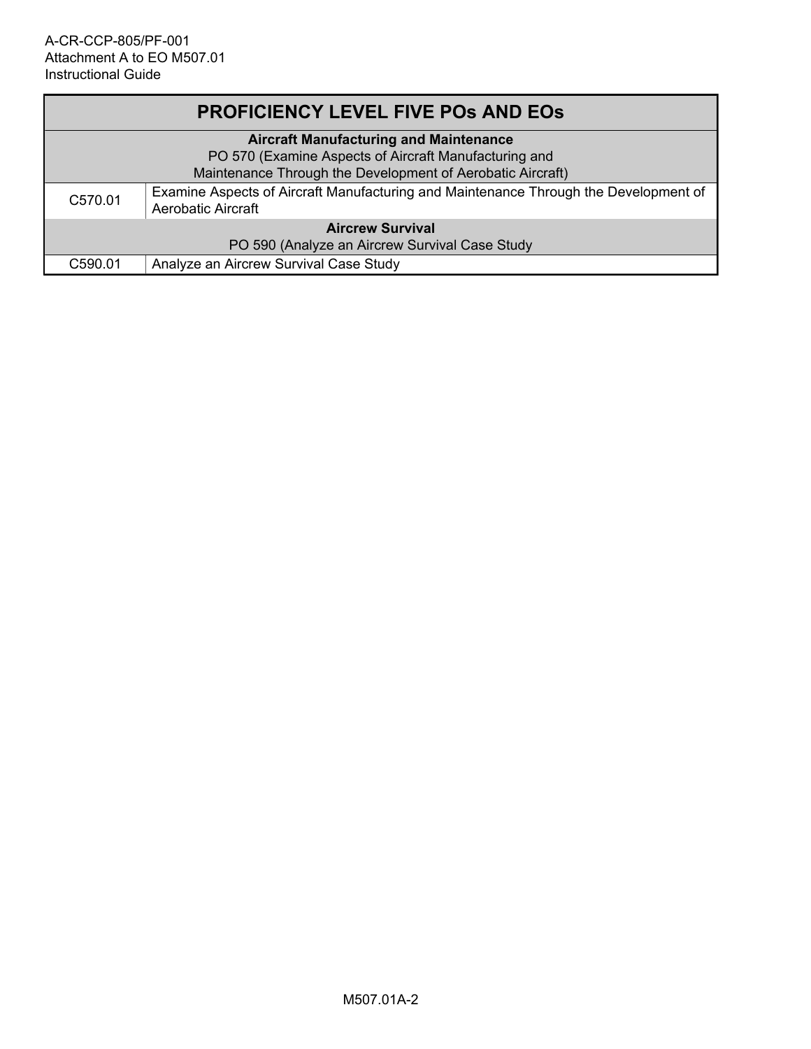| PROFICIENCY LEVEL FIVE POs AND EOs | |
|---|---|
| **Aircraft Manufacturing and Maintenance**<br>PO 570 (Examine Aspects of Aircraft Manufacturing and Maintenance Through the Development of Aerobatic Aircraft) | |
| C570.01 | Examine Aspects of Aircraft Manufacturing and Maintenance Through the Development of Aerobatic Aircraft |
| **Aircrew Survival**<br>PO 590 (Analyze an Aircrew Survival Case Study | |
| C590.01 | Analyze an Aircrew Survival Case Study |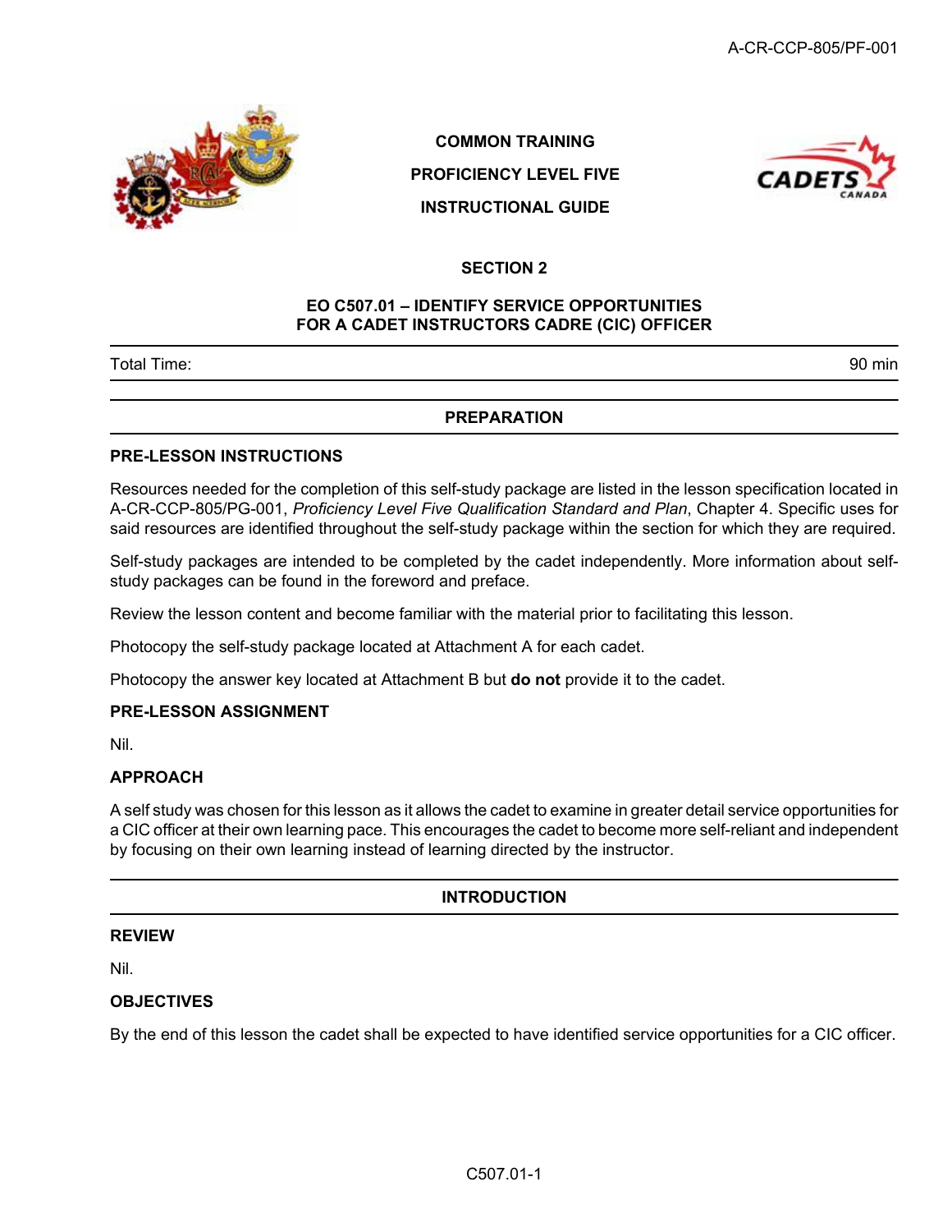COMMON TRAINING

PROFICIENCY LEVEL FIVE

INSTRUCTIONAL GUIDE

## SECTION 2

## EO C507.01 – IDENTIFY SERVICE OPPORTUNITIES FOR A CADET INSTRUCTORS CADRE (CIC) OFFICER

| Total Time: | 90 min |
| --- | --- |

## PREPARATION

### PRE-LESSON INSTRUCTIONS

Resources needed for the completion of this self-study package are listed in the lesson specification located in A-CR-CCP-805/PG-001, *Proficiency Level Five Qualification Standard and Plan*, Chapter 4. Specific uses for said resources are identified throughout the self-study package within the section for which they are required.

Self-study packages are intended to be completed by the cadet independently. More information about self-study packages can be found in the foreword and preface.

Review the lesson content and become familiar with the material prior to facilitating this lesson.

Photocopy the self-study package located at Attachment A for each cadet.

Photocopy the answer key located at Attachment B but **do not** provide it to the cadet.

### PRE-LESSON ASSIGNMENT

Nil.

### APPROACH

A self study was chosen for this lesson as it allows the cadet to examine in greater detail service opportunities for a CIC officer at their own learning pace. This encourages the cadet to become more self-reliant and independent by focusing on their own learning instead of learning directed by the instructor.

## INTRODUCTION

### REVIEW

Nil.

### OBJECTIVES

By the end of this lesson the cadet shall be expected to have identified service opportunities for a CIC officer.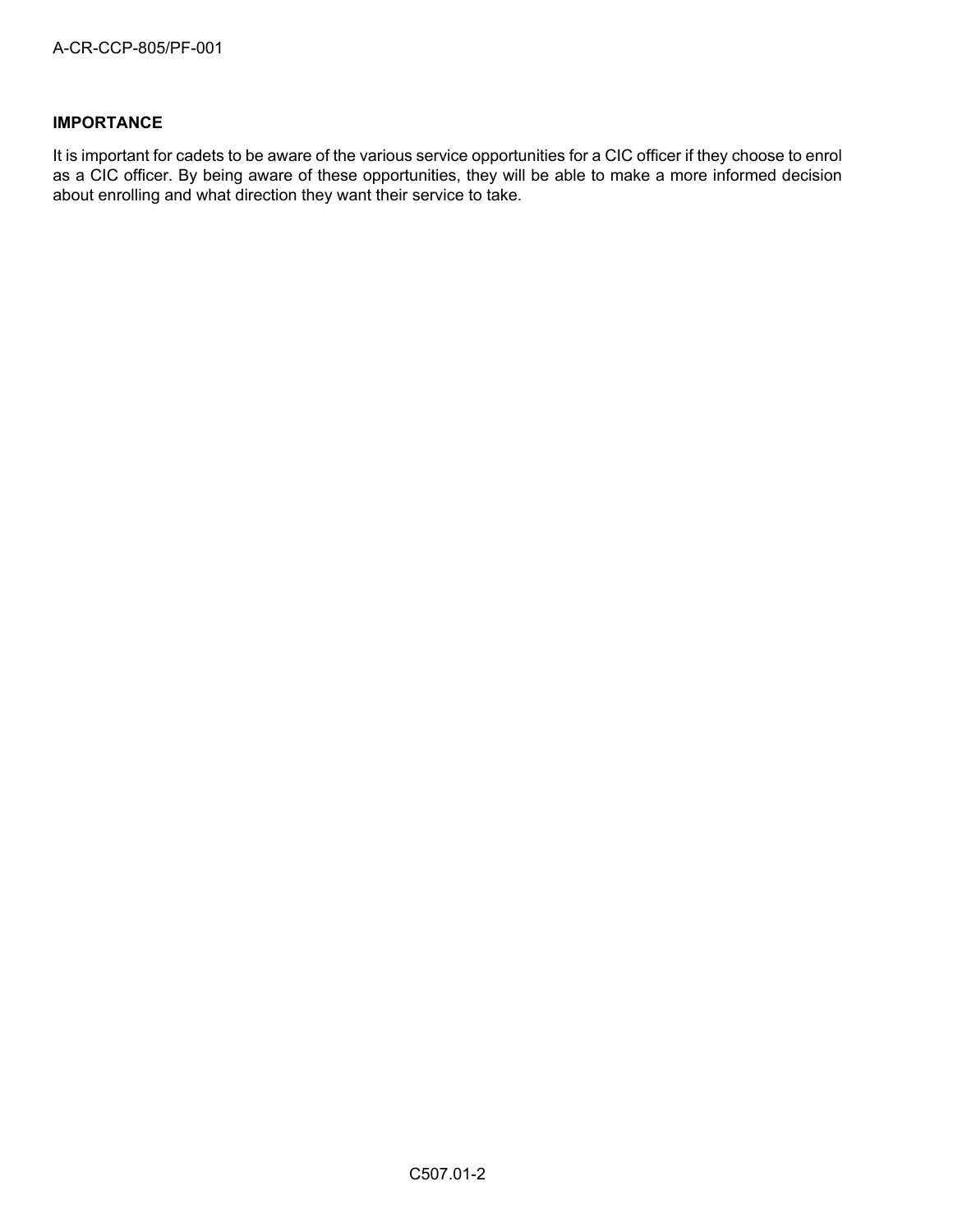**IMPORTANCE**

It is important for cadets to be aware of the various service opportunities for a CIC officer if they choose to enrol as a CIC officer. By being aware of these opportunities, they will be able to make a more informed decision about enrolling and what direction they want their service to take.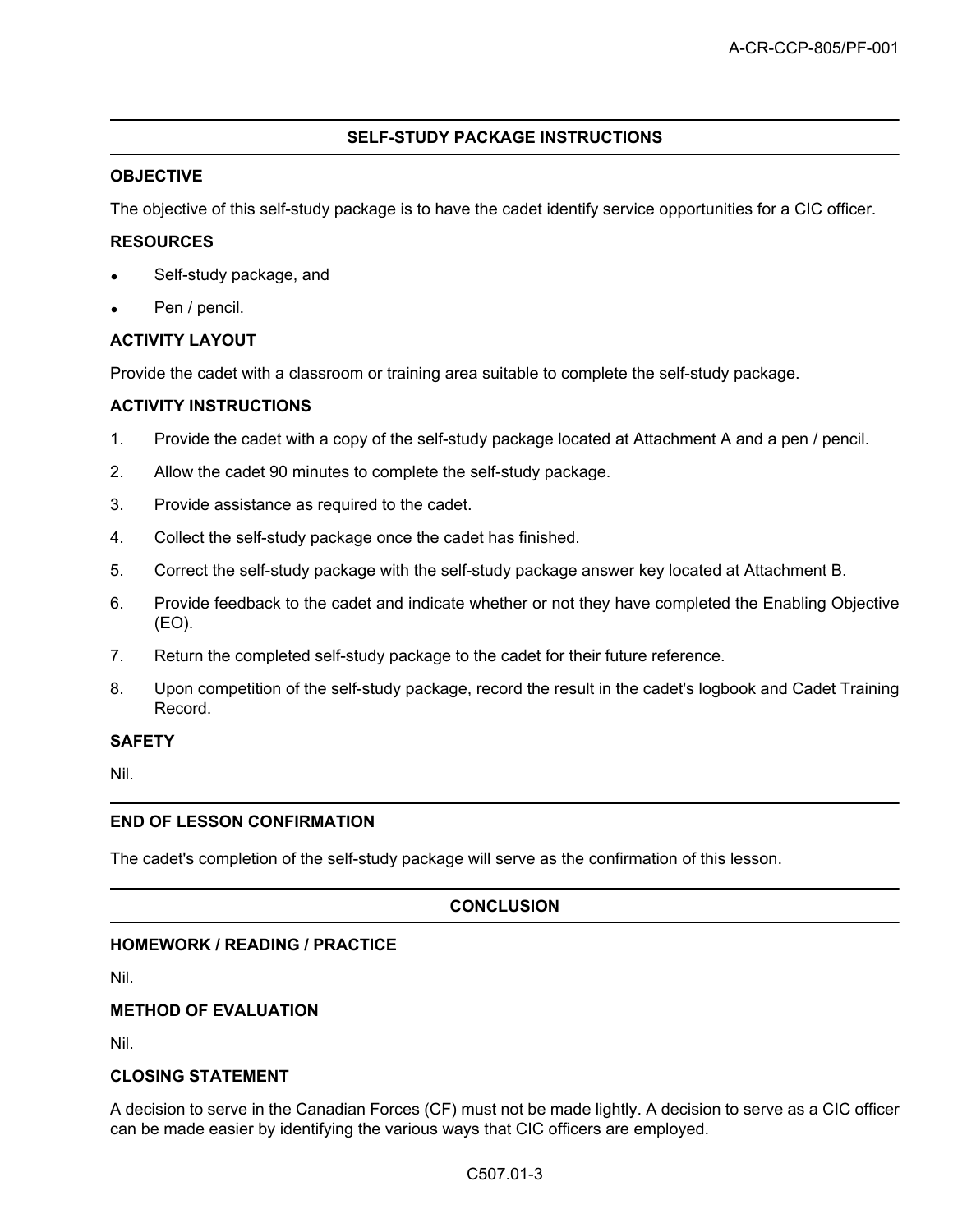## SELF-STUDY PACKAGE INSTRUCTIONS

**OBJECTIVE**

The objective of this self-study package is to have the cadet identify service opportunities for a CIC officer.

**RESOURCES**

- Self-study package, and
- Pen / pencil.

**ACTIVITY LAYOUT**

Provide the cadet with a classroom or training area suitable to complete the self-study package.

**ACTIVITY INSTRUCTIONS**

1. Provide the cadet with a copy of the self-study package located at Attachment A and a pen / pencil.
2. Allow the cadet 90 minutes to complete the self-study package.
3. Provide assistance as required to the cadet.
4. Collect the self-study package once the cadet has finished.
5. Correct the self-study package with the self-study package answer key located at Attachment B.
6. Provide feedback to the cadet and indicate whether or not they have completed the Enabling Objective (EO).
7. Return the completed self-study package to the cadet for their future reference.
8. Upon competition of the self-study package, record the result in the cadet's logbook and Cadet Training Record.

**SAFETY**

Nil.

## END OF LESSON CONFIRMATION

The cadet's completion of the self-study package will serve as the confirmation of this lesson.

## CONCLUSION

**HOMEWORK / READING / PRACTICE**

Nil.

**METHOD OF EVALUATION**

Nil.

**CLOSING STATEMENT**

A decision to serve in the Canadian Forces (CF) must not be made lightly. A decision to serve as a CIC officer can be made easier by identifying the various ways that CIC officers are employed.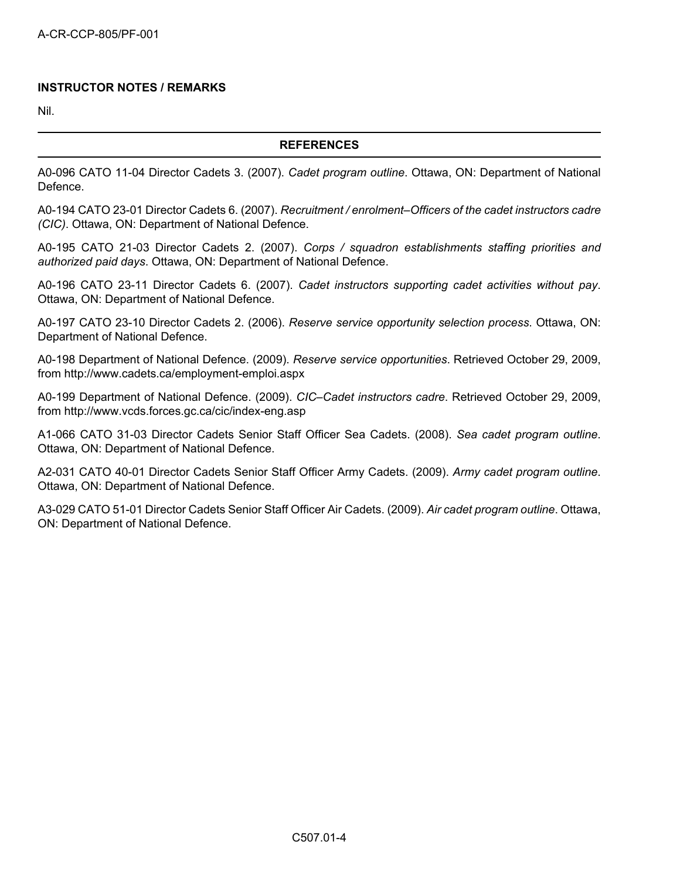**INSTRUCTOR NOTES / REMARKS**

Nil.

## REFERENCES

A0-096 CATO 11-04 Director Cadets 3. (2007). *Cadet program outline*. Ottawa, ON: Department of National Defence.

A0-194 CATO 23-01 Director Cadets 6. (2007). *Recruitment / enrolment–Officers of the cadet instructors cadre (CIC)*. Ottawa, ON: Department of National Defence.

A0-195 CATO 21-03 Director Cadets 2. (2007). *Corps / squadron establishments staffing priorities and authorized paid days*. Ottawa, ON: Department of National Defence.

A0-196 CATO 23-11 Director Cadets 6. (2007). *Cadet instructors supporting cadet activities without pay*. Ottawa, ON: Department of National Defence.

A0-197 CATO 23-10 Director Cadets 2. (2006). *Reserve service opportunity selection process*. Ottawa, ON: Department of National Defence.

A0-198 Department of National Defence. (2009). *Reserve service opportunities*. Retrieved October 29, 2009, from http://www.cadets.ca/employment-emploi.aspx

A0-199 Department of National Defence. (2009). *CIC–Cadet instructors cadre*. Retrieved October 29, 2009, from http://www.vcds.forces.gc.ca/cic/index-eng.asp

A1-066 CATO 31-03 Director Cadets Senior Staff Officer Sea Cadets. (2008). *Sea cadet program outline*. Ottawa, ON: Department of National Defence.

A2-031 CATO 40-01 Director Cadets Senior Staff Officer Army Cadets. (2009). *Army cadet program outline*. Ottawa, ON: Department of National Defence.

A3-029 CATO 51-01 Director Cadets Senior Staff Officer Air Cadets. (2009). *Air cadet program outline*. Ottawa, ON: Department of National Defence.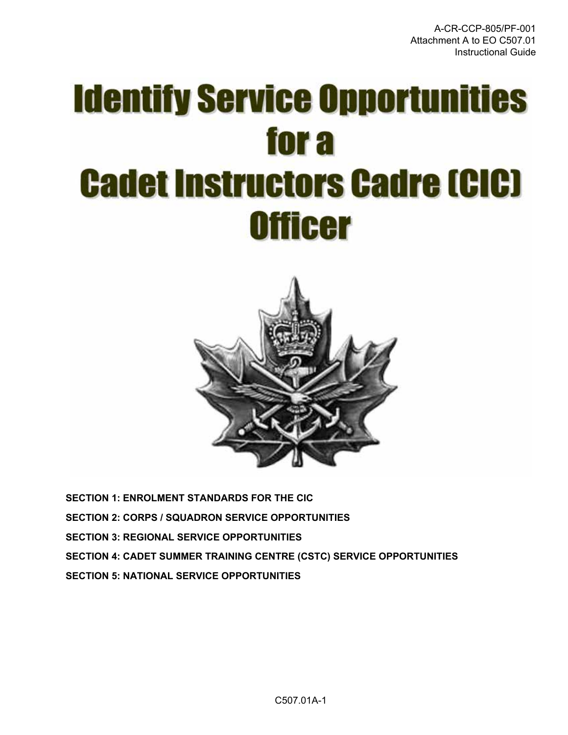# Identify Service Opportunities for a Cadet Instructors Cadre (CIC) Officer

**SECTION 1: ENROLMENT STANDARDS FOR THE CIC**

**SECTION 2: CORPS / SQUADRON SERVICE OPPORTUNITIES**

**SECTION 3: REGIONAL SERVICE OPPORTUNITIES**

**SECTION 4: CADET SUMMER TRAINING CENTRE (CSTC) SERVICE OPPORTUNITIES**

**SECTION 5: NATIONAL SERVICE OPPORTUNITIES**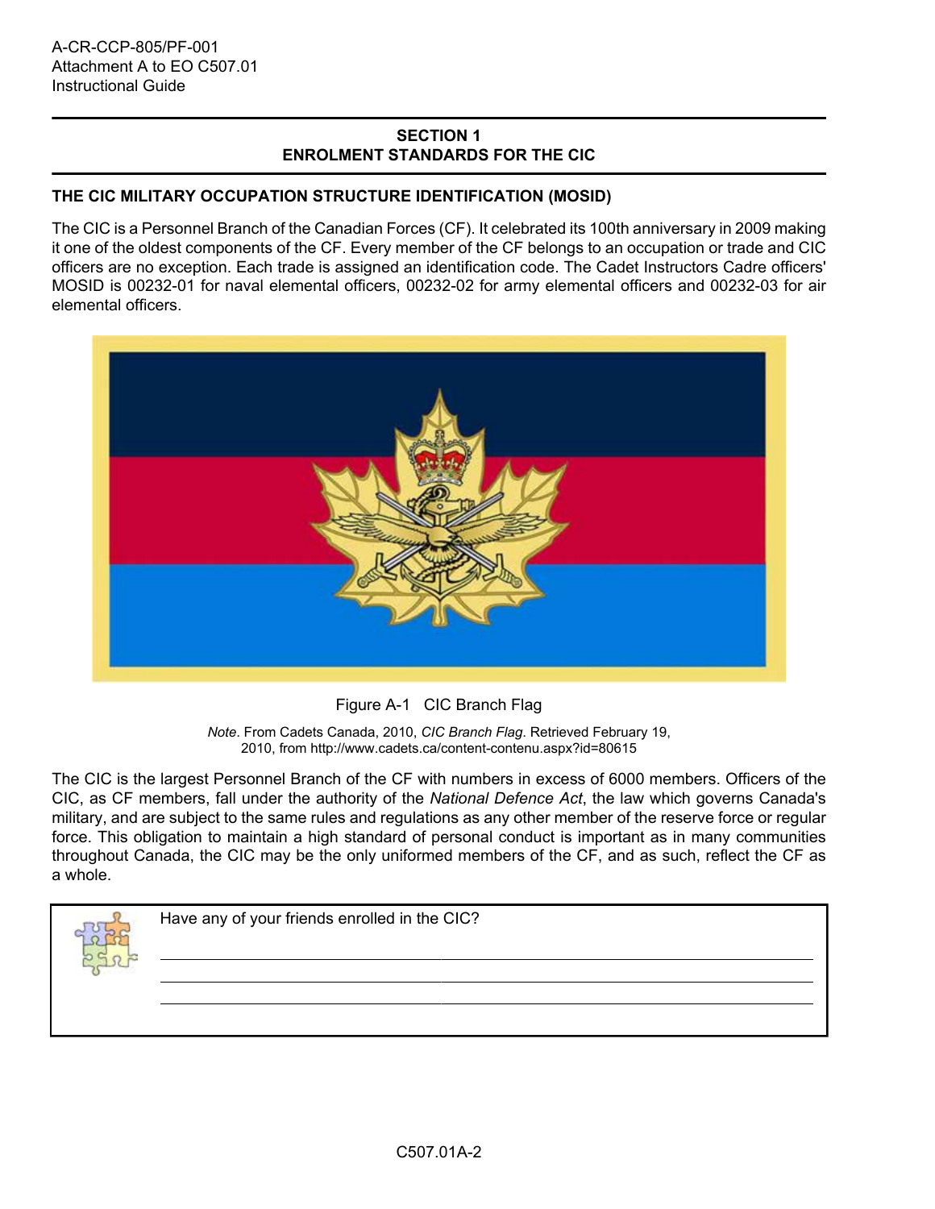## SECTION 1
## ENROLMENT STANDARDS FOR THE CIC

### THE CIC MILITARY OCCUPATION STRUCTURE IDENTIFICATION (MOSID)

The CIC is a Personnel Branch of the Canadian Forces (CF). It celebrated its 100th anniversary in 2009 making it one of the oldest components of the CF. Every member of the CF belongs to an occupation or trade and CIC officers are no exception. Each trade is assigned an identification code. The Cadet Instructors Cadre officers' MOSID is 00232-01 for naval elemental officers, 00232-02 for army elemental officers and 00232-03 for air elemental officers.

Figure A-1 CIC Branch Flag

*Note*. From Cadets Canada, 2010, *CIC Branch Flag*. Retrieved February 19, 2010, from http://www.cadets.ca/content-contenu.aspx?id=80615

The CIC is the largest Personnel Branch of the CF with numbers in excess of 6000 members. Officers of the CIC, as CF members, fall under the authority of the *National Defence Act*, the law which governs Canada's military, and are subject to the same rules and regulations as any other member of the reserve force or regular force. This obligation to maintain a high standard of personal conduct is important as in many communities throughout Canada, the CIC may be the only uniformed members of the CF, and as such, reflect the CF as a whole.

Have any of your friends enrolled in the CIC?

_______________________________________________

_______________________________________________

_______________________________________________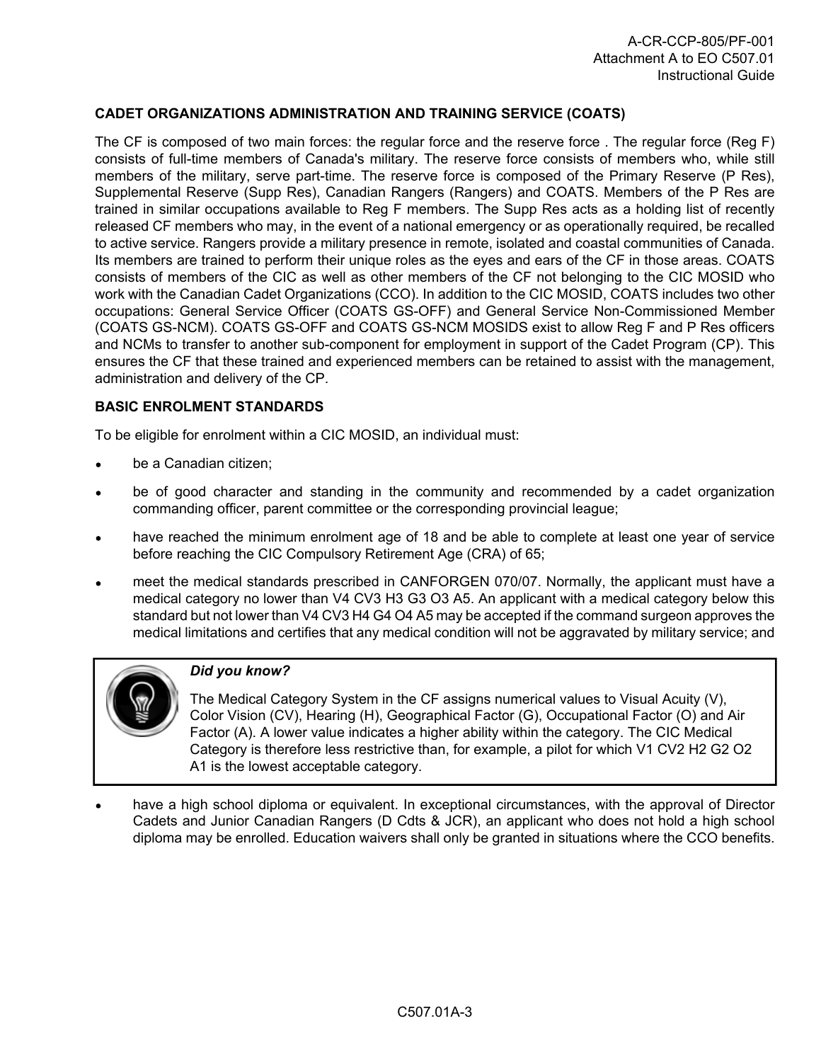## CADET ORGANIZATIONS ADMINISTRATION AND TRAINING SERVICE (COATS)

The CF is composed of two main forces: the regular force and the reserve force . The regular force (Reg F) consists of full-time members of Canada's military. The reserve force consists of members who, while still members of the military, serve part-time. The reserve force is composed of the Primary Reserve (P Res), Supplemental Reserve (Supp Res), Canadian Rangers (Rangers) and COATS. Members of the P Res are trained in similar occupations available to Reg F members. The Supp Res acts as a holding list of recently released CF members who may, in the event of a national emergency or as operationally required, be recalled to active service. Rangers provide a military presence in remote, isolated and coastal communities of Canada. Its members are trained to perform their unique roles as the eyes and ears of the CF in those areas. COATS consists of members of the CIC as well as other members of the CF not belonging to the CIC MOSID who work with the Canadian Cadet Organizations (CCO). In addition to the CIC MOSID, COATS includes two other occupations: General Service Officer (COATS GS-OFF) and General Service Non-Commissioned Member (COATS GS-NCM). COATS GS-OFF and COATS GS-NCM MOSIDS exist to allow Reg F and P Res officers and NCMs to transfer to another sub-component for employment in support of the Cadet Program (CP). This ensures the CF that these trained and experienced members can be retained to assist with the management, administration and delivery of the CP.

## BASIC ENROLMENT STANDARDS

To be eligible for enrolment within a CIC MOSID, an individual must:

- be a Canadian citizen;
- be of good character and standing in the community and recommended by a cadet organization commanding officer, parent committee or the corresponding provincial league;
- have reached the minimum enrolment age of 18 and be able to complete at least one year of service before reaching the CIC Compulsory Retirement Age (CRA) of 65;
- meet the medical standards prescribed in CANFORGEN 070/07. Normally, the applicant must have a medical category no lower than V4 CV3 H3 G3 O3 A5. An applicant with a medical category below this standard but not lower than V4 CV3 H4 G4 O4 A5 may be accepted if the command surgeon approves the medical limitations and certifies that any medical condition will not be aggravated by military service; and

> ***Did you know?***
>
> The Medical Category System in the CF assigns numerical values to Visual Acuity (V), Color Vision (CV), Hearing (H), Geographical Factor (G), Occupational Factor (O) and Air Factor (A). A lower value indicates a higher ability within the category. The CIC Medical Category is therefore less restrictive than, for example, a pilot for which V1 CV2 H2 G2 O2 A1 is the lowest acceptable category.

- have a high school diploma or equivalent. In exceptional circumstances, with the approval of Director Cadets and Junior Canadian Rangers (D Cdts & JCR), an applicant who does not hold a high school diploma may be enrolled. Education waivers shall only be granted in situations where the CCO benefits.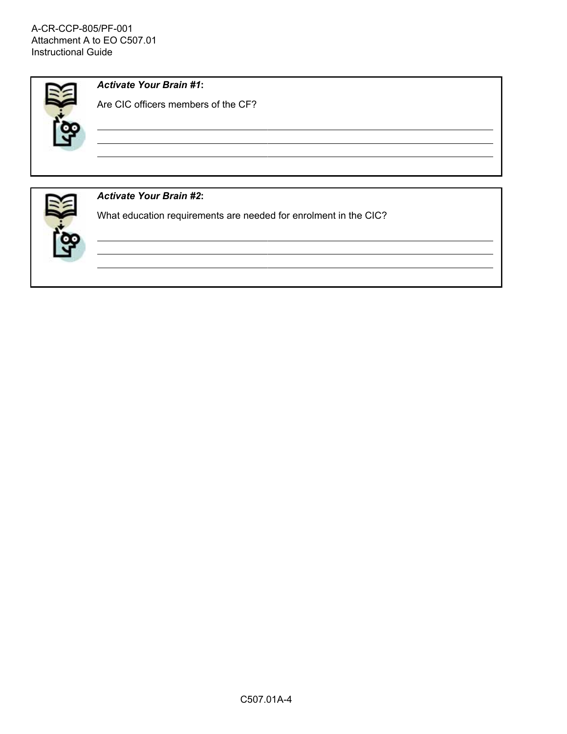***Activate Your Brain #1*:**

Are CIC officers members of the CF?

\_\_\_\_\_\_\_\_\_\_\_\_\_\_\_\_\_\_\_\_\_\_\_\_\_\_\_\_\_\_\_\_\_\_\_\_\_\_\_\_\_\_\_\_\_\_\_\_\_\_\_\_\_\_\_\_\_\_\_\_\_\_\_\_\_\_\_\_\_\_\_\_\_\_\_\_\_\_

\_\_\_\_\_\_\_\_\_\_\_\_\_\_\_\_\_\_\_\_\_\_\_\_\_\_\_\_\_\_\_\_\_\_\_\_\_\_\_\_\_\_\_\_\_\_\_\_\_\_\_\_\_\_\_\_\_\_\_\_\_\_\_\_\_\_\_\_\_\_\_\_\_\_\_\_\_\_

\_\_\_\_\_\_\_\_\_\_\_\_\_\_\_\_\_\_\_\_\_\_\_\_\_\_\_\_\_\_\_\_\_\_\_\_\_\_\_\_\_\_\_\_\_\_\_\_\_\_\_\_\_\_\_\_\_\_\_\_\_\_\_\_\_\_\_\_\_\_\_\_\_\_\_\_\_\_

***Activate Your Brain #2*:**

What education requirements are needed for enrolment in the CIC?

\_\_\_\_\_\_\_\_\_\_\_\_\_\_\_\_\_\_\_\_\_\_\_\_\_\_\_\_\_\_\_\_\_\_\_\_\_\_\_\_\_\_\_\_\_\_\_\_\_\_\_\_\_\_\_\_\_\_\_\_\_\_\_\_\_\_\_\_\_\_\_\_\_\_\_\_\_\_

\_\_\_\_\_\_\_\_\_\_\_\_\_\_\_\_\_\_\_\_\_\_\_\_\_\_\_\_\_\_\_\_\_\_\_\_\_\_\_\_\_\_\_\_\_\_\_\_\_\_\_\_\_\_\_\_\_\_\_\_\_\_\_\_\_\_\_\_\_\_\_\_\_\_\_\_\_\_

\_\_\_\_\_\_\_\_\_\_\_\_\_\_\_\_\_\_\_\_\_\_\_\_\_\_\_\_\_\_\_\_\_\_\_\_\_\_\_\_\_\_\_\_\_\_\_\_\_\_\_\_\_\_\_\_\_\_\_\_\_\_\_\_\_\_\_\_\_\_\_\_\_\_\_\_\_\_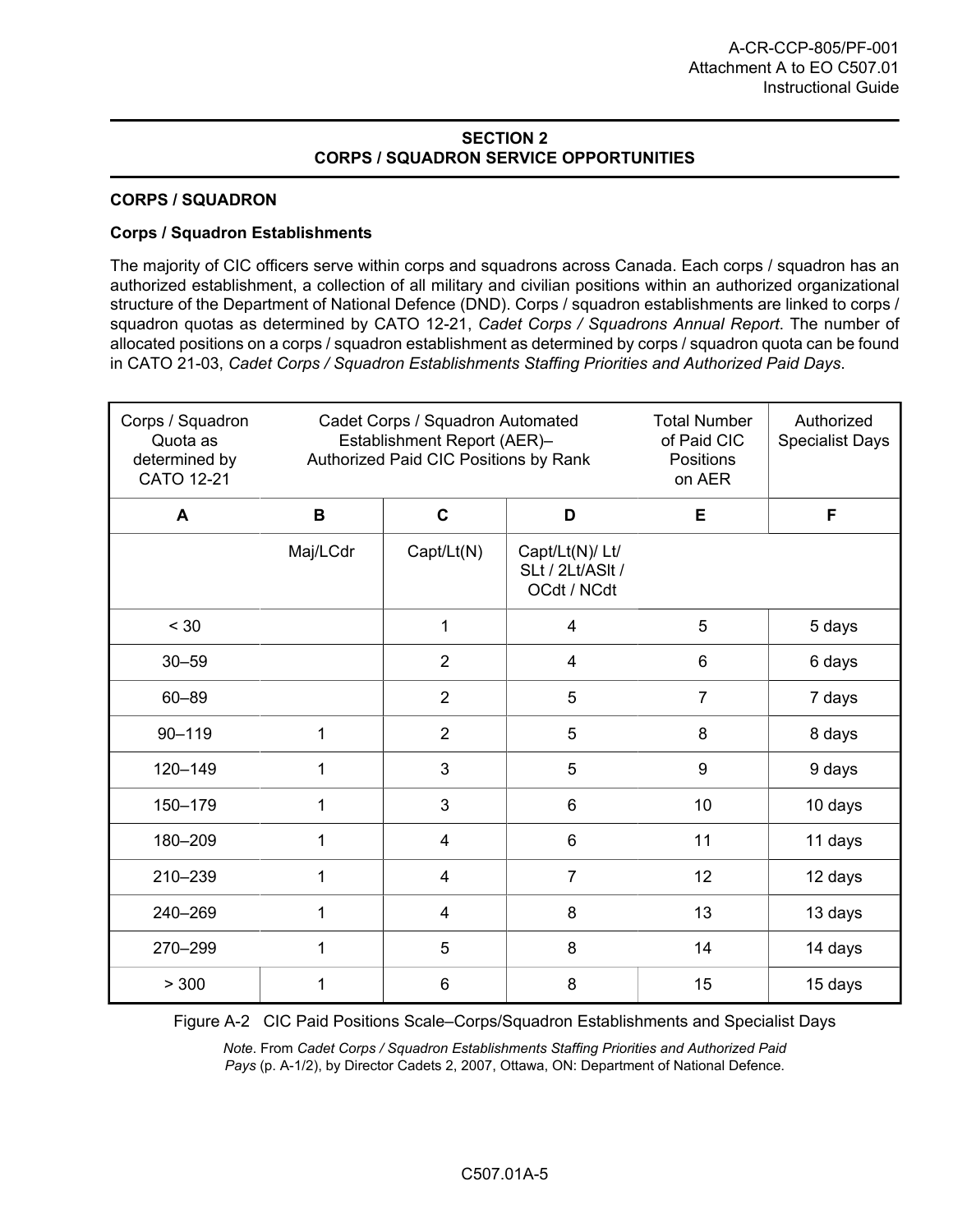## SECTION 2
## CORPS / SQUADRON SERVICE OPPORTUNITIES

### CORPS / SQUADRON

**Corps / Squadron Establishments**

The majority of CIC officers serve within corps and squadrons across Canada. Each corps / squadron has an authorized establishment, a collection of all military and civilian positions within an authorized organizational structure of the Department of National Defence (DND). Corps / squadron establishments are linked to corps / squadron quotas as determined by CATO 12-21, *Cadet Corps / Squadrons Annual Report*. The number of allocated positions on a corps / squadron establishment as determined by corps / squadron quota can be found in CATO 21-03, *Cadet Corps / Squadron Establishments Staffing Priorities and Authorized Paid Days*.

| Corps / Squadron Quota as determined by CATO 12-21 | Cadet Corps / Squadron Automated Establishment Report (AER)– Authorized Paid CIC Positions by Rank | | | Total Number of Paid CIC Positions on AER | Authorized Specialist Days |
|---|---|---|---|---|---|
| **A** | **B** | **C** | **D** | **E** | **F** |
| | Maj/LCdr | Capt/Lt(N) | Capt/Lt(N)/ Lt/ SLt / 2Lt/ASlt / OCdt / NCdt | | |
| < 30 | | 1 | 4 | 5 | 5 days |
| 30–59 | | 2 | 4 | 6 | 6 days |
| 60–89 | | 2 | 5 | 7 | 7 days |
| 90–119 | 1 | 2 | 5 | 8 | 8 days |
| 120–149 | 1 | 3 | 5 | 9 | 9 days |
| 150–179 | 1 | 3 | 6 | 10 | 10 days |
| 180–209 | 1 | 4 | 6 | 11 | 11 days |
| 210–239 | 1 | 4 | 7 | 12 | 12 days |
| 240–269 | 1 | 4 | 8 | 13 | 13 days |
| 270–299 | 1 | 5 | 8 | 14 | 14 days |
| > 300 | 1 | 6 | 8 | 15 | 15 days |

Figure A-2 CIC Paid Positions Scale–Corps/Squadron Establishments and Specialist Days

*Note*. From *Cadet Corps / Squadron Establishments Staffing Priorities and Authorized Paid Pays* (p. A-1/2), by Director Cadets 2, 2007, Ottawa, ON: Department of National Defence.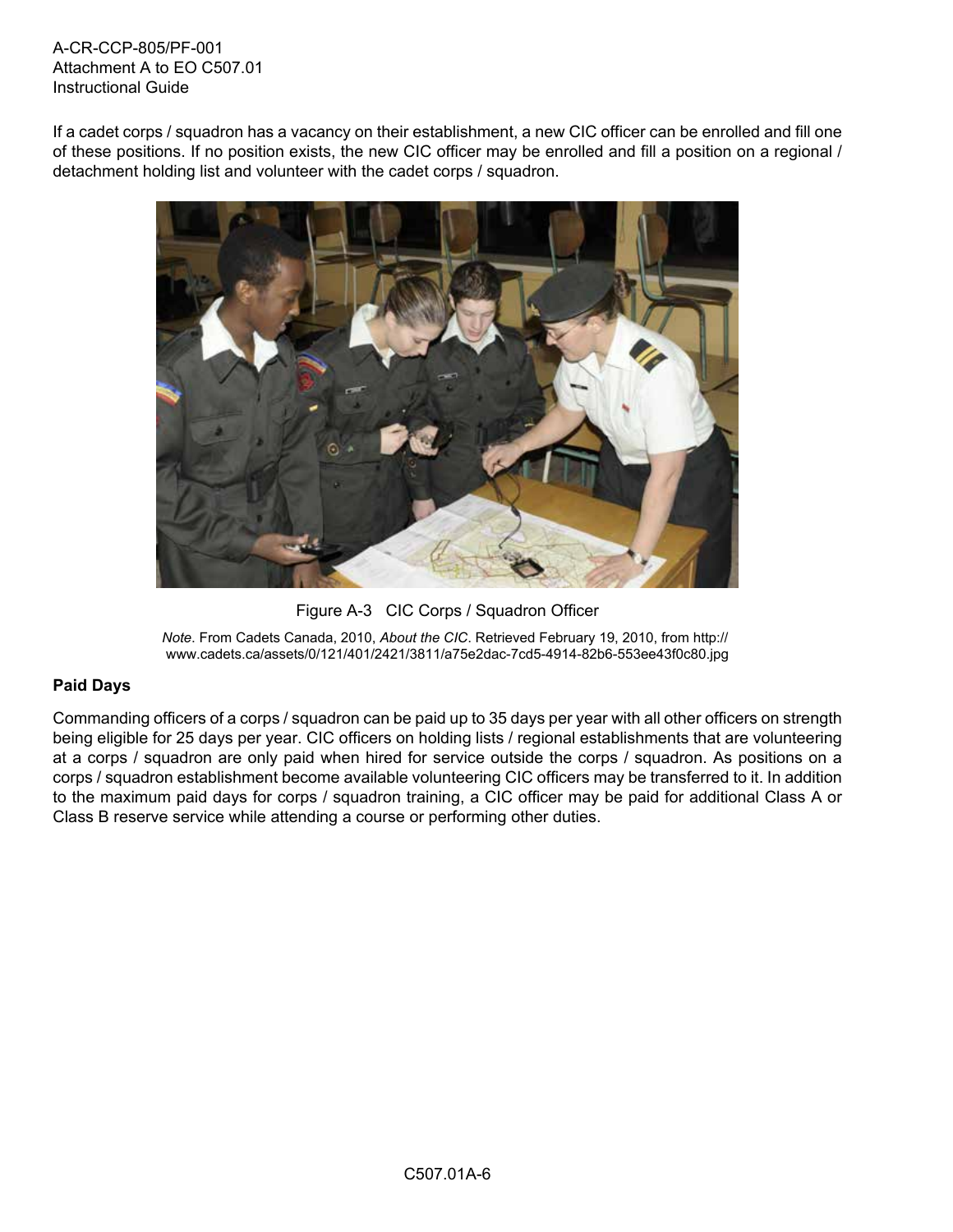If a cadet corps / squadron has a vacancy on their establishment, a new CIC officer can be enrolled and fill one of these positions. If no position exists, the new CIC officer may be enrolled and fill a position on a regional / detachment holding list and volunteer with the cadet corps / squadron.

Figure A-3 CIC Corps / Squadron Officer

*Note*. From Cadets Canada, 2010, *About the CIC*. Retrieved February 19, 2010, from http://www.cadets.ca/assets/0/121/401/2421/3811/a75e2dac-7cd5-4914-82b6-553ee43f0c80.jpg

**Paid Days**

Commanding officers of a corps / squadron can be paid up to 35 days per year with all other officers on strength being eligible for 25 days per year. CIC officers on holding lists / regional establishments that are volunteering at a corps / squadron are only paid when hired for service outside the corps / squadron. As positions on a corps / squadron establishment become available volunteering CIC officers may be transferred to it. In addition to the maximum paid days for corps / squadron training, a CIC officer may be paid for additional Class A or Class B reserve service while attending a course or performing other duties.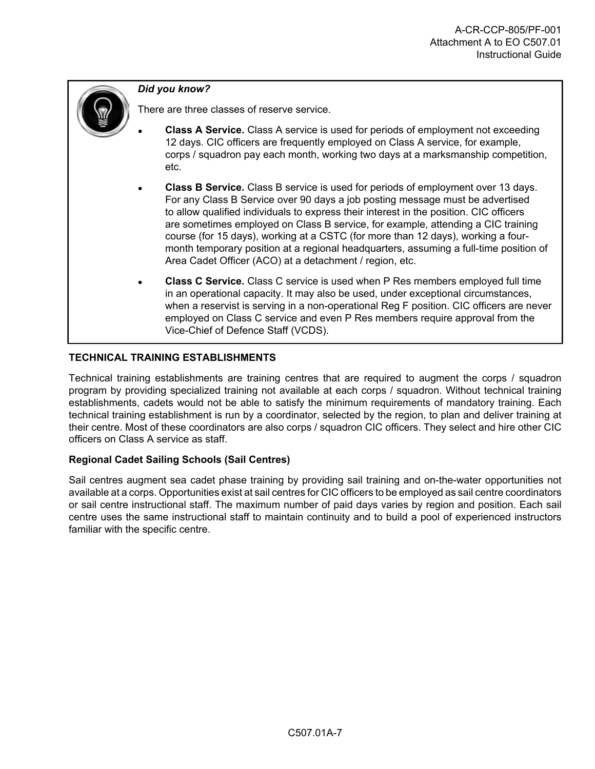> *Did you know?*
>
> There are three classes of reserve service.
>
> - **Class A Service.** Class A service is used for periods of employment not exceeding 12 days. CIC officers are frequently employed on Class A service, for example, corps / squadron pay each month, working two days at a marksmanship competition, etc.
> - **Class B Service.** Class B service is used for periods of employment over 13 days. For any Class B Service over 90 days a job posting message must be advertised to allow qualified individuals to express their interest in the position. CIC officers are sometimes employed on Class B service, for example, attending a CIC training course (for 15 days), working at a CSTC (for more than 12 days), working a four-month temporary position at a regional headquarters, assuming a full-time position of Area Cadet Officer (ACO) at a detachment / region, etc.
> - **Class C Service.** Class C service is used when P Res members employed full time in an operational capacity. It may also be used, under exceptional circumstances, when a reservist is serving in a non-operational Reg F position. CIC officers are never employed on Class C service and even P Res members require approval from the Vice-Chief of Defence Staff (VCDS).

**TECHNICAL TRAINING ESTABLISHMENTS**

Technical training establishments are training centres that are required to augment the corps / squadron program by providing specialized training not available at each corps / squadron. Without technical training establishments, cadets would not be able to satisfy the minimum requirements of mandatory training. Each technical training establishment is run by a coordinator, selected by the region, to plan and deliver training at their centre. Most of these coordinators are also corps / squadron CIC officers. They select and hire other CIC officers on Class A service as staff.

**Regional Cadet Sailing Schools (Sail Centres)**

Sail centres augment sea cadet phase training by providing sail training and on-the-water opportunities not available at a corps. Opportunities exist at sail centres for CIC officers to be employed as sail centre coordinators or sail centre instructional staff. The maximum number of paid days varies by region and position. Each sail centre uses the same instructional staff to maintain continuity and to build a pool of experienced instructors familiar with the specific centre.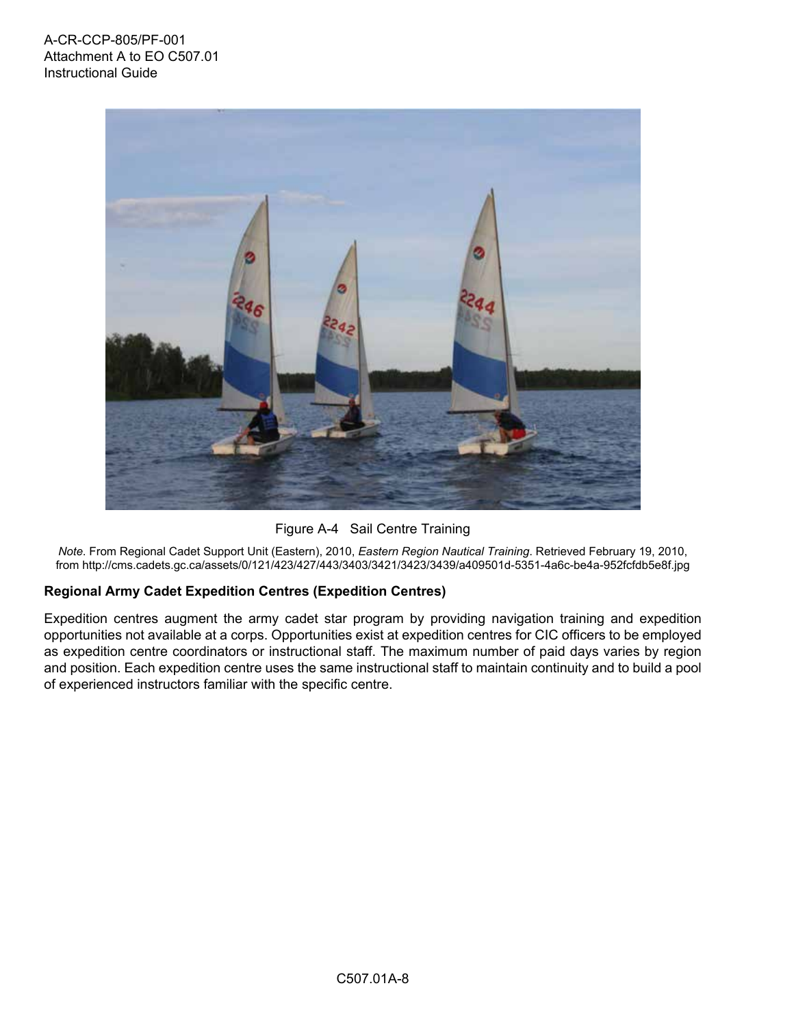Figure A-4 Sail Centre Training

*Note*. From Regional Cadet Support Unit (Eastern), 2010, *Eastern Region Nautical Training*. Retrieved February 19, 2010, from http://cms.cadets.gc.ca/assets/0/121/423/427/443/3403/3421/3423/3439/a409501d-5351-4a6c-be4a-952fcfdb5e8f.jpg

**Regional Army Cadet Expedition Centres (Expedition Centres)**

Expedition centres augment the army cadet star program by providing navigation training and expedition opportunities not available at a corps. Opportunities exist at expedition centres for CIC officers to be employed as expedition centre coordinators or instructional staff. The maximum number of paid days varies by region and position. Each expedition centre uses the same instructional staff to maintain continuity and to build a pool of experienced instructors familiar with the specific centre.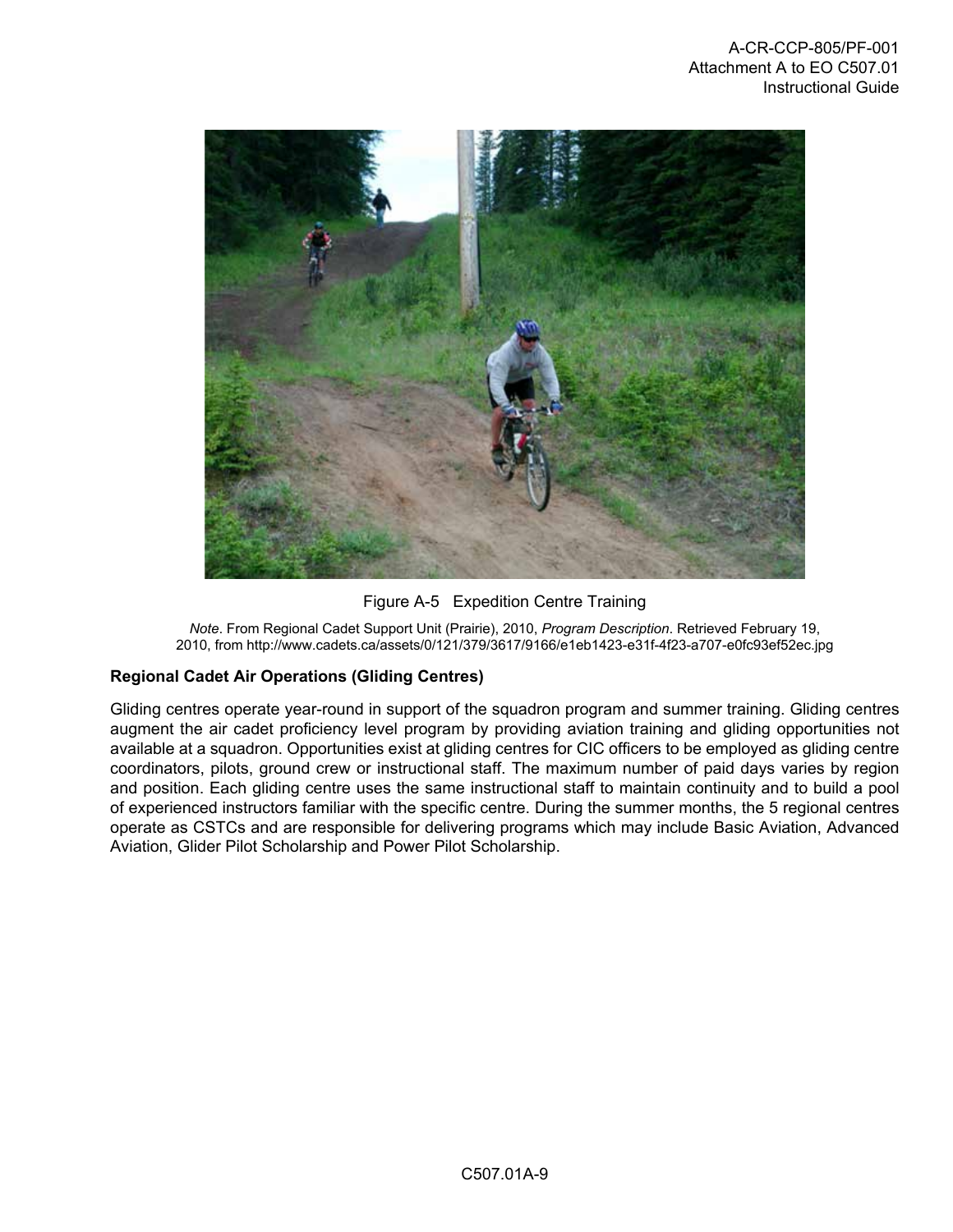Figure A-5 Expedition Centre Training

*Note*. From Regional Cadet Support Unit (Prairie), 2010, *Program Description*. Retrieved February 19, 2010, from http://www.cadets.ca/assets/0/121/379/3617/9166/e1eb1423-e31f-4f23-a707-e0fc93ef52ec.jpg

**Regional Cadet Air Operations (Gliding Centres)**

Gliding centres operate year-round in support of the squadron program and summer training. Gliding centres augment the air cadet proficiency level program by providing aviation training and gliding opportunities not available at a squadron. Opportunities exist at gliding centres for CIC officers to be employed as gliding centre coordinators, pilots, ground crew or instructional staff. The maximum number of paid days varies by region and position. Each gliding centre uses the same instructional staff to maintain continuity and to build a pool of experienced instructors familiar with the specific centre. During the summer months, the 5 regional centres operate as CSTCs and are responsible for delivering programs which may include Basic Aviation, Advanced Aviation, Glider Pilot Scholarship and Power Pilot Scholarship.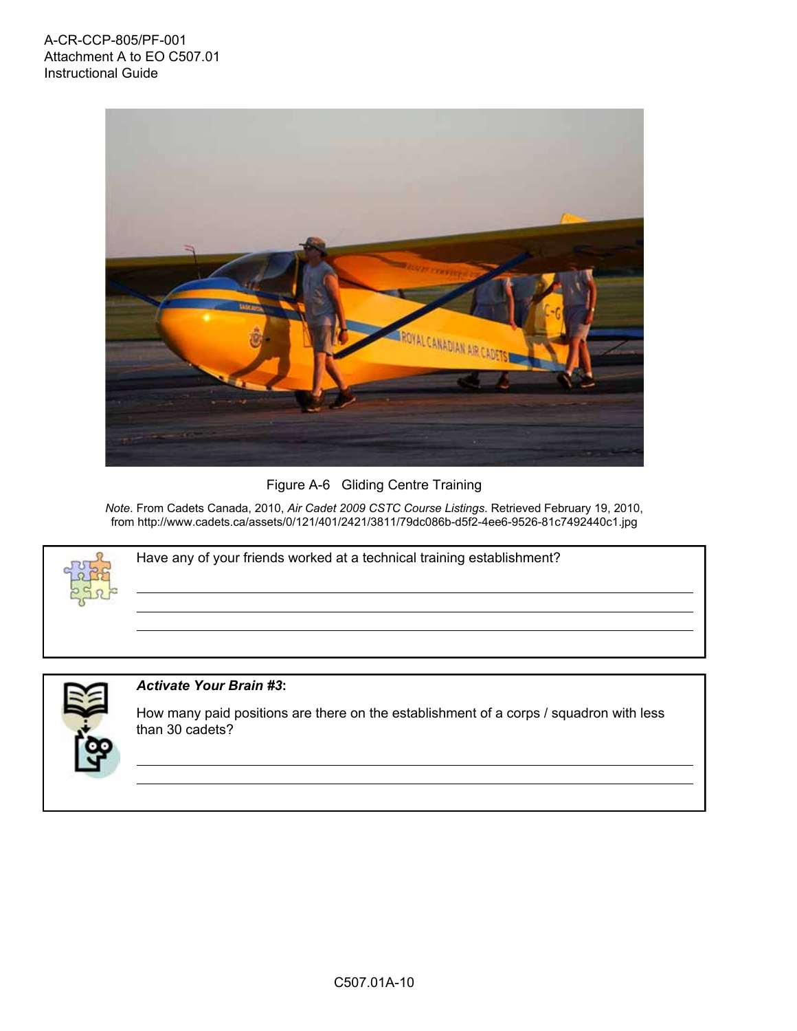Figure A-6 Gliding Centre Training

*Note*. From Cadets Canada, 2010, *Air Cadet 2009 CSTC Course Listings*. Retrieved February 19, 2010, from http://www.cadets.ca/assets/0/121/401/2421/3811/79dc086b-d5f2-4ee6-9526-81c7492440c1.jpg

Have any of your friends worked at a technical training establishment?

______________________________________________

______________________________________________

______________________________________________

***Activate Your Brain #3*:**

How many paid positions are there on the establishment of a corps / squadron with less than 30 cadets?

______________________________________________

______________________________________________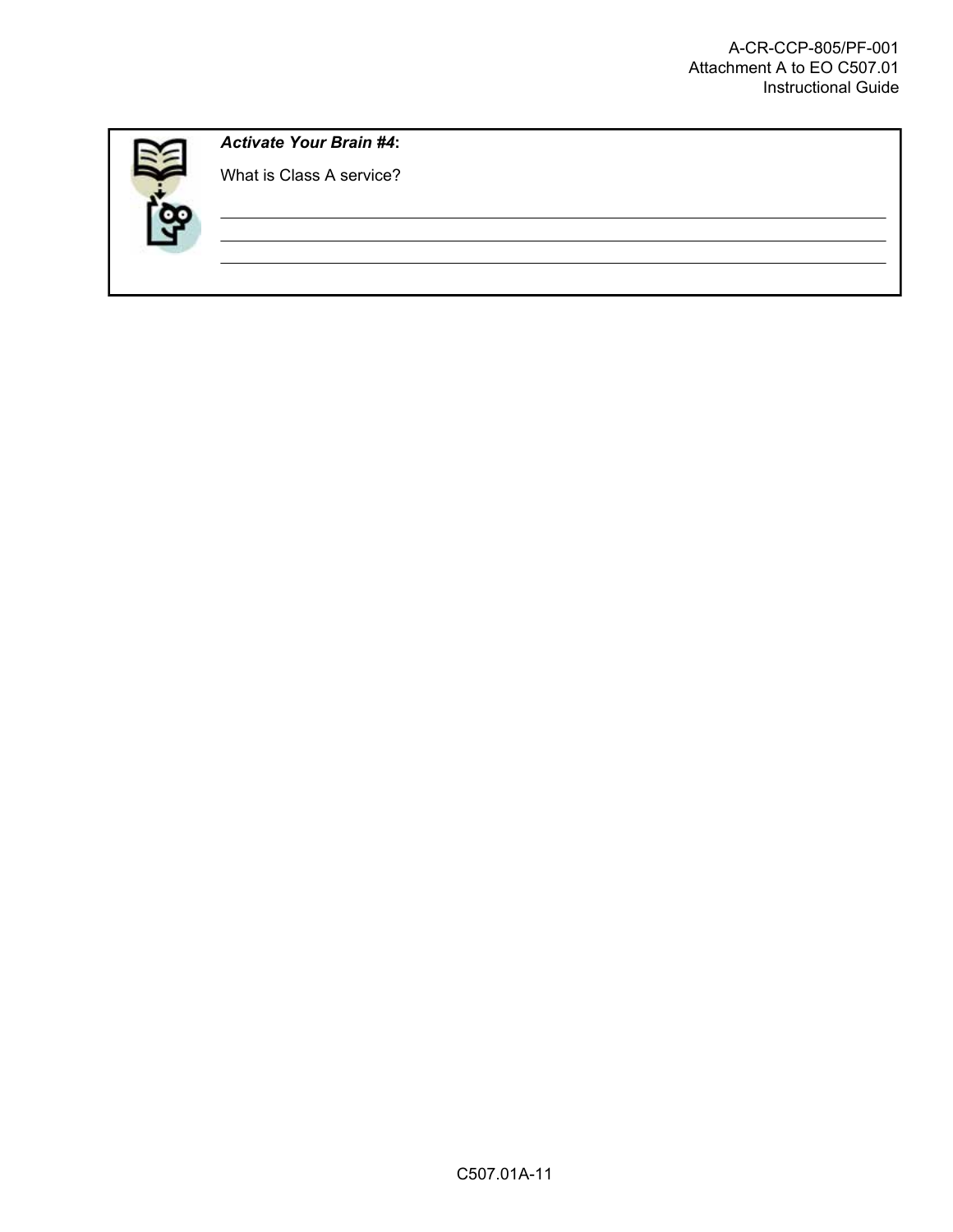***Activate Your Brain #4*:**

What is Class A service?

\_\_\_\_\_\_\_\_\_\_\_\_\_\_\_\_\_\_\_\_\_\_\_\_\_\_\_\_\_\_\_\_\_\_\_\_\_\_\_\_\_\_\_\_\_\_\_\_\_\_\_\_\_\_\_\_\_\_\_\_\_\_\_\_\_\_\_\_\_\_\_\_

\_\_\_\_\_\_\_\_\_\_\_\_\_\_\_\_\_\_\_\_\_\_\_\_\_\_\_\_\_\_\_\_\_\_\_\_\_\_\_\_\_\_\_\_\_\_\_\_\_\_\_\_\_\_\_\_\_\_\_\_\_\_\_\_\_\_\_\_\_\_\_\_

\_\_\_\_\_\_\_\_\_\_\_\_\_\_\_\_\_\_\_\_\_\_\_\_\_\_\_\_\_\_\_\_\_\_\_\_\_\_\_\_\_\_\_\_\_\_\_\_\_\_\_\_\_\_\_\_\_\_\_\_\_\_\_\_\_\_\_\_\_\_\_\_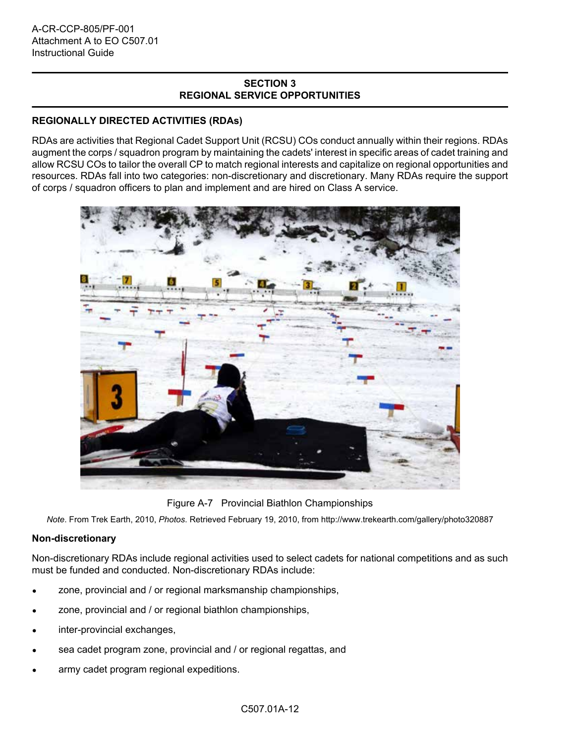## SECTION 3
## REGIONAL SERVICE OPPORTUNITIES

### REGIONALLY DIRECTED ACTIVITIES (RDAs)

RDAs are activities that Regional Cadet Support Unit (RCSU) COs conduct annually within their regions. RDAs augment the corps / squadron program by maintaining the cadets' interest in specific areas of cadet training and allow RCSU COs to tailor the overall CP to match regional interests and capitalize on regional opportunities and resources. RDAs fall into two categories: non-discretionary and discretionary. Many RDAs require the support of corps / squadron officers to plan and implement and are hired on Class A service.

Figure A-7 Provincial Biathlon Championships

*Note*. From Trek Earth, 2010, *Photos*. Retrieved February 19, 2010, from http://www.trekearth.com/gallery/photo320887

### Non-discretionary

Non-discretionary RDAs include regional activities used to select cadets for national competitions and as such must be funded and conducted. Non-discretionary RDAs include:

- zone, provincial and / or regional marksmanship championships,
- zone, provincial and / or regional biathlon championships,
- inter-provincial exchanges,
- sea cadet program zone, provincial and / or regional regattas, and
- army cadet program regional expeditions.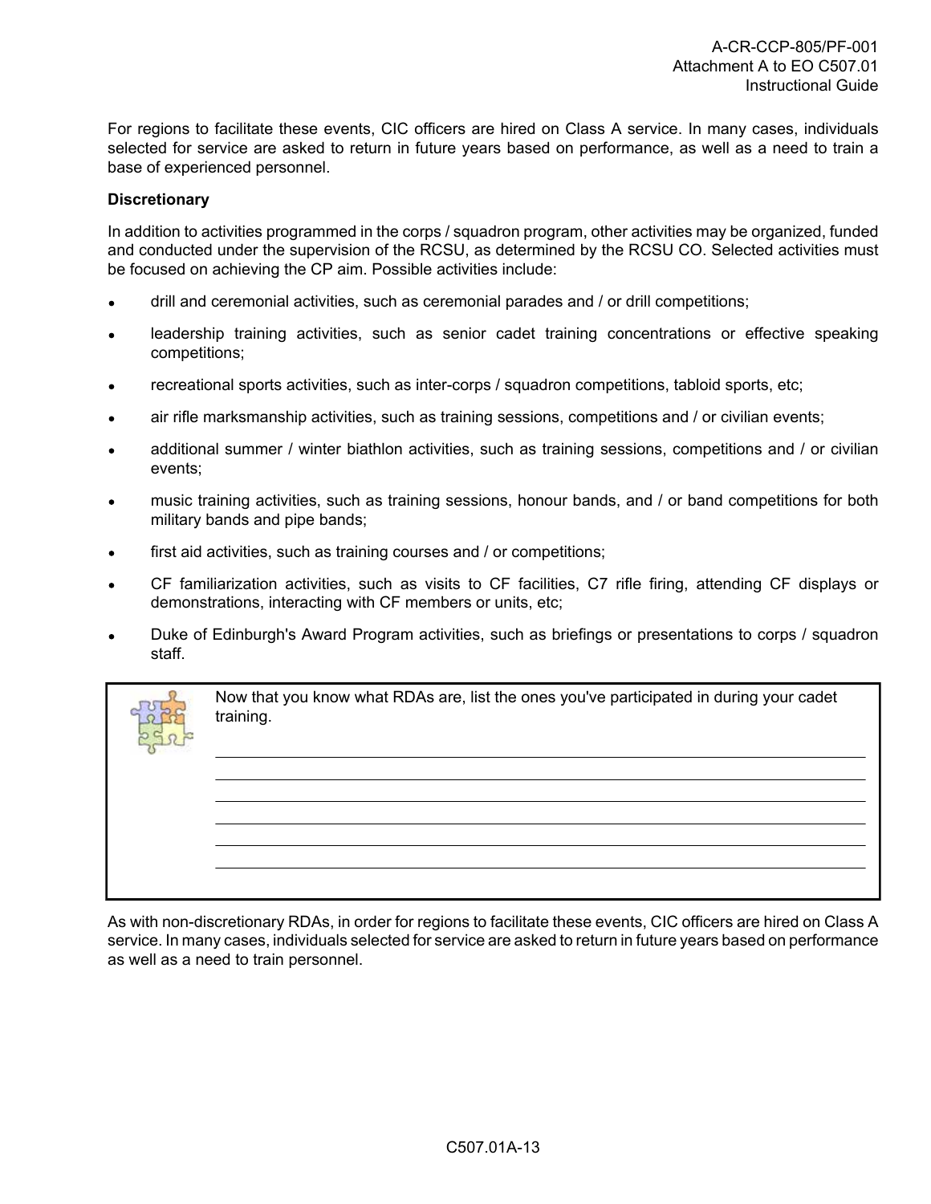For regions to facilitate these events, CIC officers are hired on Class A service. In many cases, individuals selected for service are asked to return in future years based on performance, as well as a need to train a base of experienced personnel.

**Discretionary**

In addition to activities programmed in the corps / squadron program, other activities may be organized, funded and conducted under the supervision of the RCSU, as determined by the RCSU CO. Selected activities must be focused on achieving the CP aim. Possible activities include:

- drill and ceremonial activities, such as ceremonial parades and / or drill competitions;
- leadership training activities, such as senior cadet training concentrations or effective speaking competitions;
- recreational sports activities, such as inter-corps / squadron competitions, tabloid sports, etc;
- air rifle marksmanship activities, such as training sessions, competitions and / or civilian events;
- additional summer / winter biathlon activities, such as training sessions, competitions and / or civilian events;
- music training activities, such as training sessions, honour bands, and / or band competitions for both military bands and pipe bands;
- first aid activities, such as training courses and / or competitions;
- CF familiarization activities, such as visits to CF facilities, C7 rifle firing, attending CF displays or demonstrations, interacting with CF members or units, etc;
- Duke of Edinburgh's Award Program activities, such as briefings or presentations to corps / squadron staff.

Now that you know what RDAs are, list the ones you've participated in during your cadet training.

\_\_\_\_\_\_\_\_\_\_\_\_\_\_\_\_\_\_\_\_\_\_\_\_\_\_\_\_\_\_\_\_\_\_\_\_\_\_\_\_\_\_\_\_\_\_\_\_\_\_\_\_\_\_\_\_\_\_\_\_

\_\_\_\_\_\_\_\_\_\_\_\_\_\_\_\_\_\_\_\_\_\_\_\_\_\_\_\_\_\_\_\_\_\_\_\_\_\_\_\_\_\_\_\_\_\_\_\_\_\_\_\_\_\_\_\_\_\_\_\_

\_\_\_\_\_\_\_\_\_\_\_\_\_\_\_\_\_\_\_\_\_\_\_\_\_\_\_\_\_\_\_\_\_\_\_\_\_\_\_\_\_\_\_\_\_\_\_\_\_\_\_\_\_\_\_\_\_\_\_\_

\_\_\_\_\_\_\_\_\_\_\_\_\_\_\_\_\_\_\_\_\_\_\_\_\_\_\_\_\_\_\_\_\_\_\_\_\_\_\_\_\_\_\_\_\_\_\_\_\_\_\_\_\_\_\_\_\_\_\_\_

\_\_\_\_\_\_\_\_\_\_\_\_\_\_\_\_\_\_\_\_\_\_\_\_\_\_\_\_\_\_\_\_\_\_\_\_\_\_\_\_\_\_\_\_\_\_\_\_\_\_\_\_\_\_\_\_\_\_\_\_

\_\_\_\_\_\_\_\_\_\_\_\_\_\_\_\_\_\_\_\_\_\_\_\_\_\_\_\_\_\_\_\_\_\_\_\_\_\_\_\_\_\_\_\_\_\_\_\_\_\_\_\_\_\_\_\_\_\_\_\_

As with non-discretionary RDAs, in order for regions to facilitate these events, CIC officers are hired on Class A service. In many cases, individuals selected for service are asked to return in future years based on performance as well as a need to train personnel.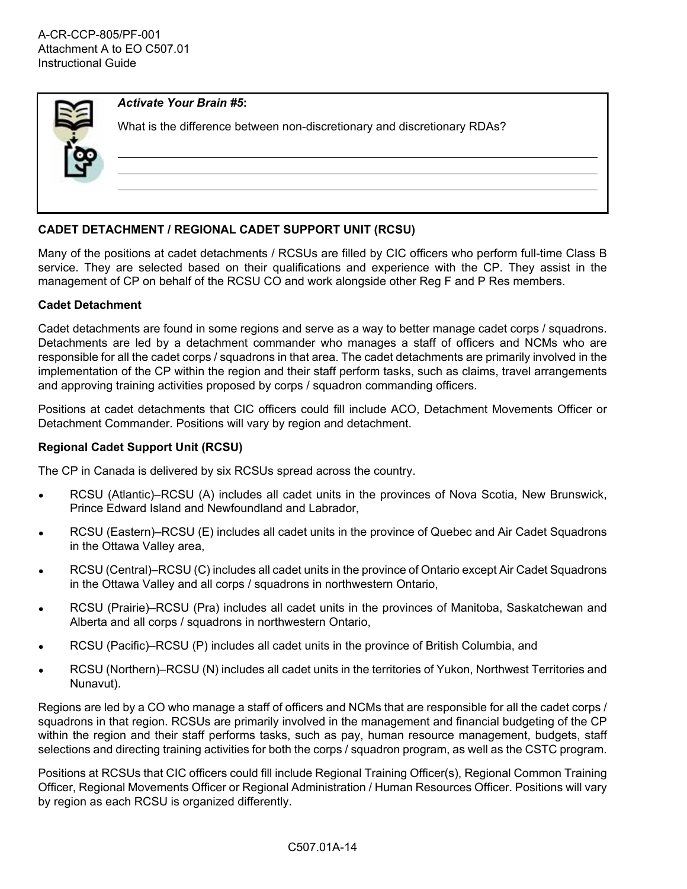***Activate Your Brain #5*:**

What is the difference between non-discretionary and discretionary RDAs?

\_\_\_\_\_\_\_\_\_\_\_\_\_\_\_\_\_\_\_\_\_\_\_\_\_\_\_\_\_\_\_\_\_\_\_\_\_\_\_\_\_\_\_\_\_\_\_\_\_\_\_\_\_\_\_\_\_\_\_\_\_\_\_\_\_\_\_\_\_\_\_\_

\_\_\_\_\_\_\_\_\_\_\_\_\_\_\_\_\_\_\_\_\_\_\_\_\_\_\_\_\_\_\_\_\_\_\_\_\_\_\_\_\_\_\_\_\_\_\_\_\_\_\_\_\_\_\_\_\_\_\_\_\_\_\_\_\_\_\_\_\_\_\_\_

\_\_\_\_\_\_\_\_\_\_\_\_\_\_\_\_\_\_\_\_\_\_\_\_\_\_\_\_\_\_\_\_\_\_\_\_\_\_\_\_\_\_\_\_\_\_\_\_\_\_\_\_\_\_\_\_\_\_\_\_\_\_\_\_\_\_\_\_\_\_\_\_

**CADET DETACHMENT / REGIONAL CADET SUPPORT UNIT (RCSU)**

Many of the positions at cadet detachments / RCSUs are filled by CIC officers who perform full-time Class B service. They are selected based on their qualifications and experience with the CP. They assist in the management of CP on behalf of the RCSU CO and work alongside other Reg F and P Res members.

**Cadet Detachment**

Cadet detachments are found in some regions and serve as a way to better manage cadet corps / squadrons. Detachments are led by a detachment commander who manages a staff of officers and NCMs who are responsible for all the cadet corps / squadrons in that area. The cadet detachments are primarily involved in the implementation of the CP within the region and their staff perform tasks, such as claims, travel arrangements and approving training activities proposed by corps / squadron commanding officers.

Positions at cadet detachments that CIC officers could fill include ACO, Detachment Movements Officer or Detachment Commander. Positions will vary by region and detachment.

**Regional Cadet Support Unit (RCSU)**

The CP in Canada is delivered by six RCSUs spread across the country.

- RCSU (Atlantic)–RCSU (A) includes all cadet units in the provinces of Nova Scotia, New Brunswick, Prince Edward Island and Newfoundland and Labrador,
- RCSU (Eastern)–RCSU (E) includes all cadet units in the province of Quebec and Air Cadet Squadrons in the Ottawa Valley area,
- RCSU (Central)–RCSU (C) includes all cadet units in the province of Ontario except Air Cadet Squadrons in the Ottawa Valley and all corps / squadrons in northwestern Ontario,
- RCSU (Prairie)–RCSU (Pra) includes all cadet units in the provinces of Manitoba, Saskatchewan and Alberta and all corps / squadrons in northwestern Ontario,
- RCSU (Pacific)–RCSU (P) includes all cadet units in the province of British Columbia, and
- RCSU (Northern)–RCSU (N) includes all cadet units in the territories of Yukon, Northwest Territories and Nunavut).

Regions are led by a CO who manage a staff of officers and NCMs that are responsible for all the cadet corps / squadrons in that region. RCSUs are primarily involved in the management and financial budgeting of the CP within the region and their staff performs tasks, such as pay, human resource management, budgets, staff selections and directing training activities for both the corps / squadron program, as well as the CSTC program.

Positions at RCSUs that CIC officers could fill include Regional Training Officer(s), Regional Common Training Officer, Regional Movements Officer or Regional Administration / Human Resources Officer. Positions will vary by region as each RCSU is organized differently.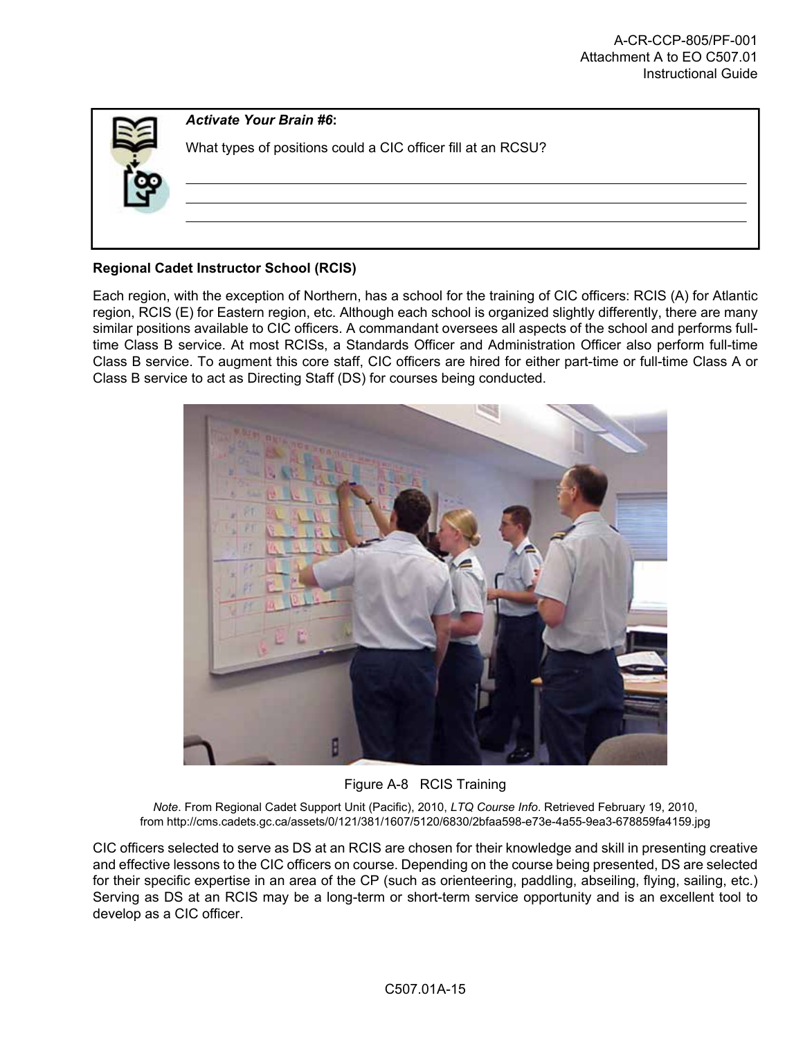**Activate Your Brain #6:**

What types of positions could a CIC officer fill at an RCSU?

\_\_\_\_\_\_\_\_\_\_\_\_\_\_\_\_\_\_\_\_\_\_\_\_\_\_\_\_\_\_\_\_\_\_\_\_\_\_\_\_\_\_\_\_\_\_\_\_\_\_\_\_\_\_\_\_\_\_\_\_

\_\_\_\_\_\_\_\_\_\_\_\_\_\_\_\_\_\_\_\_\_\_\_\_\_\_\_\_\_\_\_\_\_\_\_\_\_\_\_\_\_\_\_\_\_\_\_\_\_\_\_\_\_\_\_\_\_\_\_\_

\_\_\_\_\_\_\_\_\_\_\_\_\_\_\_\_\_\_\_\_\_\_\_\_\_\_\_\_\_\_\_\_\_\_\_\_\_\_\_\_\_\_\_\_\_\_\_\_\_\_\_\_\_\_\_\_\_\_\_\_

**Regional Cadet Instructor School (RCIS)**

Each region, with the exception of Northern, has a school for the training of CIC officers: RCIS (A) for Atlantic region, RCIS (E) for Eastern region, etc. Although each school is organized slightly differently, there are many similar positions available to CIC officers. A commandant oversees all aspects of the school and performs full-time Class B service. At most RCISs, a Standards Officer and Administration Officer also perform full-time Class B service. To augment this core staff, CIC officers are hired for either part-time or full-time Class A or Class B service to act as Directing Staff (DS) for courses being conducted.

Figure A-8 RCIS Training

*Note*. From Regional Cadet Support Unit (Pacific), 2010, *LTQ Course Info*. Retrieved February 19, 2010, from http://cms.cadets.gc.ca/assets/0/121/381/1607/5120/6830/2bfaa598-e73e-4a55-9ea3-678859fa4159.jpg

CIC officers selected to serve as DS at an RCIS are chosen for their knowledge and skill in presenting creative and effective lessons to the CIC officers on course. Depending on the course being presented, DS are selected for their specific expertise in an area of the CP (such as orienteering, paddling, abseiling, flying, sailing, etc.) Serving as DS at an RCIS may be a long-term or short-term service opportunity and is an excellent tool to develop as a CIC officer.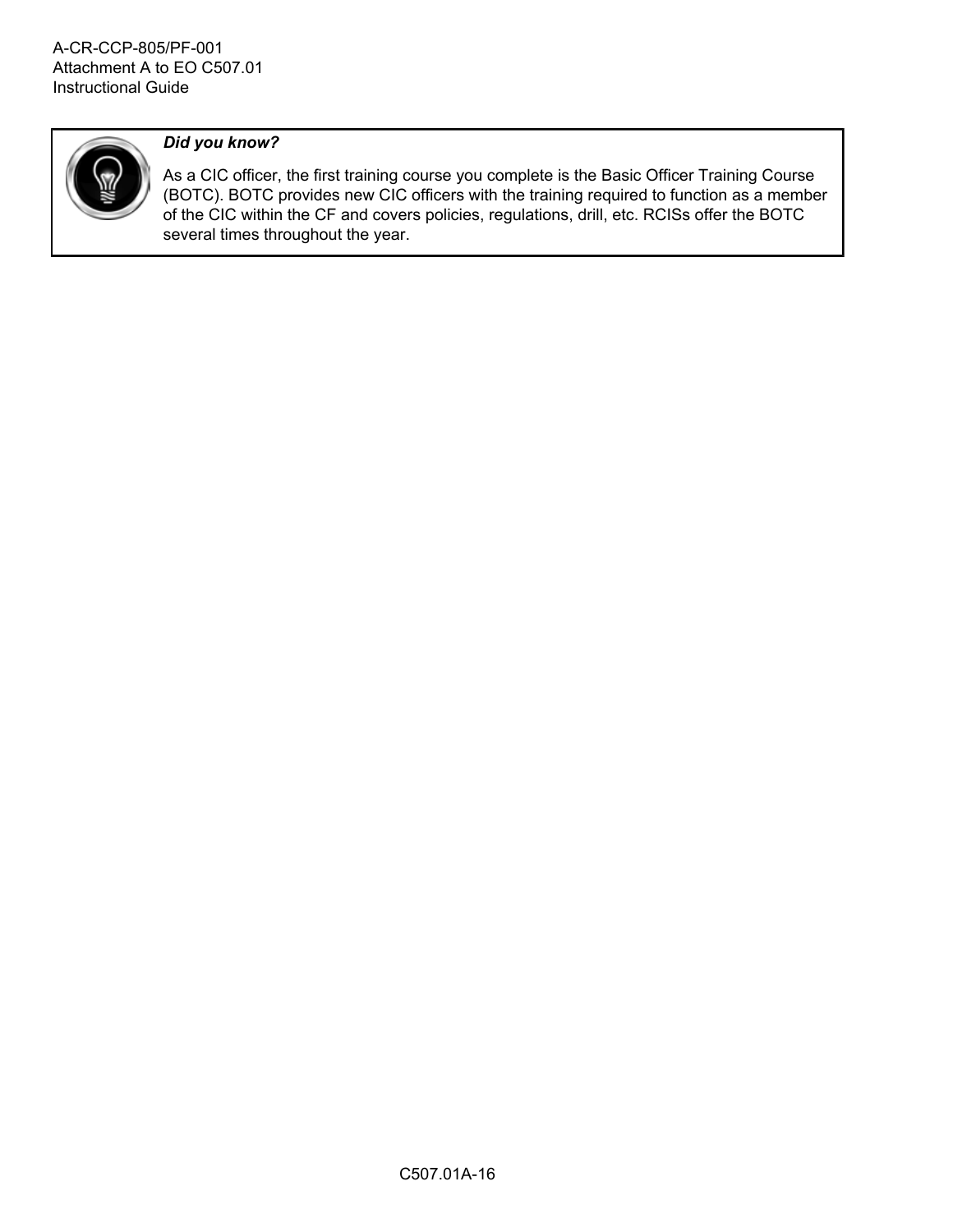***Did you know?***

As a CIC officer, the first training course you complete is the Basic Officer Training Course (BOTC). BOTC provides new CIC officers with the training required to function as a member of the CIC within the CF and covers policies, regulations, drill, etc. RCISs offer the BOTC several times throughout the year.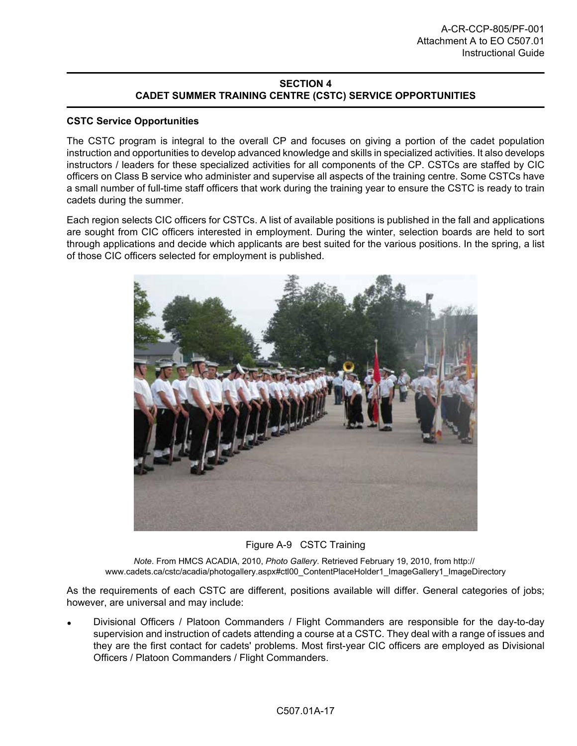## SECTION 4
## CADET SUMMER TRAINING CENTRE (CSTC) SERVICE OPPORTUNITIES

**CSTC Service Opportunities**

The CSTC program is integral to the overall CP and focuses on giving a portion of the cadet population instruction and opportunities to develop advanced knowledge and skills in specialized activities. It also develops instructors / leaders for these specialized activities for all components of the CP. CSTCs are staffed by CIC officers on Class B service who administer and supervise all aspects of the training centre. Some CSTCs have a small number of full-time staff officers that work during the training year to ensure the CSTC is ready to train cadets during the summer.

Each region selects CIC officers for CSTCs. A list of available positions is published in the fall and applications are sought from CIC officers interested in employment. During the winter, selection boards are held to sort through applications and decide which applicants are best suited for the various positions. In the spring, a list of those CIC officers selected for employment is published.

Figure A-9 CSTC Training

*Note.* From HMCS ACADIA, 2010, *Photo Gallery*. Retrieved February 19, 2010, from http://www.cadets.ca/cstc/acadia/photogallery.aspx#ctl00_ContentPlaceHolder1_ImageGallery1_ImageDirectory

As the requirements of each CSTC are different, positions available will differ. General categories of jobs; however, are universal and may include:

- Divisional Officers / Platoon Commanders / Flight Commanders are responsible for the day-to-day supervision and instruction of cadets attending a course at a CSTC. They deal with a range of issues and they are the first contact for cadets' problems. Most first-year CIC officers are employed as Divisional Officers / Platoon Commanders / Flight Commanders.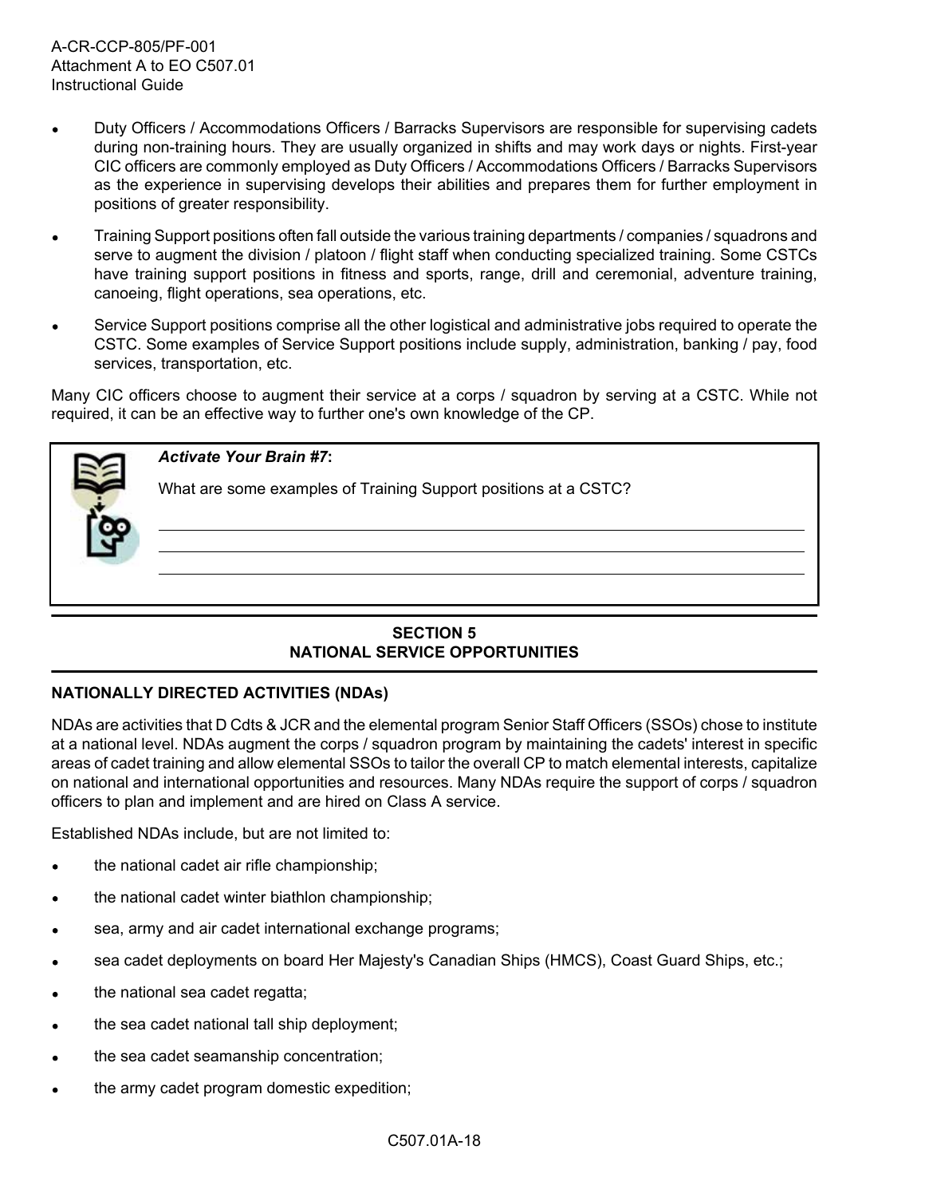- Duty Officers / Accommodations Officers / Barracks Supervisors are responsible for supervising cadets during non-training hours. They are usually organized in shifts and may work days or nights. First-year CIC officers are commonly employed as Duty Officers / Accommodations Officers / Barracks Supervisors as the experience in supervising develops their abilities and prepares them for further employment in positions of greater responsibility.
- Training Support positions often fall outside the various training departments / companies / squadrons and serve to augment the division / platoon / flight staff when conducting specialized training. Some CSTCs have training support positions in fitness and sports, range, drill and ceremonial, adventure training, canoeing, flight operations, sea operations, etc.
- Service Support positions comprise all the other logistical and administrative jobs required to operate the CSTC. Some examples of Service Support positions include supply, administration, banking / pay, food services, transportation, etc.

Many CIC officers choose to augment their service at a corps / squadron by serving at a CSTC. While not required, it can be an effective way to further one's own knowledge of the CP.

***Activate Your Brain #7*:**

What are some examples of Training Support positions at a CSTC?

______________________________________________________________________

______________________________________________________________________

______________________________________________________________________

## SECTION 5
## NATIONAL SERVICE OPPORTUNITIES

### NATIONALLY DIRECTED ACTIVITIES (NDAs)

NDAs are activities that D Cdts & JCR and the elemental program Senior Staff Officers (SSOs) chose to institute at a national level. NDAs augment the corps / squadron program by maintaining the cadets' interest in specific areas of cadet training and allow elemental SSOs to tailor the overall CP to match elemental interests, capitalize on national and international opportunities and resources. Many NDAs require the support of corps / squadron officers to plan and implement and are hired on Class A service.

Established NDAs include, but are not limited to:

- the national cadet air rifle championship;
- the national cadet winter biathlon championship;
- sea, army and air cadet international exchange programs;
- sea cadet deployments on board Her Majesty's Canadian Ships (HMCS), Coast Guard Ships, etc.;
- the national sea cadet regatta;
- the sea cadet national tall ship deployment;
- the sea cadet seamanship concentration;
- the army cadet program domestic expedition;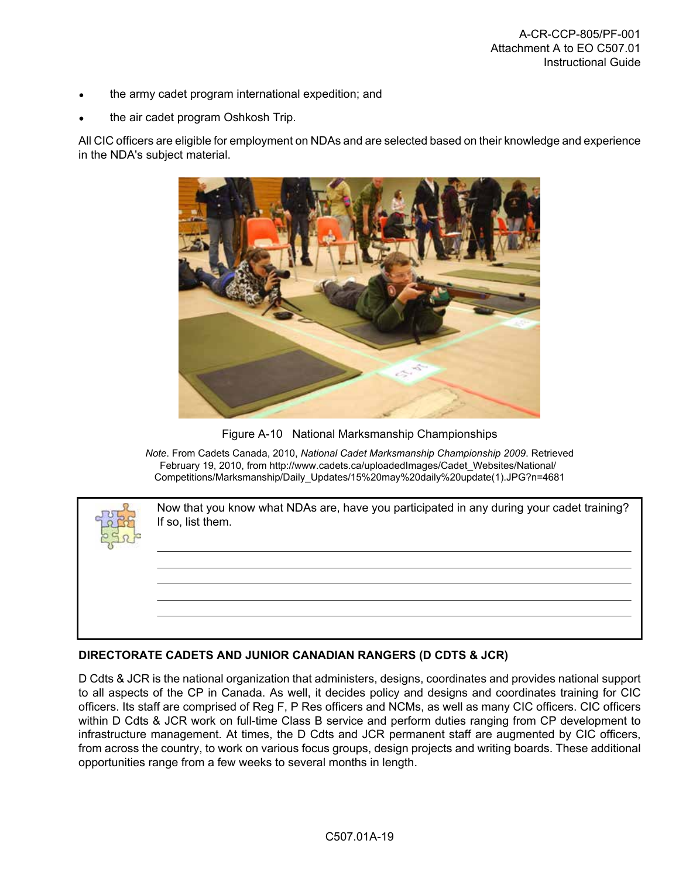- the army cadet program international expedition; and
- the air cadet program Oshkosh Trip.

All CIC officers are eligible for employment on NDAs and are selected based on their knowledge and experience in the NDA's subject material.

Figure A-10 National Marksmanship Championships

*Note*. From Cadets Canada, 2010, *National Cadet Marksmanship Championship 2009*. Retrieved February 19, 2010, from http://www.cadets.ca/uploadedImages/Cadet_Websites/National/Competitions/Marksmanship/Daily_Updates/15%20may%20daily%20update(1).JPG?n=4681

Now that you know what NDAs are, have you participated in any during your cadet training? If so, list them.

\_\_\_\_\_\_\_\_\_\_\_\_\_\_\_\_\_\_\_\_\_\_\_\_\_\_\_\_\_\_\_\_\_\_\_\_\_\_\_\_\_\_\_\_\_\_\_\_\_\_\_\_\_\_\_\_\_\_\_\_\_\_\_\_

\_\_\_\_\_\_\_\_\_\_\_\_\_\_\_\_\_\_\_\_\_\_\_\_\_\_\_\_\_\_\_\_\_\_\_\_\_\_\_\_\_\_\_\_\_\_\_\_\_\_\_\_\_\_\_\_\_\_\_\_\_\_\_\_

\_\_\_\_\_\_\_\_\_\_\_\_\_\_\_\_\_\_\_\_\_\_\_\_\_\_\_\_\_\_\_\_\_\_\_\_\_\_\_\_\_\_\_\_\_\_\_\_\_\_\_\_\_\_\_\_\_\_\_\_\_\_\_\_

\_\_\_\_\_\_\_\_\_\_\_\_\_\_\_\_\_\_\_\_\_\_\_\_\_\_\_\_\_\_\_\_\_\_\_\_\_\_\_\_\_\_\_\_\_\_\_\_\_\_\_\_\_\_\_\_\_\_\_\_\_\_\_\_

\_\_\_\_\_\_\_\_\_\_\_\_\_\_\_\_\_\_\_\_\_\_\_\_\_\_\_\_\_\_\_\_\_\_\_\_\_\_\_\_\_\_\_\_\_\_\_\_\_\_\_\_\_\_\_\_\_\_\_\_\_\_\_\_

**DIRECTORATE CADETS AND JUNIOR CANADIAN RANGERS (D CDTS & JCR)**

D Cdts & JCR is the national organization that administers, designs, coordinates and provides national support to all aspects of the CP in Canada. As well, it decides policy and designs and coordinates training for CIC officers. Its staff are comprised of Reg F, P Res officers and NCMs, as well as many CIC officers. CIC officers within D Cdts & JCR work on full-time Class B service and perform duties ranging from CP development to infrastructure management. At times, the D Cdts and JCR permanent staff are augmented by CIC officers, from across the country, to work on various focus groups, design projects and writing boards. These additional opportunities range from a few weeks to several months in length.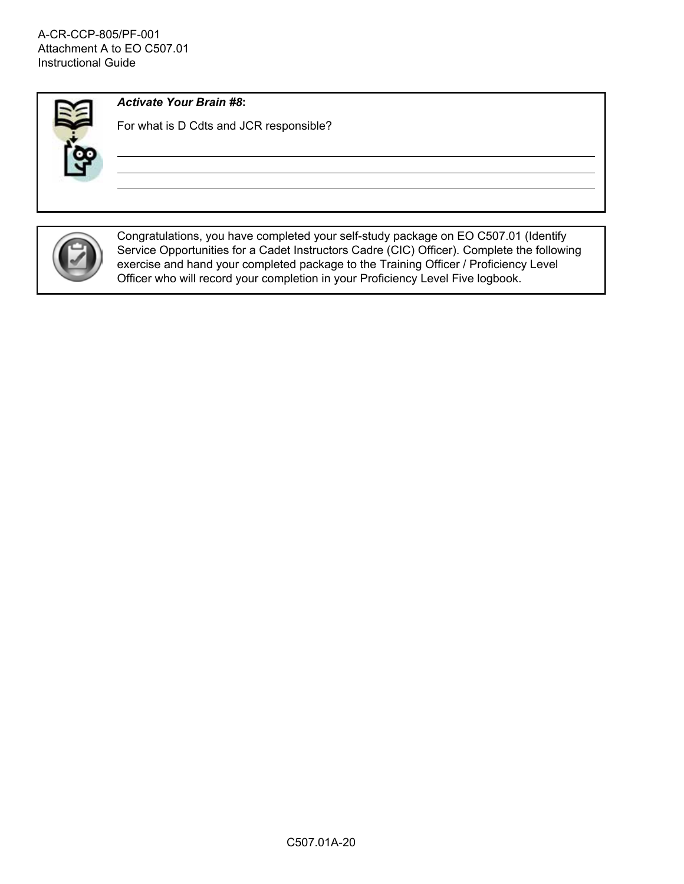***Activate Your Brain #8*:**

For what is D Cdts and JCR responsible?

\_\_\_\_\_\_\_\_\_\_\_\_\_\_\_\_\_\_\_\_\_\_\_\_\_\_\_\_\_\_\_\_\_\_\_\_\_\_\_\_\_\_\_\_\_\_\_\_\_\_\_\_\_\_\_\_\_\_\_\_\_\_\_\_\_\_\_\_\_\_\_\_

\_\_\_\_\_\_\_\_\_\_\_\_\_\_\_\_\_\_\_\_\_\_\_\_\_\_\_\_\_\_\_\_\_\_\_\_\_\_\_\_\_\_\_\_\_\_\_\_\_\_\_\_\_\_\_\_\_\_\_\_\_\_\_\_\_\_\_\_\_\_\_\_

\_\_\_\_\_\_\_\_\_\_\_\_\_\_\_\_\_\_\_\_\_\_\_\_\_\_\_\_\_\_\_\_\_\_\_\_\_\_\_\_\_\_\_\_\_\_\_\_\_\_\_\_\_\_\_\_\_\_\_\_\_\_\_\_\_\_\_\_\_\_\_\_

Congratulations, you have completed your self-study package on EO C507.01 (Identify Service Opportunities for a Cadet Instructors Cadre (CIC) Officer). Complete the following exercise and hand your completed package to the Training Officer / Proficiency Level Officer who will record your completion in your Proficiency Level Five logbook.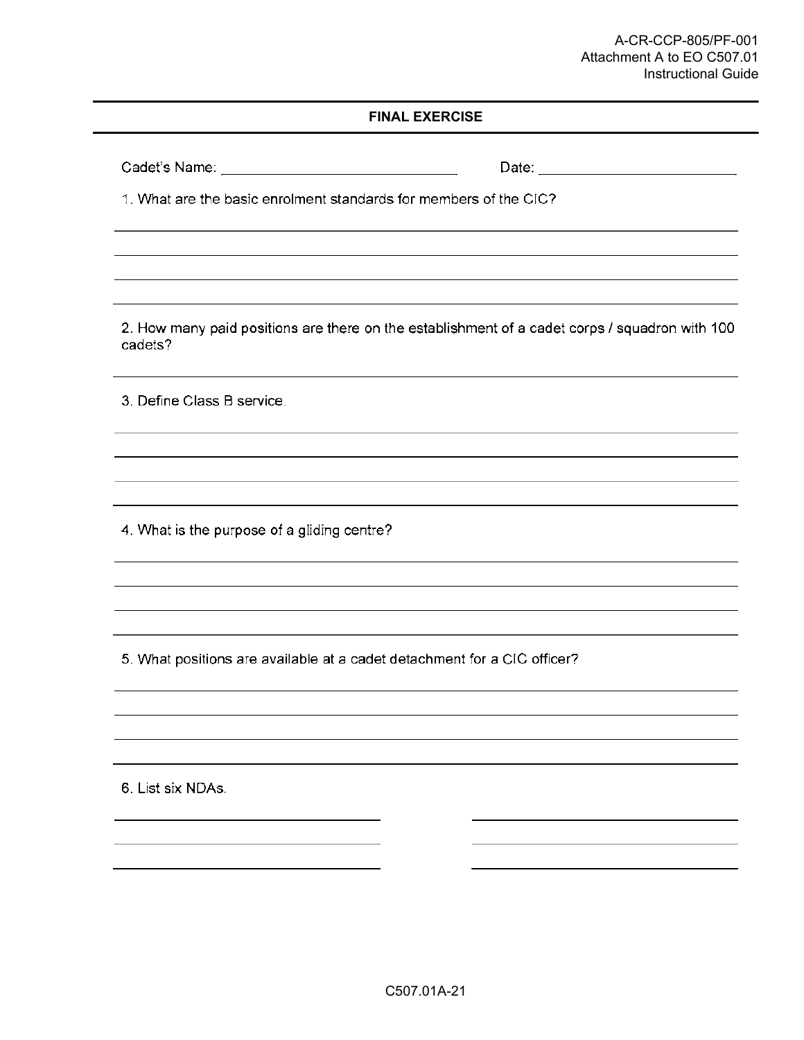## FINAL EXERCISE

Cadet's Name: ______________________________ Date: ________________________

1. What are the basic enrolment standards for members of the CIC?

_______________________________________________________________________

_______________________________________________________________________

_______________________________________________________________________

_______________________________________________________________________

2. How many paid positions are there on the establishment of a cadet corps / squadron with 100 cadets?

_______________________________________________________________________

3. Define Class B service.

_______________________________________________________________________

_______________________________________________________________________

_______________________________________________________________________

_______________________________________________________________________

4. What is the purpose of a gliding centre?

_______________________________________________________________________

_______________________________________________________________________

_______________________________________________________________________

_______________________________________________________________________

5. What positions are available at a cadet detachment for a CIC officer?

_______________________________________________________________________

_______________________________________________________________________

_______________________________________________________________________

_______________________________________________________________________

6. List six NDAs.

___________________________ ___________________________

___________________________ ___________________________

___________________________ ___________________________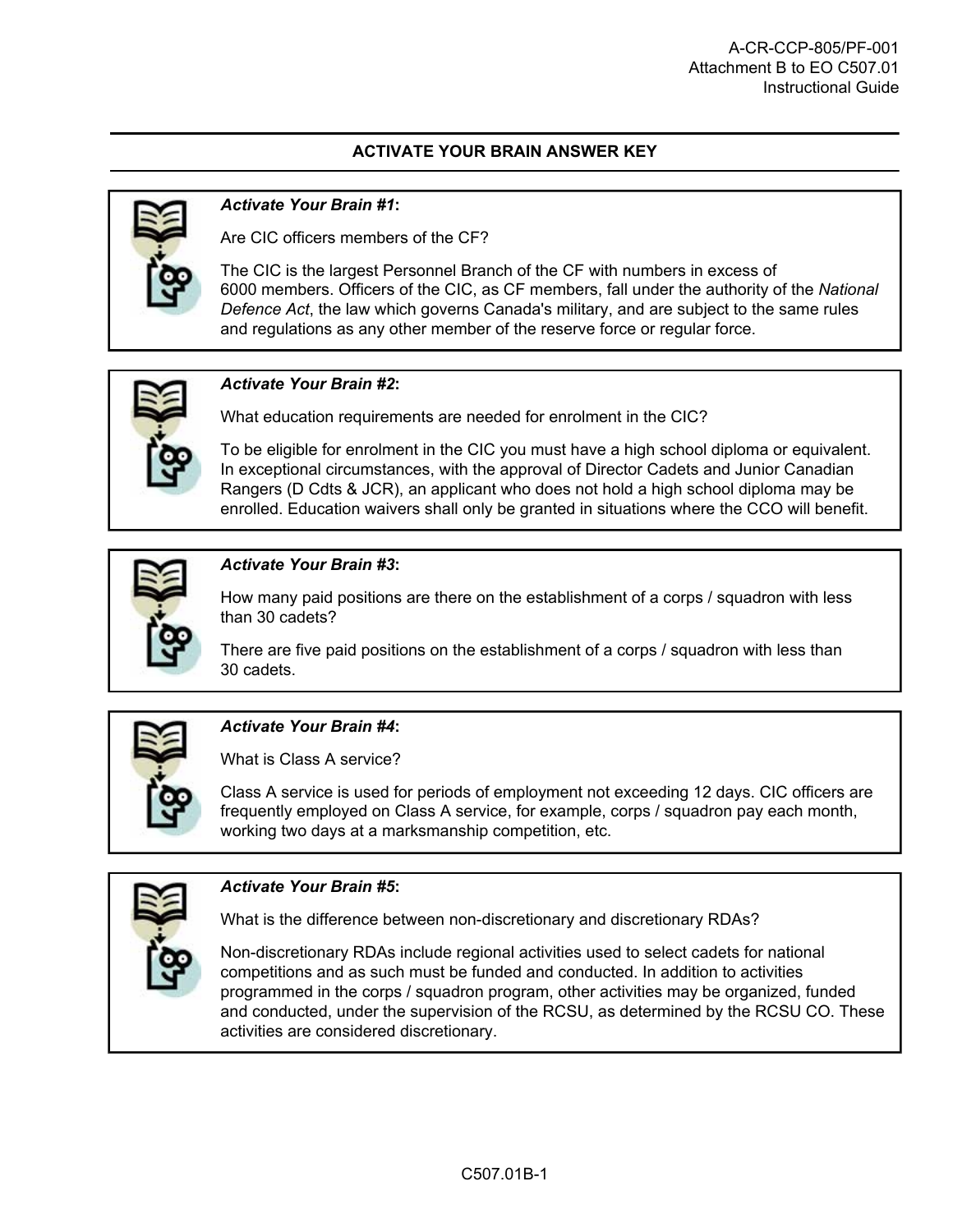## ACTIVATE YOUR BRAIN ANSWER KEY

***Activate Your Brain #1*:**

Are CIC officers members of the CF?

The CIC is the largest Personnel Branch of the CF with numbers in excess of 6000 members. Officers of the CIC, as CF members, fall under the authority of the *National Defence Act*, the law which governs Canada's military, and are subject to the same rules and regulations as any other member of the reserve force or regular force.

***Activate Your Brain #2*:**

What education requirements are needed for enrolment in the CIC?

To be eligible for enrolment in the CIC you must have a high school diploma or equivalent. In exceptional circumstances, with the approval of Director Cadets and Junior Canadian Rangers (D Cdts & JCR), an applicant who does not hold a high school diploma may be enrolled. Education waivers shall only be granted in situations where the CCO will benefit.

***Activate Your Brain #3*:**

How many paid positions are there on the establishment of a corps / squadron with less than 30 cadets?

There are five paid positions on the establishment of a corps / squadron with less than 30 cadets.

***Activate Your Brain #4*:**

What is Class A service?

Class A service is used for periods of employment not exceeding 12 days. CIC officers are frequently employed on Class A service, for example, corps / squadron pay each month, working two days at a marksmanship competition, etc.

***Activate Your Brain #5*:**

What is the difference between non-discretionary and discretionary RDAs?

Non-discretionary RDAs include regional activities used to select cadets for national competitions and as such must be funded and conducted. In addition to activities programmed in the corps / squadron program, other activities may be organized, funded and conducted, under the supervision of the RCSU, as determined by the RCSU CO. These activities are considered discretionary.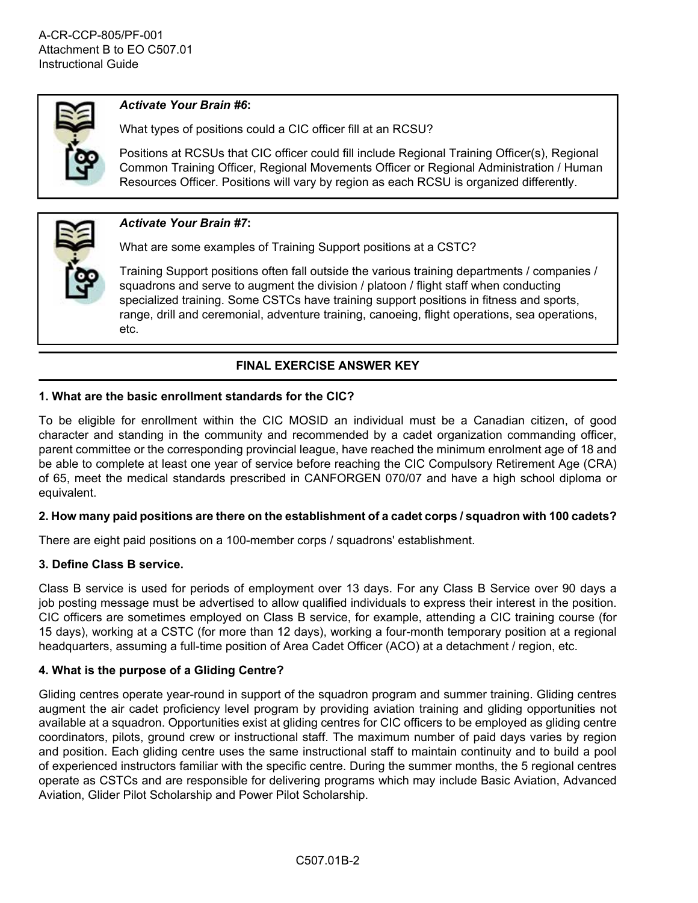*Activate Your Brain #6*:

What types of positions could a CIC officer fill at an RCSU?

Positions at RCSUs that CIC officer could fill include Regional Training Officer(s), Regional Common Training Officer, Regional Movements Officer or Regional Administration / Human Resources Officer. Positions will vary by region as each RCSU is organized differently.

*Activate Your Brain #7*:

What are some examples of Training Support positions at a CSTC?

Training Support positions often fall outside the various training departments / companies / squadrons and serve to augment the division / platoon / flight staff when conducting specialized training. Some CSTCs have training support positions in fitness and sports, range, drill and ceremonial, adventure training, canoeing, flight operations, sea operations, etc.

## FINAL EXERCISE ANSWER KEY

**1. What are the basic enrollment standards for the CIC?**

To be eligible for enrollment within the CIC MOSID an individual must be a Canadian citizen, of good character and standing in the community and recommended by a cadet organization commanding officer, parent committee or the corresponding provincial league, have reached the minimum enrolment age of 18 and be able to complete at least one year of service before reaching the CIC Compulsory Retirement Age (CRA) of 65, meet the medical standards prescribed in CANFORGEN 070/07 and have a high school diploma or equivalent.

**2. How many paid positions are there on the establishment of a cadet corps / squadron with 100 cadets?**

There are eight paid positions on a 100-member corps / squadrons' establishment.

**3. Define Class B service.**

Class B service is used for periods of employment over 13 days. For any Class B Service over 90 days a job posting message must be advertised to allow qualified individuals to express their interest in the position. CIC officers are sometimes employed on Class B service, for example, attending a CIC training course (for 15 days), working at a CSTC (for more than 12 days), working a four-month temporary position at a regional headquarters, assuming a full-time position of Area Cadet Officer (ACO) at a detachment / region, etc.

**4. What is the purpose of a Gliding Centre?**

Gliding centres operate year-round in support of the squadron program and summer training. Gliding centres augment the air cadet proficiency level program by providing aviation training and gliding opportunities not available at a squadron. Opportunities exist at gliding centres for CIC officers to be employed as gliding centre coordinators, pilots, ground crew or instructional staff. The maximum number of paid days varies by region and position. Each gliding centre uses the same instructional staff to maintain continuity and to build a pool of experienced instructors familiar with the specific centre. During the summer months, the 5 regional centres operate as CSTCs and are responsible for delivering programs which may include Basic Aviation, Advanced Aviation, Glider Pilot Scholarship and Power Pilot Scholarship.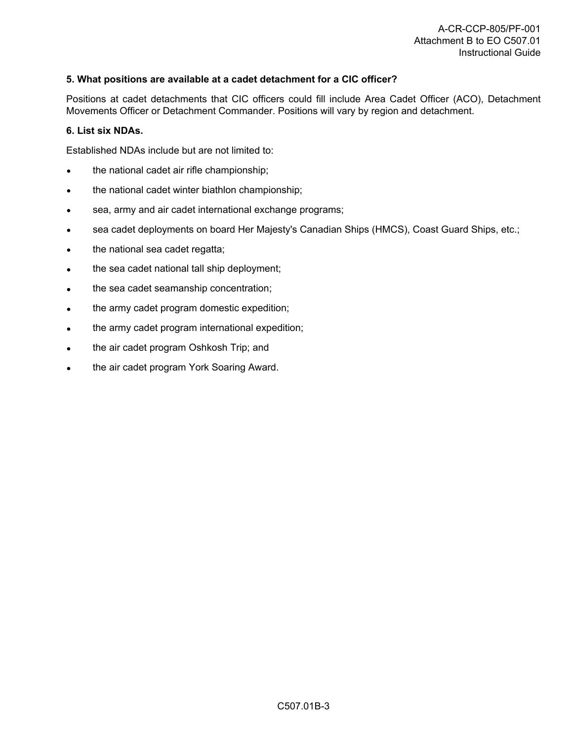**5. What positions are available at a cadet detachment for a CIC officer?**

Positions at cadet detachments that CIC officers could fill include Area Cadet Officer (ACO), Detachment Movements Officer or Detachment Commander. Positions will vary by region and detachment.

**6. List six NDAs.**

Established NDAs include but are not limited to:

- the national cadet air rifle championship;
- the national cadet winter biathlon championship;
- sea, army and air cadet international exchange programs;
- sea cadet deployments on board Her Majesty's Canadian Ships (HMCS), Coast Guard Ships, etc.;
- the national sea cadet regatta;
- the sea cadet national tall ship deployment;
- the sea cadet seamanship concentration;
- the army cadet program domestic expedition;
- the army cadet program international expedition;
- the air cadet program Oshkosh Trip; and
- the air cadet program York Soaring Award.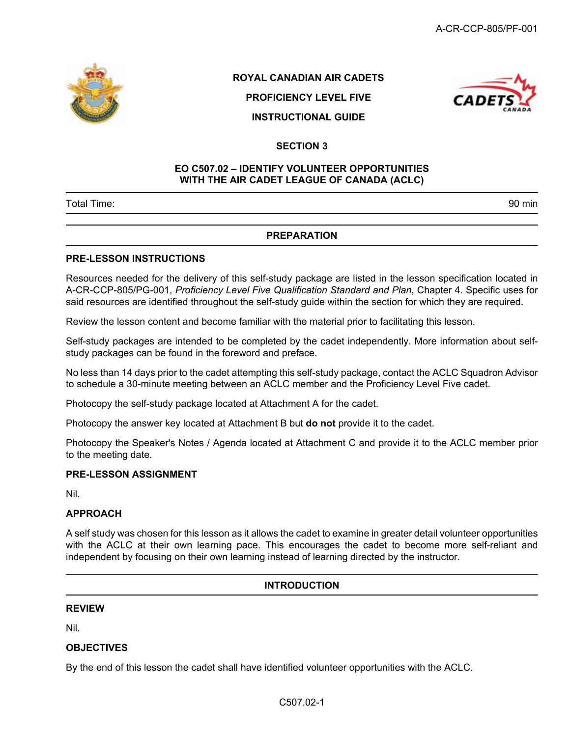ROYAL CANADIAN AIR CADETS

PROFICIENCY LEVEL FIVE

INSTRUCTIONAL GUIDE

## SECTION 3

## EO C507.02 – IDENTIFY VOLUNTEER OPPORTUNITIES WITH THE AIR CADET LEAGUE OF CANADA (ACLC)

| Total Time: | 90 min |
|---|---|

## PREPARATION

### PRE-LESSON INSTRUCTIONS

Resources needed for the delivery of this self-study package are listed in the lesson specification located in A-CR-CCP-805/PG-001, *Proficiency Level Five Qualification Standard and Plan*, Chapter 4. Specific uses for said resources are identified throughout the self-study guide within the section for which they are required.

Review the lesson content and become familiar with the material prior to facilitating this lesson.

Self-study packages are intended to be completed by the cadet independently. More information about self-study packages can be found in the foreword and preface.

No less than 14 days prior to the cadet attempting this self-study package, contact the ACLC Squadron Advisor to schedule a 30-minute meeting between an ACLC member and the Proficiency Level Five cadet.

Photocopy the self-study package located at Attachment A for the cadet.

Photocopy the answer key located at Attachment B but **do not** provide it to the cadet.

Photocopy the Speaker's Notes / Agenda located at Attachment C and provide it to the ACLC member prior to the meeting date.

### PRE-LESSON ASSIGNMENT

Nil.

### APPROACH

A self study was chosen for this lesson as it allows the cadet to examine in greater detail volunteer opportunities with the ACLC at their own learning pace. This encourages the cadet to become more self-reliant and independent by focusing on their own learning instead of learning directed by the instructor.

## INTRODUCTION

### REVIEW

Nil.

### OBJECTIVES

By the end of this lesson the cadet shall have identified volunteer opportunities with the ACLC.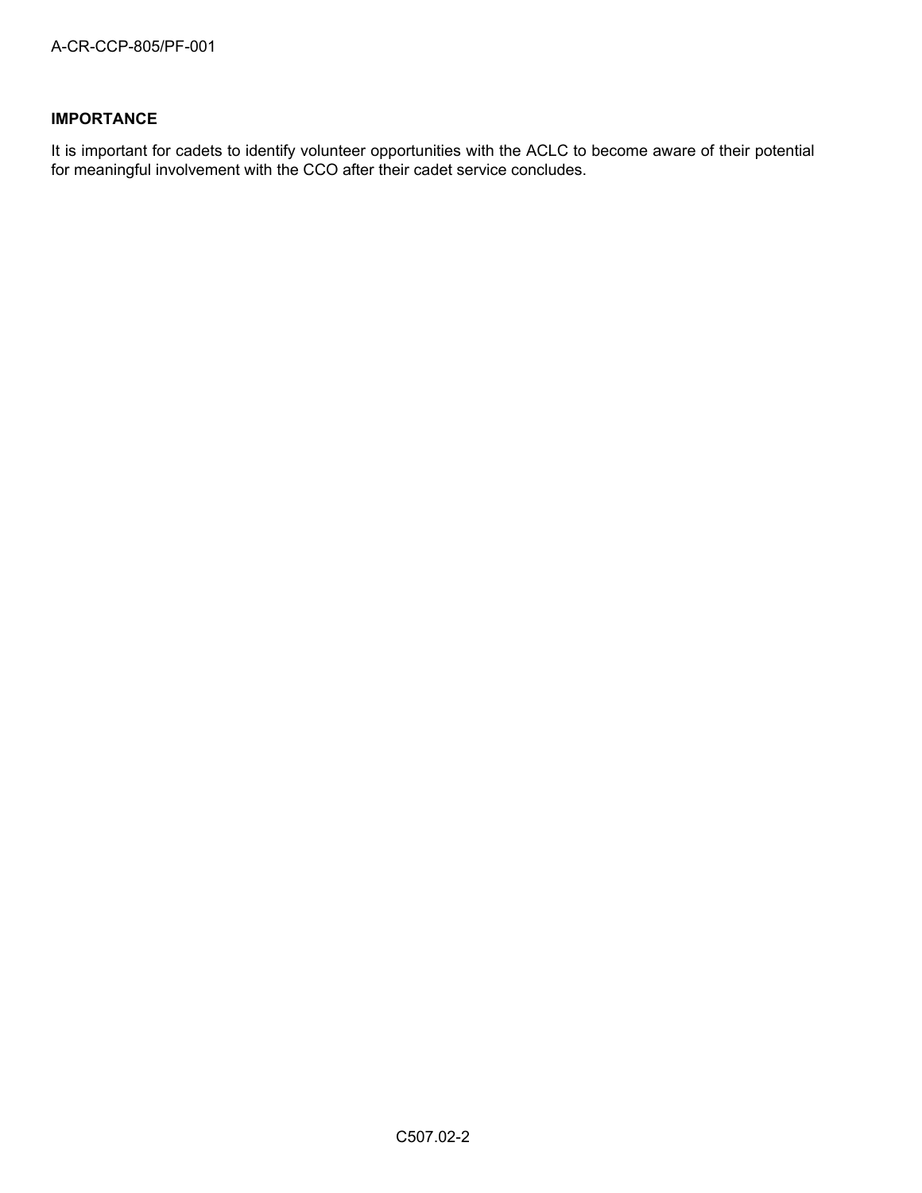**IMPORTANCE**

It is important for cadets to identify volunteer opportunities with the ACLC to become aware of their potential for meaningful involvement with the CCO after their cadet service concludes.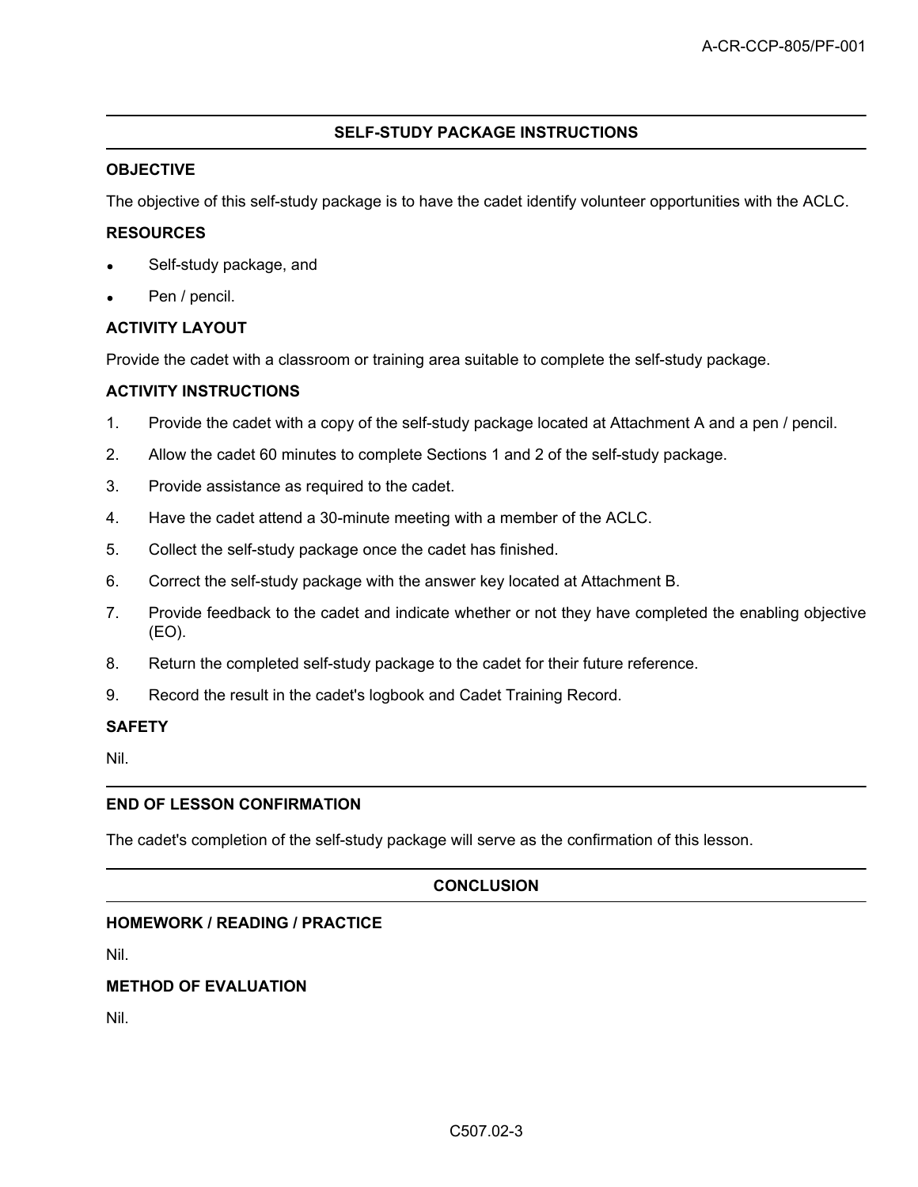## SELF-STUDY PACKAGE INSTRUCTIONS

### OBJECTIVE

The objective of this self-study package is to have the cadet identify volunteer opportunities with the ACLC.

### RESOURCES

- Self-study package, and
- Pen / pencil.

### ACTIVITY LAYOUT

Provide the cadet with a classroom or training area suitable to complete the self-study package.

### ACTIVITY INSTRUCTIONS

1. Provide the cadet with a copy of the self-study package located at Attachment A and a pen / pencil.
2. Allow the cadet 60 minutes to complete Sections 1 and 2 of the self-study package.
3. Provide assistance as required to the cadet.
4. Have the cadet attend a 30-minute meeting with a member of the ACLC.
5. Collect the self-study package once the cadet has finished.
6. Correct the self-study package with the answer key located at Attachment B.
7. Provide feedback to the cadet and indicate whether or not they have completed the enabling objective (EO).
8. Return the completed self-study package to the cadet for their future reference.
9. Record the result in the cadet's logbook and Cadet Training Record.

### SAFETY

Nil.

## END OF LESSON CONFIRMATION

The cadet's completion of the self-study package will serve as the confirmation of this lesson.

## CONCLUSION

### HOMEWORK / READING / PRACTICE

Nil.

### METHOD OF EVALUATION

Nil.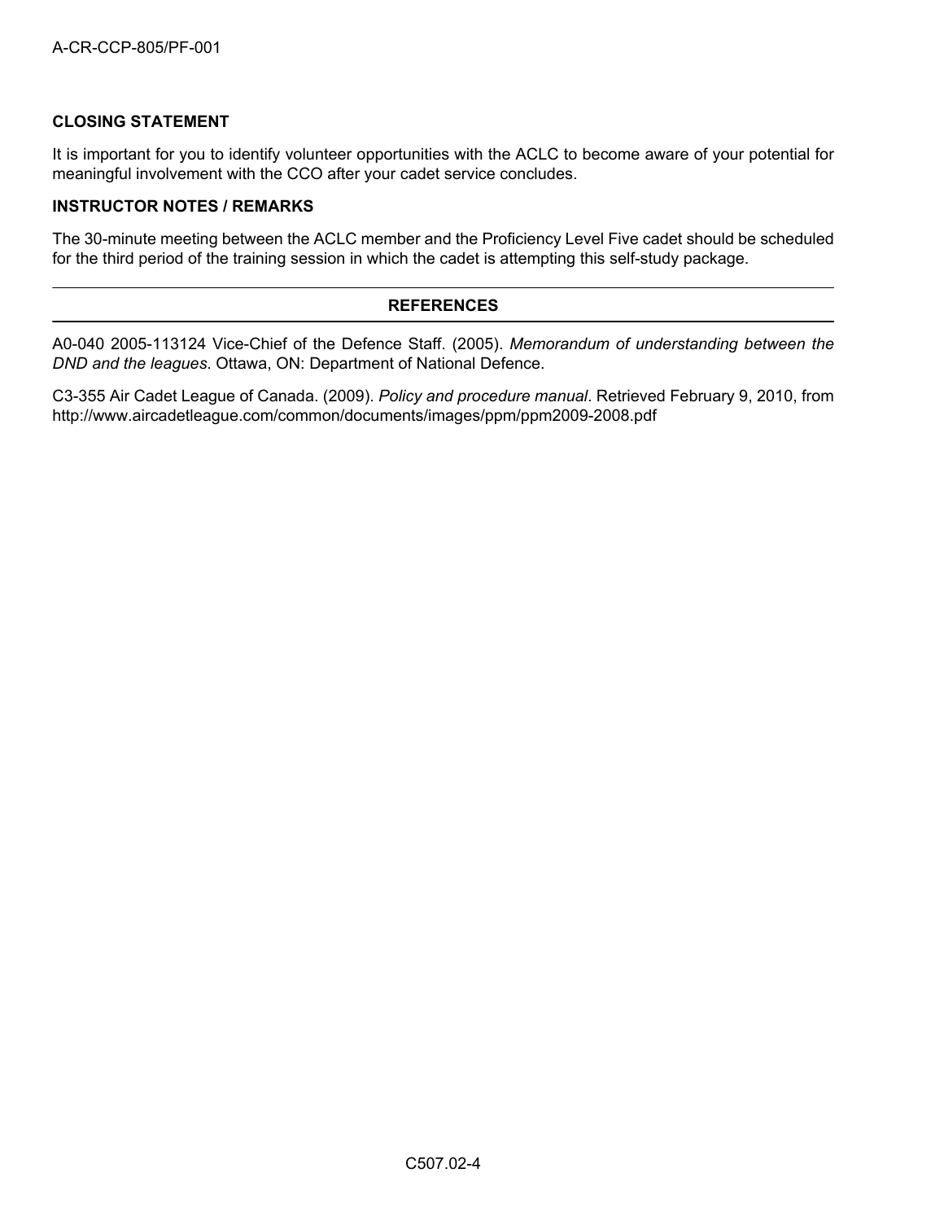**CLOSING STATEMENT**

It is important for you to identify volunteer opportunities with the ACLC to become aware of your potential for meaningful involvement with the CCO after your cadet service concludes.

**INSTRUCTOR NOTES / REMARKS**

The 30-minute meeting between the ACLC member and the Proficiency Level Five cadet should be scheduled for the third period of the training session in which the cadet is attempting this self-study package.

---

**REFERENCES**

---

A0-040 2005-113124 Vice-Chief of the Defence Staff. (2005). *Memorandum of understanding between the DND and the leagues*. Ottawa, ON: Department of National Defence.

C3-355 Air Cadet League of Canada. (2009). *Policy and procedure manual*. Retrieved February 9, 2010, from http://www.aircadetleague.com/common/documents/images/ppm/ppm2009-2008.pdf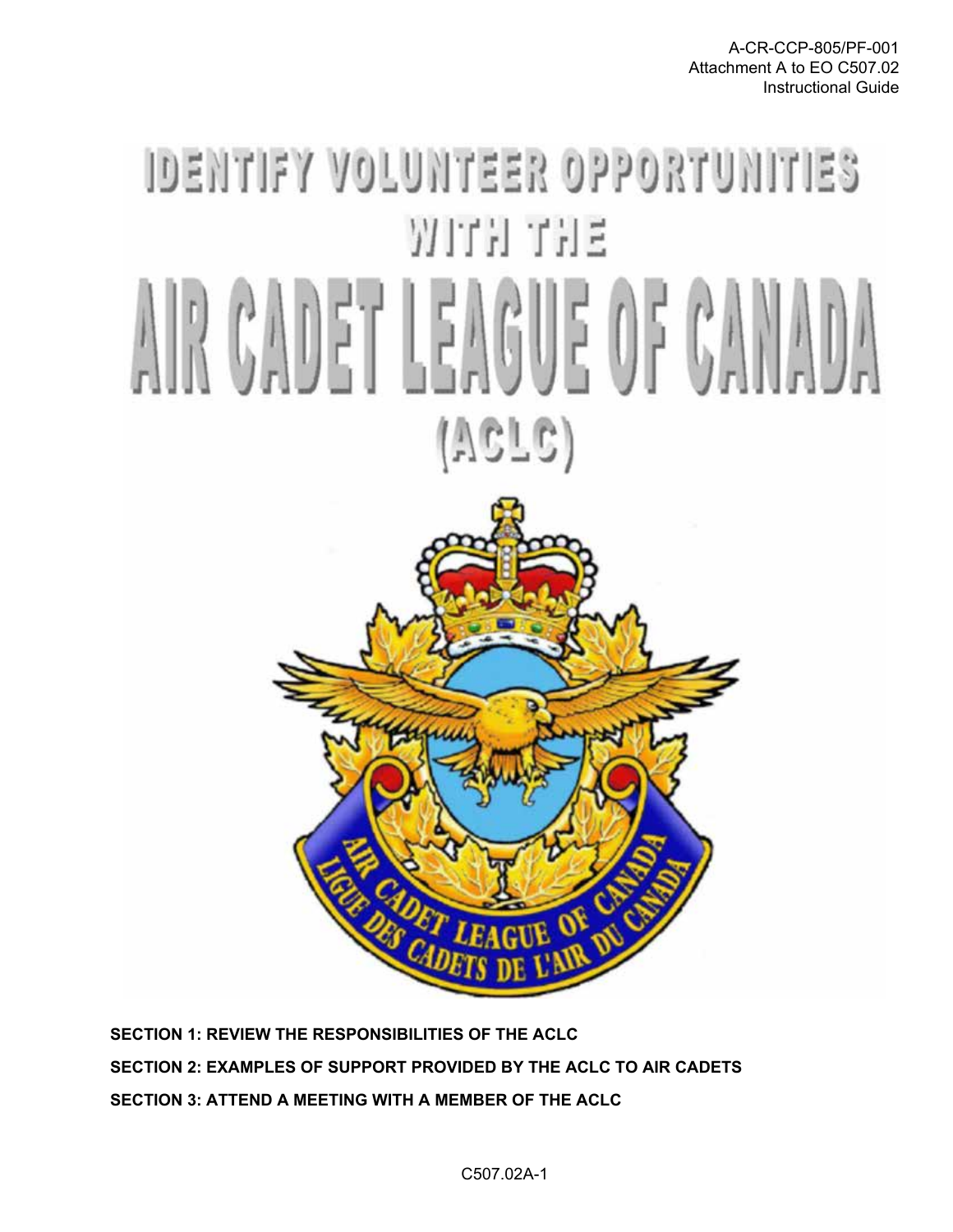# IDENTIFY VOLUNTEER OPPORTUNITIES WITH THE AIR CADET LEAGUE OF CANADA (ACLC)

**SECTION 1: REVIEW THE RESPONSIBILITIES OF THE ACLC**

**SECTION 2: EXAMPLES OF SUPPORT PROVIDED BY THE ACLC TO AIR CADETS**

**SECTION 3: ATTEND A MEETING WITH A MEMBER OF THE ACLC**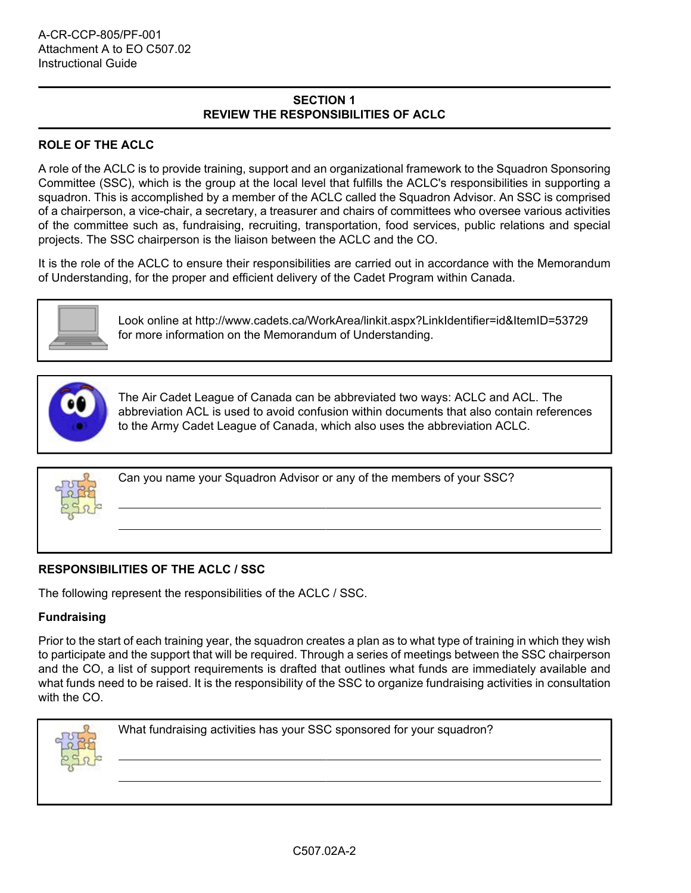## SECTION 1
## REVIEW THE RESPONSIBILITIES OF ACLC

### ROLE OF THE ACLC

A role of the ACLC is to provide training, support and an organizational framework to the Squadron Sponsoring Committee (SSC), which is the group at the local level that fulfills the ACLC's responsibilities in supporting a squadron. This is accomplished by a member of the ACLC called the Squadron Advisor. An SSC is comprised of a chairperson, a vice-chair, a secretary, a treasurer and chairs of committees who oversee various activities of the committee such as, fundraising, recruiting, transportation, food services, public relations and special projects. The SSC chairperson is the liaison between the ACLC and the CO.

It is the role of the ACLC to ensure their responsibilities are carried out in accordance with the Memorandum of Understanding, for the proper and efficient delivery of the Cadet Program within Canada.

Look online at http://www.cadets.ca/WorkArea/linkit.aspx?LinkIdentifier=id&ItemID=53729 for more information on the Memorandum of Understanding.

The Air Cadet League of Canada can be abbreviated two ways: ACLC and ACL. The abbreviation ACL is used to avoid confusion within documents that also contain references to the Army Cadet League of Canada, which also uses the abbreviation ACLC.

Can you name your Squadron Advisor or any of the members of your SSC?

\_\_\_\_\_\_\_\_\_\_\_\_\_\_\_\_\_\_\_\_\_\_\_\_\_\_\_\_\_\_\_\_\_\_\_\_\_\_\_\_\_\_\_\_\_\_\_\_\_\_\_\_\_\_\_\_\_\_\_\_\_\_

\_\_\_\_\_\_\_\_\_\_\_\_\_\_\_\_\_\_\_\_\_\_\_\_\_\_\_\_\_\_\_\_\_\_\_\_\_\_\_\_\_\_\_\_\_\_\_\_\_\_\_\_\_\_\_\_\_\_\_\_\_\_

### RESPONSIBILITIES OF THE ACLC / SSC

The following represent the responsibilities of the ACLC / SSC.

#### Fundraising

Prior to the start of each training year, the squadron creates a plan as to what type of training in which they wish to participate and the support that will be required. Through a series of meetings between the SSC chairperson and the CO, a list of support requirements is drafted that outlines what funds are immediately available and what funds need to be raised. It is the responsibility of the SSC to organize fundraising activities in consultation with the CO.

What fundraising activities has your SSC sponsored for your squadron?

\_\_\_\_\_\_\_\_\_\_\_\_\_\_\_\_\_\_\_\_\_\_\_\_\_\_\_\_\_\_\_\_\_\_\_\_\_\_\_\_\_\_\_\_\_\_\_\_\_\_\_\_\_\_\_\_\_\_\_\_\_\_

\_\_\_\_\_\_\_\_\_\_\_\_\_\_\_\_\_\_\_\_\_\_\_\_\_\_\_\_\_\_\_\_\_\_\_\_\_\_\_\_\_\_\_\_\_\_\_\_\_\_\_\_\_\_\_\_\_\_\_\_\_\_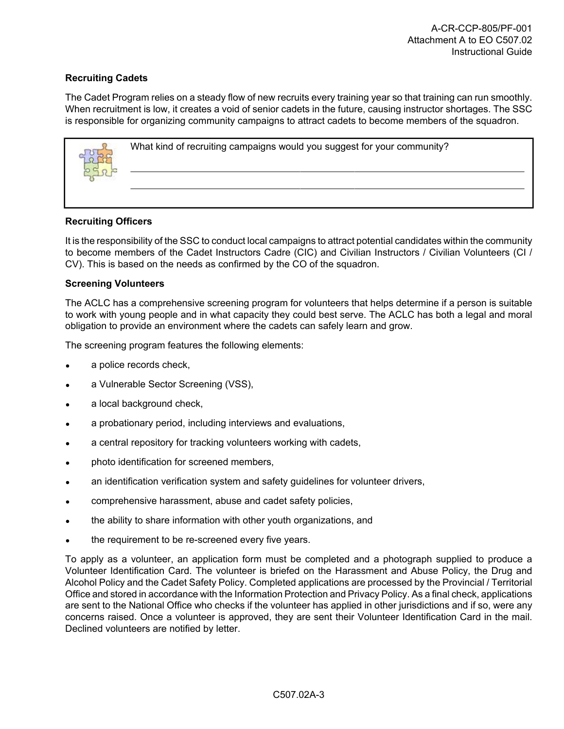**Recruiting Cadets**

The Cadet Program relies on a steady flow of new recruits every training year so that training can run smoothly. When recruitment is low, it creates a void of senior cadets in the future, causing instructor shortages. The SSC is responsible for organizing community campaigns to attract cadets to become members of the squadron.

| What kind of recruiting campaigns would you suggest for your community? |
| --- |
| ______________________________________________________________________ |
| ______________________________________________________________________ |

**Recruiting Officers**

It is the responsibility of the SSC to conduct local campaigns to attract potential candidates within the community to become members of the Cadet Instructors Cadre (CIC) and Civilian Instructors / Civilian Volunteers (CI / CV). This is based on the needs as confirmed by the CO of the squadron.

**Screening Volunteers**

The ACLC has a comprehensive screening program for volunteers that helps determine if a person is suitable to work with young people and in what capacity they could best serve. The ACLC has both a legal and moral obligation to provide an environment where the cadets can safely learn and grow.

The screening program features the following elements:

- a police records check,
- a Vulnerable Sector Screening (VSS),
- a local background check,
- a probationary period, including interviews and evaluations,
- a central repository for tracking volunteers working with cadets,
- photo identification for screened members,
- an identification verification system and safety guidelines for volunteer drivers,
- comprehensive harassment, abuse and cadet safety policies,
- the ability to share information with other youth organizations, and
- the requirement to be re-screened every five years.

To apply as a volunteer, an application form must be completed and a photograph supplied to produce a Volunteer Identification Card. The volunteer is briefed on the Harassment and Abuse Policy, the Drug and Alcohol Policy and the Cadet Safety Policy. Completed applications are processed by the Provincial / Territorial Office and stored in accordance with the Information Protection and Privacy Policy. As a final check, applications are sent to the National Office who checks if the volunteer has applied in other jurisdictions and if so, were any concerns raised. Once a volunteer is approved, they are sent their Volunteer Identification Card in the mail. Declined volunteers are notified by letter.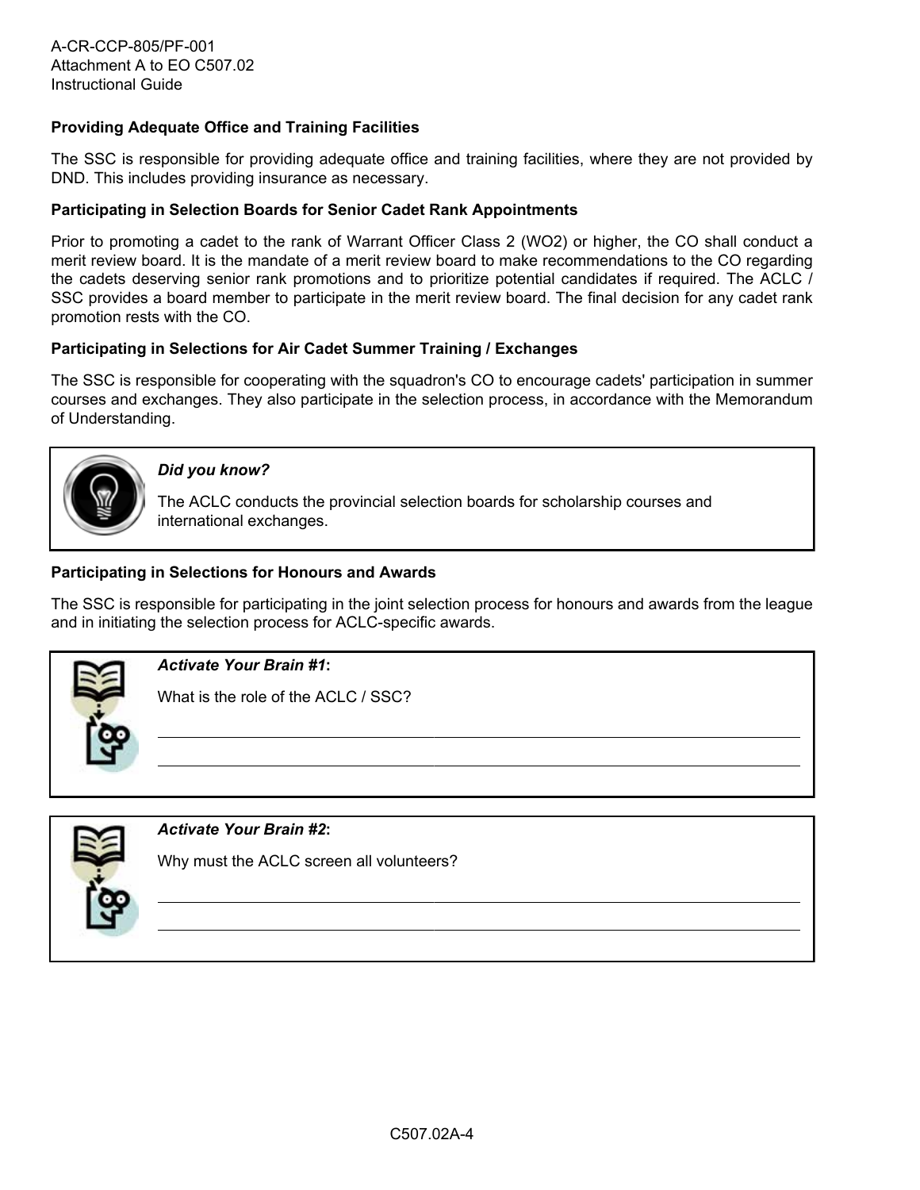**Providing Adequate Office and Training Facilities**

The SSC is responsible for providing adequate office and training facilities, where they are not provided by DND. This includes providing insurance as necessary.

**Participating in Selection Boards for Senior Cadet Rank Appointments**

Prior to promoting a cadet to the rank of Warrant Officer Class 2 (WO2) or higher, the CO shall conduct a merit review board. It is the mandate of a merit review board to make recommendations to the CO regarding the cadets deserving senior rank promotions and to prioritize potential candidates if required. The ACLC / SSC provides a board member to participate in the merit review board. The final decision for any cadet rank promotion rests with the CO.

**Participating in Selections for Air Cadet Summer Training / Exchanges**

The SSC is responsible for cooperating with the squadron's CO to encourage cadets' participation in summer courses and exchanges. They also participate in the selection process, in accordance with the Memorandum of Understanding.

> ***Did you know?***
>
> The ACLC conducts the provincial selection boards for scholarship courses and international exchanges.

**Participating in Selections for Honours and Awards**

The SSC is responsible for participating in the joint selection process for honours and awards from the league and in initiating the selection process for ACLC-specific awards.

> ***Activate Your Brain #1*:**
>
> What is the role of the ACLC / SSC?
>
> ___________________________________________________________________________
>
> ___________________________________________________________________________

> ***Activate Your Brain #2*:**
>
> Why must the ACLC screen all volunteers?
>
> ___________________________________________________________________________
>
> ___________________________________________________________________________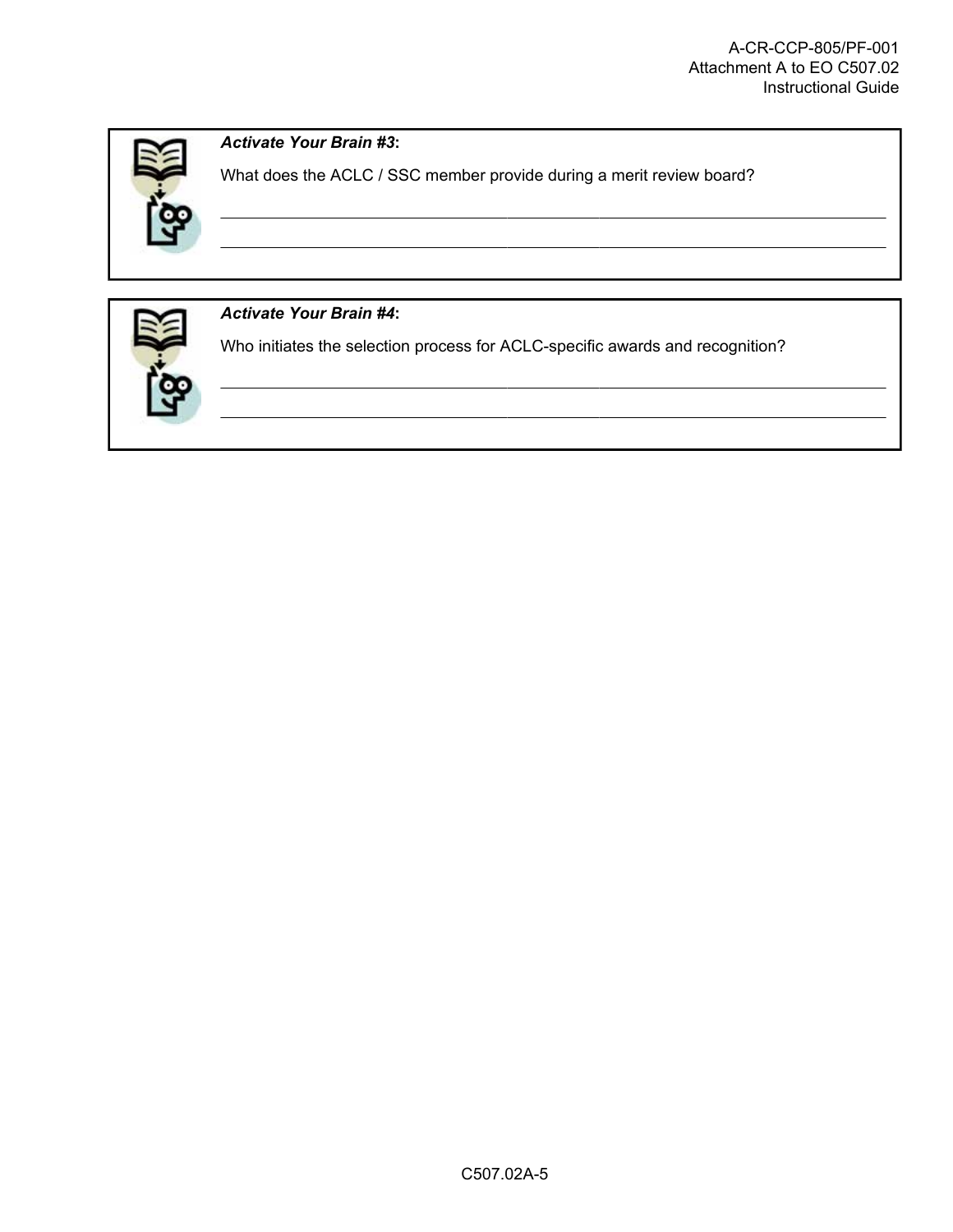***Activate Your Brain #3*:**

What does the ACLC / SSC member provide during a merit review board?

_______________________________________________________________________________

_______________________________________________________________________________

***Activate Your Brain #4*:**

Who initiates the selection process for ACLC-specific awards and recognition?

_______________________________________________________________________________

_______________________________________________________________________________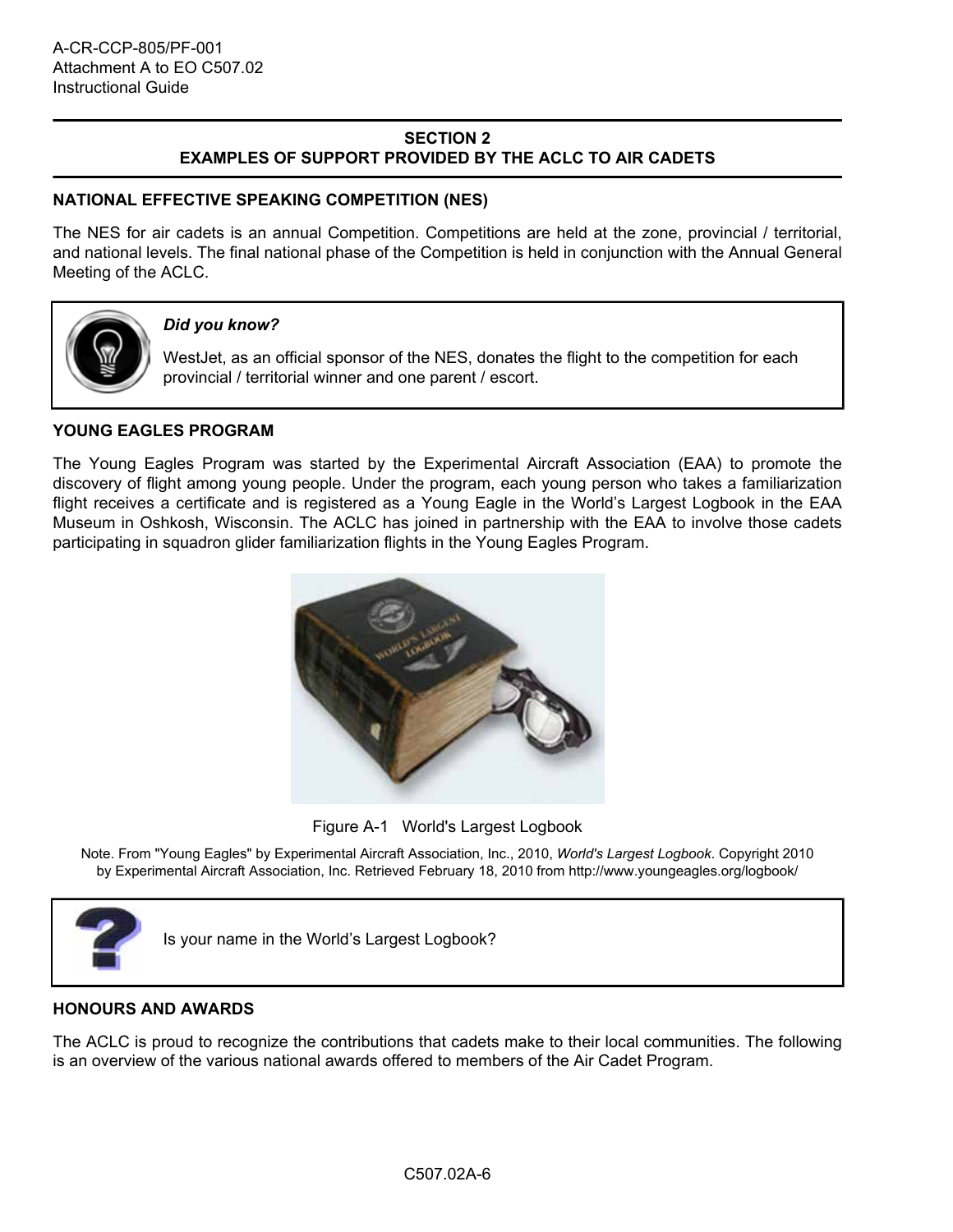## SECTION 2
## EXAMPLES OF SUPPORT PROVIDED BY THE ACLC TO AIR CADETS

### NATIONAL EFFECTIVE SPEAKING COMPETITION (NES)

The NES for air cadets is an annual Competition. Competitions are held at the zone, provincial / territorial, and national levels. The final national phase of the Competition is held in conjunction with the Annual General Meeting of the ACLC.

> ***Did you know?***
>
> WestJet, as an official sponsor of the NES, donates the flight to the competition for each provincial / territorial winner and one parent / escort.

### YOUNG EAGLES PROGRAM

The Young Eagles Program was started by the Experimental Aircraft Association (EAA) to promote the discovery of flight among young people. Under the program, each young person who takes a familiarization flight receives a certificate and is registered as a Young Eagle in the World's Largest Logbook in the EAA Museum in Oshkosh, Wisconsin. The ACLC has joined in partnership with the EAA to involve those cadets participating in squadron glider familiarization flights in the Young Eagles Program.

Figure A-1 World's Largest Logbook

Note. From "Young Eagles" by Experimental Aircraft Association, Inc., 2010, *World's Largest Logbook*. Copyright 2010 by Experimental Aircraft Association, Inc. Retrieved February 18, 2010 from http://www.youngeagles.org/logbook/

> Is your name in the World's Largest Logbook?

### HONOURS AND AWARDS

The ACLC is proud to recognize the contributions that cadets make to their local communities. The following is an overview of the various national awards offered to members of the Air Cadet Program.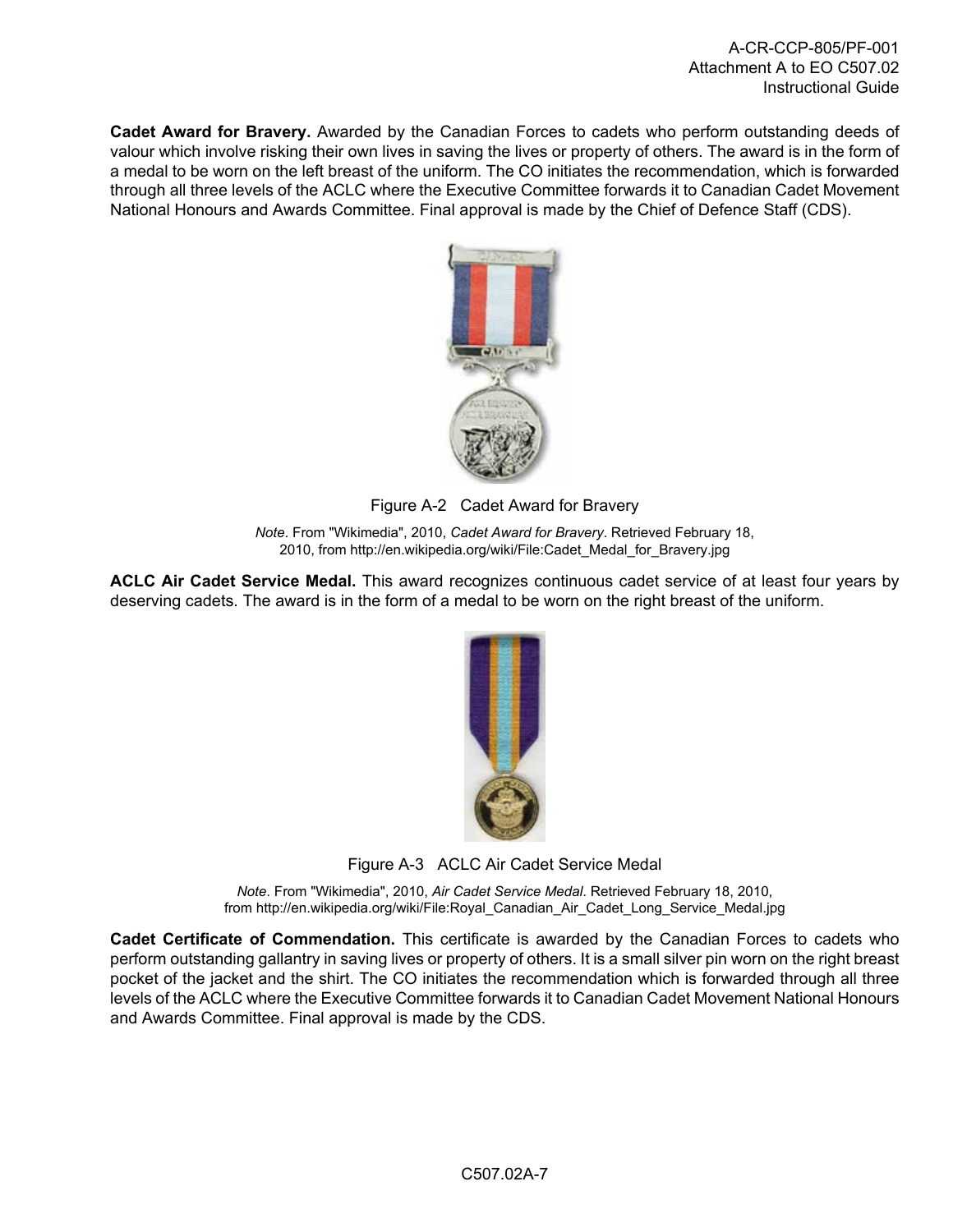**Cadet Award for Bravery.** Awarded by the Canadian Forces to cadets who perform outstanding deeds of valour which involve risking their own lives in saving the lives or property of others. The award is in the form of a medal to be worn on the left breast of the uniform. The CO initiates the recommendation, which is forwarded through all three levels of the ACLC where the Executive Committee forwards it to Canadian Cadet Movement National Honours and Awards Committee. Final approval is made by the Chief of Defence Staff (CDS).

Figure A-2 Cadet Award for Bravery

*Note*. From "Wikimedia", 2010, *Cadet Award for Bravery*. Retrieved February 18, 2010, from http://en.wikipedia.org/wiki/File:Cadet_Medal_for_Bravery.jpg

**ACLC Air Cadet Service Medal.** This award recognizes continuous cadet service of at least four years by deserving cadets. The award is in the form of a medal to be worn on the right breast of the uniform.

Figure A-3 ACLC Air Cadet Service Medal

*Note*. From "Wikimedia", 2010, *Air Cadet Service Medal*. Retrieved February 18, 2010, from http://en.wikipedia.org/wiki/File:Royal_Canadian_Air_Cadet_Long_Service_Medal.jpg

**Cadet Certificate of Commendation.** This certificate is awarded by the Canadian Forces to cadets who perform outstanding gallantry in saving lives or property of others. It is a small silver pin worn on the right breast pocket of the jacket and the shirt. The CO initiates the recommendation which is forwarded through all three levels of the ACLC where the Executive Committee forwards it to Canadian Cadet Movement National Honours and Awards Committee. Final approval is made by the CDS.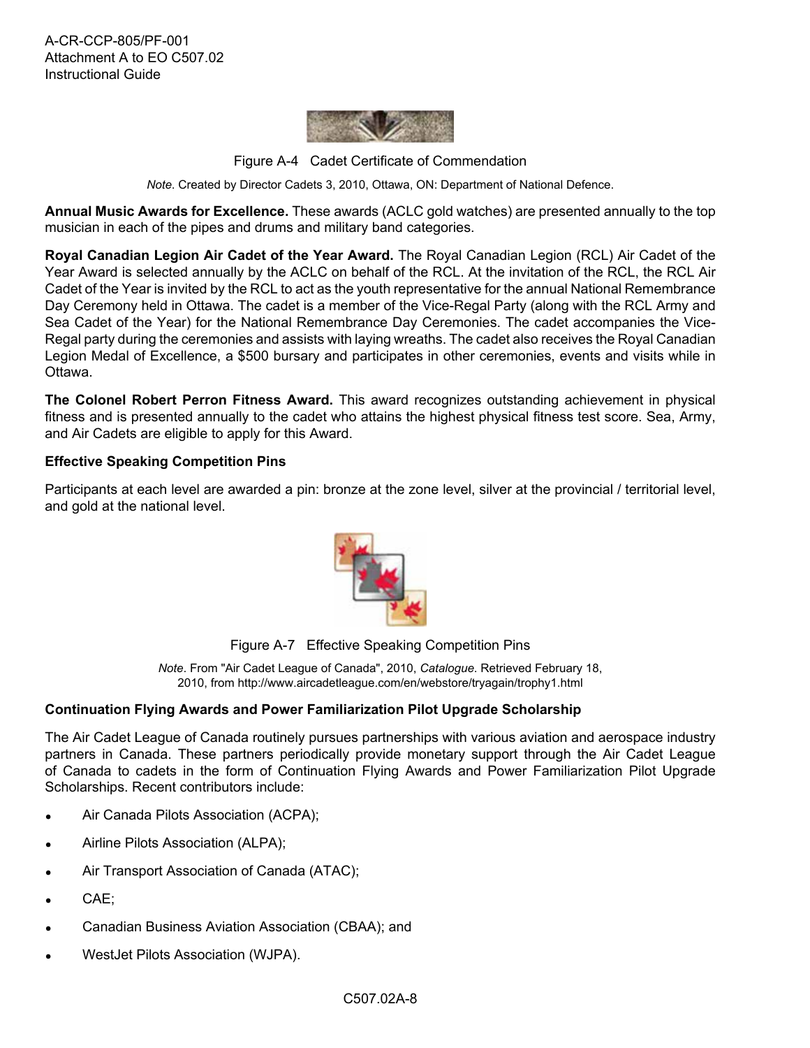Figure A-4 Cadet Certificate of Commendation

*Note.* Created by Director Cadets 3, 2010, Ottawa, ON: Department of National Defence.

**Annual Music Awards for Excellence.** These awards (ACLC gold watches) are presented annually to the top musician in each of the pipes and drums and military band categories.

**Royal Canadian Legion Air Cadet of the Year Award.** The Royal Canadian Legion (RCL) Air Cadet of the Year Award is selected annually by the ACLC on behalf of the RCL. At the invitation of the RCL, the RCL Air Cadet of the Year is invited by the RCL to act as the youth representative for the annual National Remembrance Day Ceremony held in Ottawa. The cadet is a member of the Vice-Regal Party (along with the RCL Army and Sea Cadet of the Year) for the National Remembrance Day Ceremonies. The cadet accompanies the Vice-Regal party during the ceremonies and assists with laying wreaths. The cadet also receives the Royal Canadian Legion Medal of Excellence, a $500 bursary and participates in other ceremonies, events and visits while in Ottawa.

**The Colonel Robert Perron Fitness Award.** This award recognizes outstanding achievement in physical fitness and is presented annually to the cadet who attains the highest physical fitness test score. Sea, Army, and Air Cadets are eligible to apply for this Award.

**Effective Speaking Competition Pins**

Participants at each level are awarded a pin: bronze at the zone level, silver at the provincial / territorial level, and gold at the national level.

Figure A-7 Effective Speaking Competition Pins

*Note.* From "Air Cadet League of Canada", 2010, *Catalogue*. Retrieved February 18, 2010, from http://www.aircadetleague.com/en/webstore/tryagain/trophy1.html

**Continuation Flying Awards and Power Familiarization Pilot Upgrade Scholarship**

The Air Cadet League of Canada routinely pursues partnerships with various aviation and aerospace industry partners in Canada. These partners periodically provide monetary support through the Air Cadet League of Canada to cadets in the form of Continuation Flying Awards and Power Familiarization Pilot Upgrade Scholarships. Recent contributors include:

- Air Canada Pilots Association (ACPA);
- Airline Pilots Association (ALPA);
- Air Transport Association of Canada (ATAC);
- CAE;
- Canadian Business Aviation Association (CBAA); and
- WestJet Pilots Association (WJPA).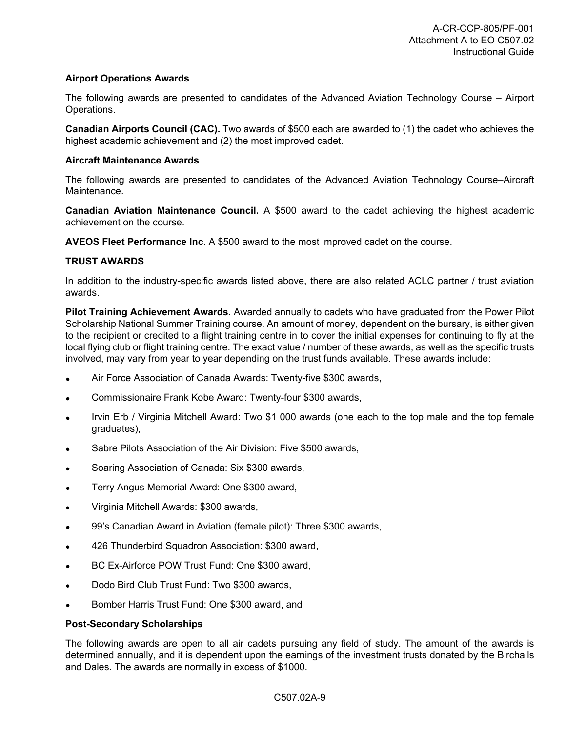**Airport Operations Awards**

The following awards are presented to candidates of the Advanced Aviation Technology Course – Airport Operations.

**Canadian Airports Council (CAC).** Two awards of $500 each are awarded to (1) the cadet who achieves the highest academic achievement and (2) the most improved cadet.

**Aircraft Maintenance Awards**

The following awards are presented to candidates of the Advanced Aviation Technology Course–Aircraft Maintenance.

**Canadian Aviation Maintenance Council.** A $500 award to the cadet achieving the highest academic achievement on the course.

**AVEOS Fleet Performance Inc.** A $500 award to the most improved cadet on the course.

**TRUST AWARDS**

In addition to the industry-specific awards listed above, there are also related ACLC partner / trust aviation awards.

**Pilot Training Achievement Awards.** Awarded annually to cadets who have graduated from the Power Pilot Scholarship National Summer Training course. An amount of money, dependent on the bursary, is either given to the recipient or credited to a flight training centre in to cover the initial expenses for continuing to fly at the local flying club or flight training centre. The exact value / number of these awards, as well as the specific trusts involved, may vary from year to year depending on the trust funds available. These awards include:

- Air Force Association of Canada Awards: Twenty-five $300 awards,
- Commissionaire Frank Kobe Award: Twenty-four $300 awards,
- Irvin Erb / Virginia Mitchell Award: Two $1 000 awards (one each to the top male and the top female graduates),
- Sabre Pilots Association of the Air Division: Five $500 awards,
- Soaring Association of Canada: Six $300 awards,
- Terry Angus Memorial Award: One $300 award,
- Virginia Mitchell Awards: $300 awards,
- 99's Canadian Award in Aviation (female pilot): Three $300 awards,
- 426 Thunderbird Squadron Association: $300 award,
- BC Ex-Airforce POW Trust Fund: One $300 award,
- Dodo Bird Club Trust Fund: Two $300 awards,
- Bomber Harris Trust Fund: One $300 award, and

**Post-Secondary Scholarships**

The following awards are open to all air cadets pursuing any field of study. The amount of the awards is determined annually, and it is dependent upon the earnings of the investment trusts donated by the Birchalls and Dales. The awards are normally in excess of $1000.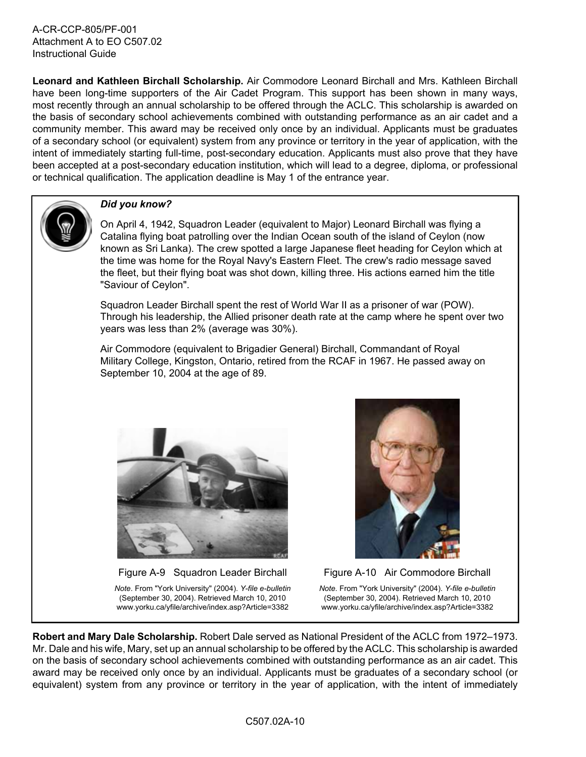**Leonard and Kathleen Birchall Scholarship.** Air Commodore Leonard Birchall and Mrs. Kathleen Birchall have been long-time supporters of the Air Cadet Program. This support has been shown in many ways, most recently through an annual scholarship to be offered through the ACLC. This scholarship is awarded on the basis of secondary school achievements combined with outstanding performance as an air cadet and a community member. This award may be received only once by an individual. Applicants must be graduates of a secondary school (or equivalent) system from any province or territory in the year of application, with the intent of immediately starting full-time, post-secondary education. Applicants must also prove that they have been accepted at a post-secondary education institution, which will lead to a degree, diploma, or professional or technical qualification. The application deadline is May 1 of the entrance year.

> ***Did you know?***
>
> On April 4, 1942, Squadron Leader (equivalent to Major) Leonard Birchall was flying a Catalina flying boat patrolling over the Indian Ocean south of the island of Ceylon (now known as Sri Lanka). The crew spotted a large Japanese fleet heading for Ceylon which at the time was home for the Royal Navy's Eastern Fleet. The crew's radio message saved the fleet, but their flying boat was shot down, killing three. His actions earned him the title "Saviour of Ceylon".
>
> Squadron Leader Birchall spent the rest of World War II as a prisoner of war (POW). Through his leadership, the Allied prisoner death rate at the camp where he spent over two years was less than 2% (average was 30%).
>
> Air Commodore (equivalent to Brigadier General) Birchall, Commandant of Royal Military College, Kingston, Ontario, retired from the RCAF in 1967. He passed away on September 10, 2004 at the age of 89.
>
> Figure A-9 Squadron Leader Birchall
>
> *Note*. From "York University" (2004). *Y-file e-bulletin* (September 30, 2004). Retrieved March 10, 2010 www.yorku.ca/yfile/archive/index.asp?Article=3382
>
> Figure A-10 Air Commodore Birchall
>
> *Note*. From "York University" (2004). *Y-file e-bulletin* (September 30, 2004). Retrieved March 10, 2010 www.yorku.ca/yfile/archive/index.asp?Article=3382

**Robert and Mary Dale Scholarship.** Robert Dale served as National President of the ACLC from 1972–1973. Mr. Dale and his wife, Mary, set up an annual scholarship to be offered by the ACLC. This scholarship is awarded on the basis of secondary school achievements combined with outstanding performance as an air cadet. This award may be received only once by an individual. Applicants must be graduates of a secondary school (or equivalent) system from any province or territory in the year of application, with the intent of immediately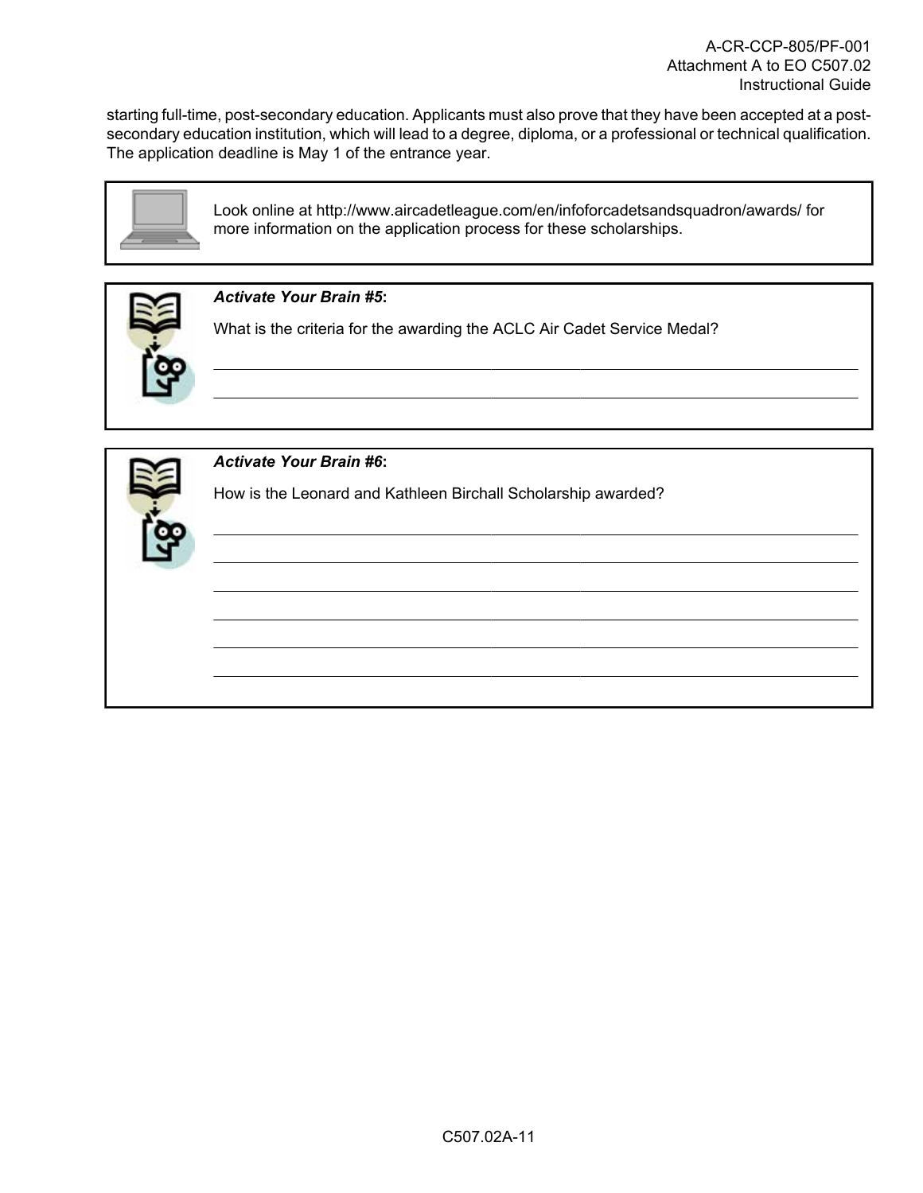starting full-time, post-secondary education. Applicants must also prove that they have been accepted at a post-secondary education institution, which will lead to a degree, diploma, or a professional or technical qualification. The application deadline is May 1 of the entrance year.

> Look online at http://www.aircadetleague.com/en/infoforcadetsandsquadron/awards/ for more information on the application process for these scholarships.

> ***Activate Your Brain #5*:**
>
> What is the criteria for the awarding the ACLC Air Cadet Service Medal?
>
> ___________________________________________________________________________
>
> ___________________________________________________________________________

> ***Activate Your Brain #6*:**
>
> How is the Leonard and Kathleen Birchall Scholarship awarded?
>
> ___________________________________________________________________________
>
> ___________________________________________________________________________
>
> ___________________________________________________________________________
>
> ___________________________________________________________________________
>
> ___________________________________________________________________________
>
> ___________________________________________________________________________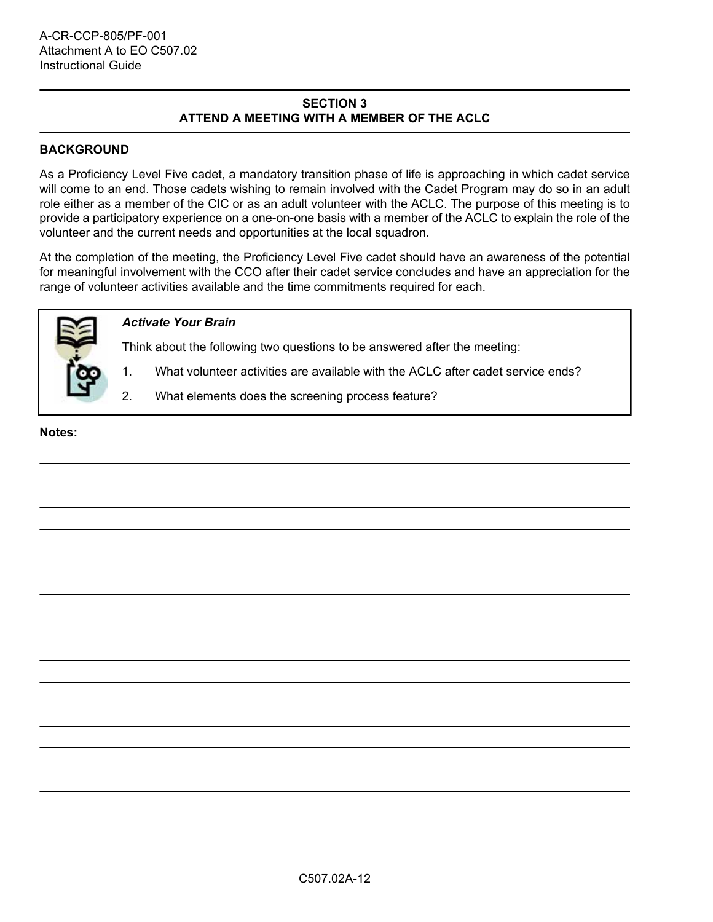## SECTION 3
## ATTEND A MEETING WITH A MEMBER OF THE ACLC

**BACKGROUND**

As a Proficiency Level Five cadet, a mandatory transition phase of life is approaching in which cadet service will come to an end. Those cadets wishing to remain involved with the Cadet Program may do so in an adult role either as a member of the CIC or as an adult volunteer with the ACLC. The purpose of this meeting is to provide a participatory experience on a one-on-one basis with a member of the ACLC to explain the role of the volunteer and the current needs and opportunities at the local squadron.

At the completion of the meeting, the Proficiency Level Five cadet should have an awareness of the potential for meaningful involvement with the CCO after their cadet service concludes and have an appreciation for the range of volunteer activities available and the time commitments required for each.

> ***Activate Your Brain***
>
> Think about the following two questions to be answered after the meeting:
>
> 1. What volunteer activities are available with the ACLC after cadet service ends?
> 2. What elements does the screening process feature?

**Notes:**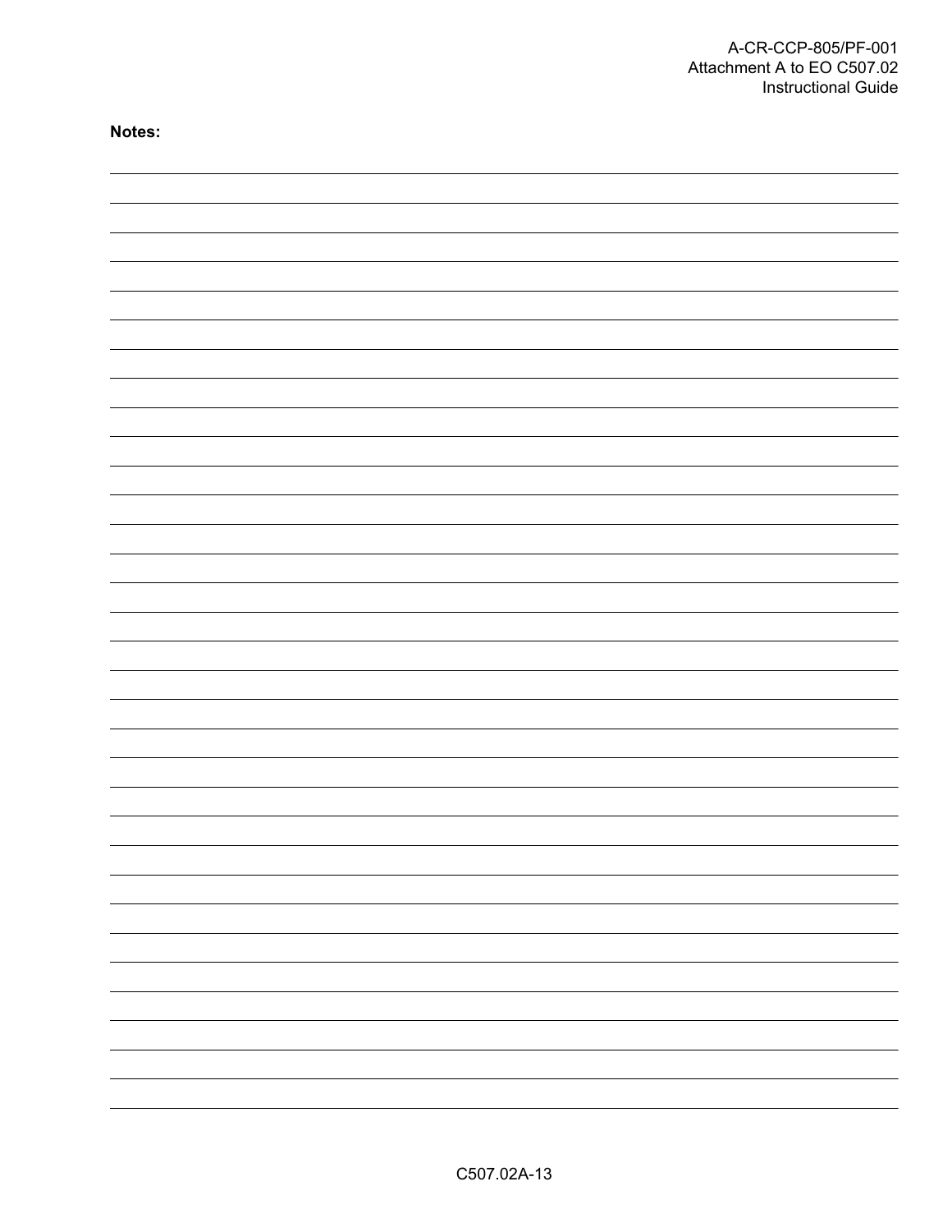**Notes:**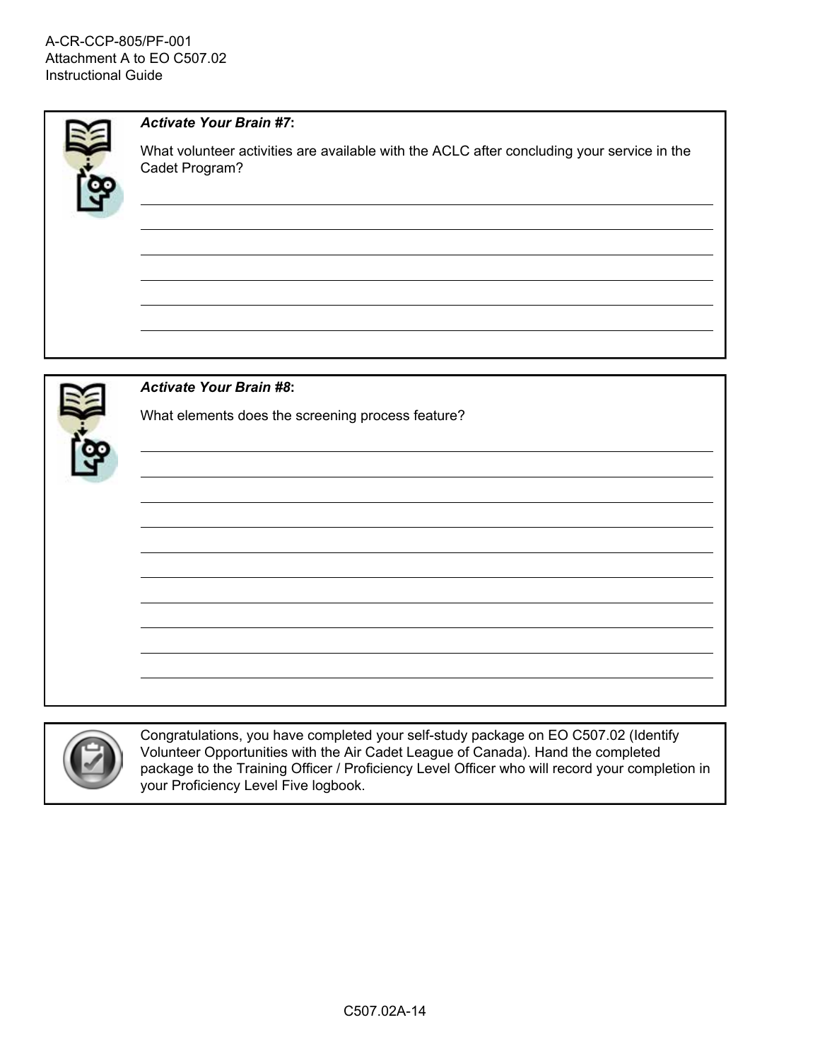***Activate Your Brain #7*:**

What volunteer activities are available with the ACLC after concluding your service in the Cadet Program?

______________________________________________________________________

______________________________________________________________________

______________________________________________________________________

______________________________________________________________________

______________________________________________________________________

______________________________________________________________________

***Activate Your Brain #8*:**

What elements does the screening process feature?

______________________________________________________________________

______________________________________________________________________

______________________________________________________________________

______________________________________________________________________

______________________________________________________________________

______________________________________________________________________

______________________________________________________________________

______________________________________________________________________

______________________________________________________________________

______________________________________________________________________

Congratulations, you have completed your self-study package on EO C507.02 (Identify Volunteer Opportunities with the Air Cadet League of Canada). Hand the completed package to the Training Officer / Proficiency Level Officer who will record your completion in your Proficiency Level Five logbook.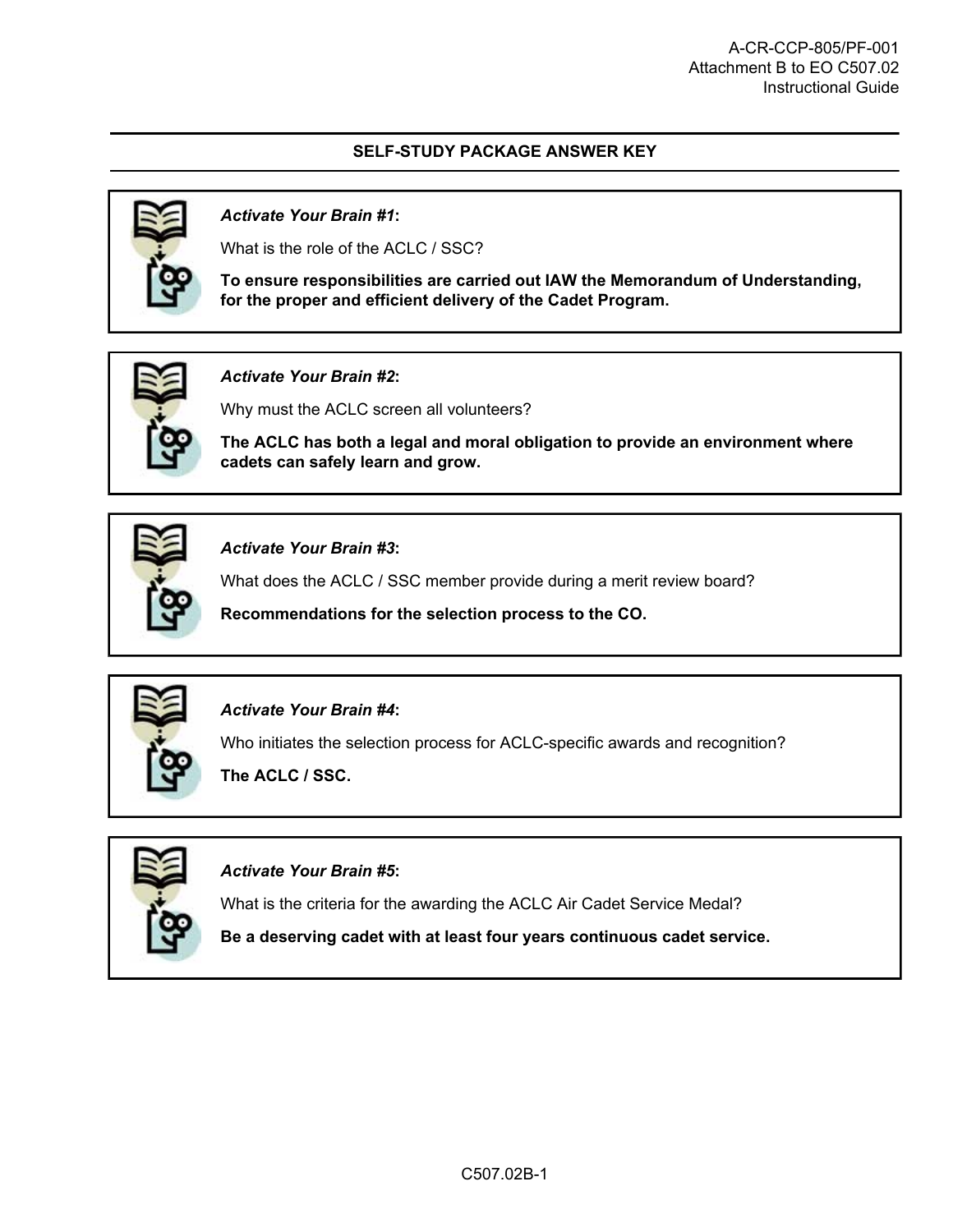## SELF-STUDY PACKAGE ANSWER KEY

***Activate Your Brain #1*:**

What is the role of the ACLC / SSC?

**To ensure responsibilities are carried out IAW the Memorandum of Understanding, for the proper and efficient delivery of the Cadet Program.**

***Activate Your Brain #2*:**

Why must the ACLC screen all volunteers?

**The ACLC has both a legal and moral obligation to provide an environment where cadets can safely learn and grow.**

***Activate Your Brain #3*:**

What does the ACLC / SSC member provide during a merit review board?

**Recommendations for the selection process to the CO.**

***Activate Your Brain #4*:**

Who initiates the selection process for ACLC-specific awards and recognition?

**The ACLC / SSC.**

***Activate Your Brain #5*:**

What is the criteria for the awarding the ACLC Air Cadet Service Medal?

**Be a deserving cadet with at least four years continuous cadet service.**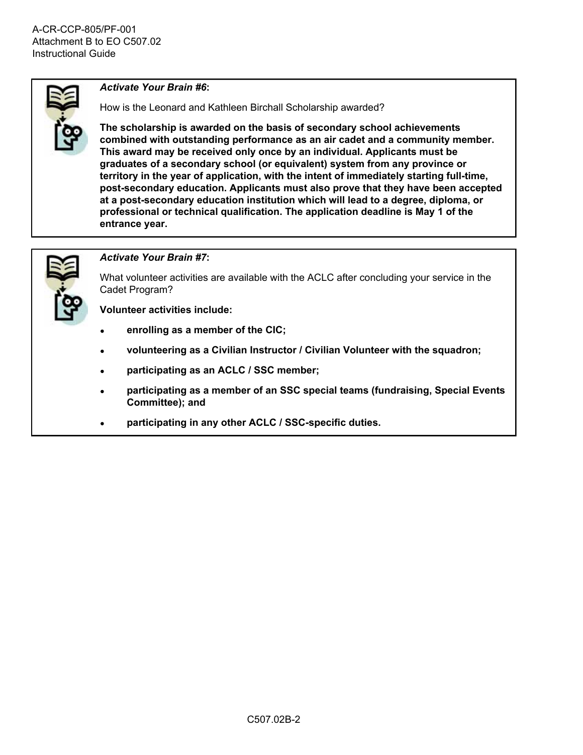***Activate Your Brain #6*:**

How is the Leonard and Kathleen Birchall Scholarship awarded?

**The scholarship is awarded on the basis of secondary school achievements combined with outstanding performance as an air cadet and a community member. This award may be received only once by an individual. Applicants must be graduates of a secondary school (or equivalent) system from any province or territory in the year of application, with the intent of immediately starting full-time, post-secondary education. Applicants must also prove that they have been accepted at a post-secondary education institution which will lead to a degree, diploma, or professional or technical qualification. The application deadline is May 1 of the entrance year.**

***Activate Your Brain #7*:**

What volunteer activities are available with the ACLC after concluding your service in the Cadet Program?

**Volunteer activities include:**

- **enrolling as a member of the CIC;**
- **volunteering as a Civilian Instructor / Civilian Volunteer with the squadron;**
- **participating as an ACLC / SSC member;**
- **participating as a member of an SSC special teams (fundraising, Special Events Committee); and**
- **participating in any other ACLC / SSC-specific duties.**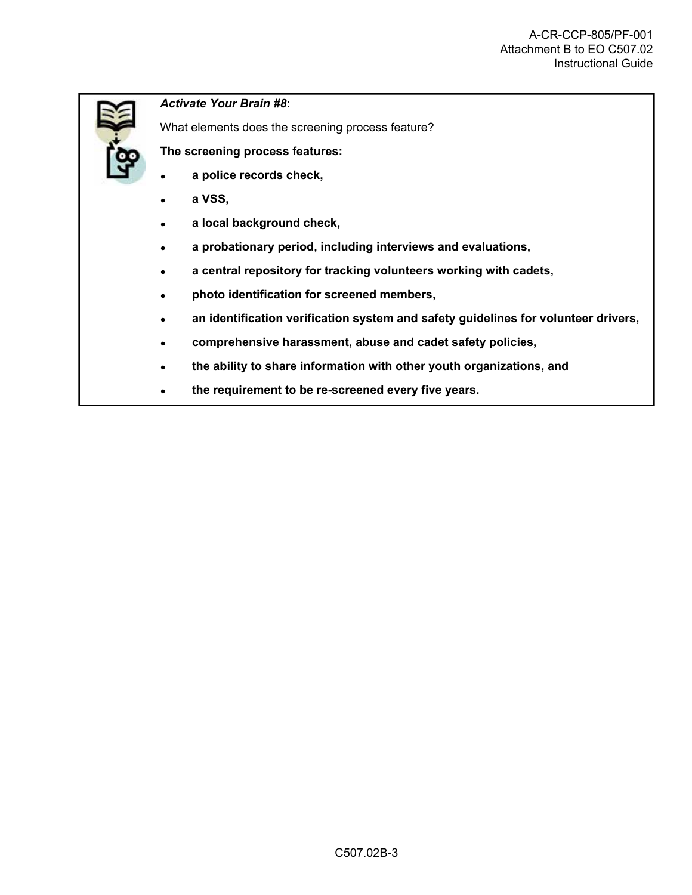***Activate Your Brain #8*:**

What elements does the screening process feature?

**The screening process features:**

- **a police records check,**
- **a VSS,**
- **a local background check,**
- **a probationary period, including interviews and evaluations,**
- **a central repository for tracking volunteers working with cadets,**
- **photo identification for screened members,**
- **an identification verification system and safety guidelines for volunteer drivers,**
- **comprehensive harassment, abuse and cadet safety policies,**
- **the ability to share information with other youth organizations, and**
- **the requirement to be re-screened every five years.**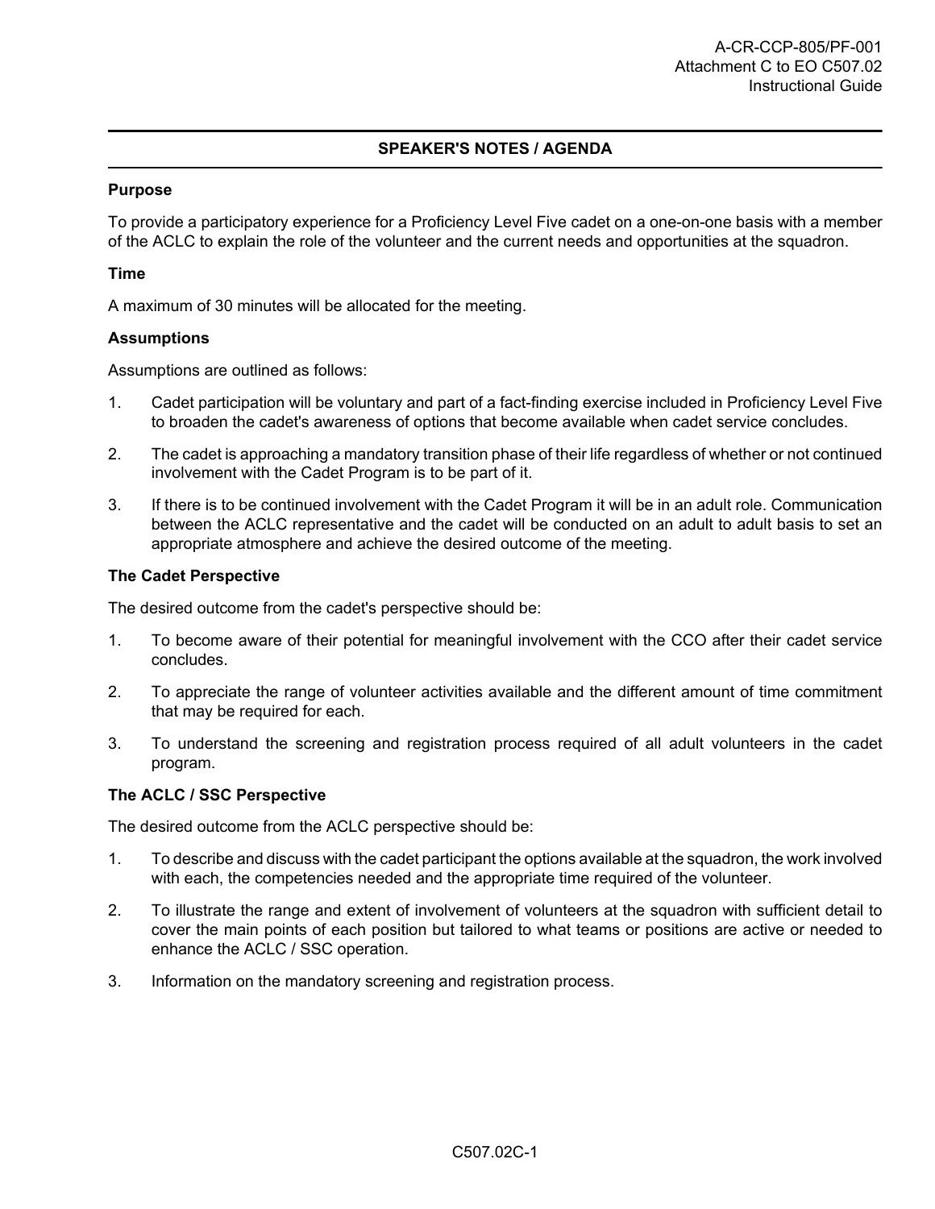## SPEAKER'S NOTES / AGENDA

**Purpose**

To provide a participatory experience for a Proficiency Level Five cadet on a one-on-one basis with a member of the ACLC to explain the role of the volunteer and the current needs and opportunities at the squadron.

**Time**

A maximum of 30 minutes will be allocated for the meeting.

**Assumptions**

Assumptions are outlined as follows:

1. Cadet participation will be voluntary and part of a fact-finding exercise included in Proficiency Level Five to broaden the cadet's awareness of options that become available when cadet service concludes.
2. The cadet is approaching a mandatory transition phase of their life regardless of whether or not continued involvement with the Cadet Program is to be part of it.
3. If there is to be continued involvement with the Cadet Program it will be in an adult role. Communication between the ACLC representative and the cadet will be conducted on an adult to adult basis to set an appropriate atmosphere and achieve the desired outcome of the meeting.

**The Cadet Perspective**

The desired outcome from the cadet's perspective should be:

1. To become aware of their potential for meaningful involvement with the CCO after their cadet service concludes.
2. To appreciate the range of volunteer activities available and the different amount of time commitment that may be required for each.
3. To understand the screening and registration process required of all adult volunteers in the cadet program.

**The ACLC / SSC Perspective**

The desired outcome from the ACLC perspective should be:

1. To describe and discuss with the cadet participant the options available at the squadron, the work involved with each, the competencies needed and the appropriate time required of the volunteer.
2. To illustrate the range and extent of involvement of volunteers at the squadron with sufficient detail to cover the main points of each position but tailored to what teams or positions are active or needed to enhance the ACLC / SSC operation.
3. Information on the mandatory screening and registration process.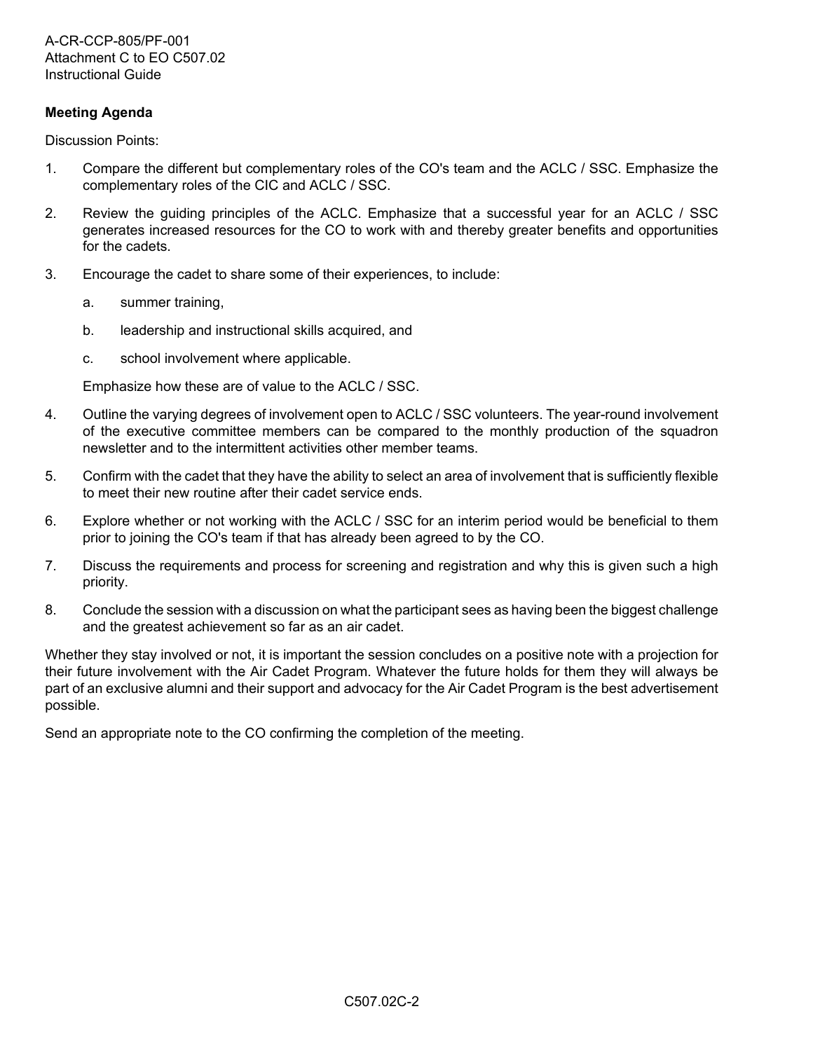**Meeting Agenda**

Discussion Points:

1. Compare the different but complementary roles of the CO's team and the ACLC / SSC. Emphasize the complementary roles of the CIC and ACLC / SSC.
2. Review the guiding principles of the ACLC. Emphasize that a successful year for an ACLC / SSC generates increased resources for the CO to work with and thereby greater benefits and opportunities for the cadets.
3. Encourage the cadet to share some of their experiences, to include:
   a. summer training,
   b. leadership and instructional skills acquired, and
   c. school involvement where applicable.

   Emphasize how these are of value to the ACLC / SSC.
4. Outline the varying degrees of involvement open to ACLC / SSC volunteers. The year-round involvement of the executive committee members can be compared to the monthly production of the squadron newsletter and to the intermittent activities other member teams.
5. Confirm with the cadet that they have the ability to select an area of involvement that is sufficiently flexible to meet their new routine after their cadet service ends.
6. Explore whether or not working with the ACLC / SSC for an interim period would be beneficial to them prior to joining the CO's team if that has already been agreed to by the CO.
7. Discuss the requirements and process for screening and registration and why this is given such a high priority.
8. Conclude the session with a discussion on what the participant sees as having been the biggest challenge and the greatest achievement so far as an air cadet.

Whether they stay involved or not, it is important the session concludes on a positive note with a projection for their future involvement with the Air Cadet Program. Whatever the future holds for them they will always be part of an exclusive alumni and their support and advocacy for the Air Cadet Program is the best advertisement possible.

Send an appropriate note to the CO confirming the completion of the meeting.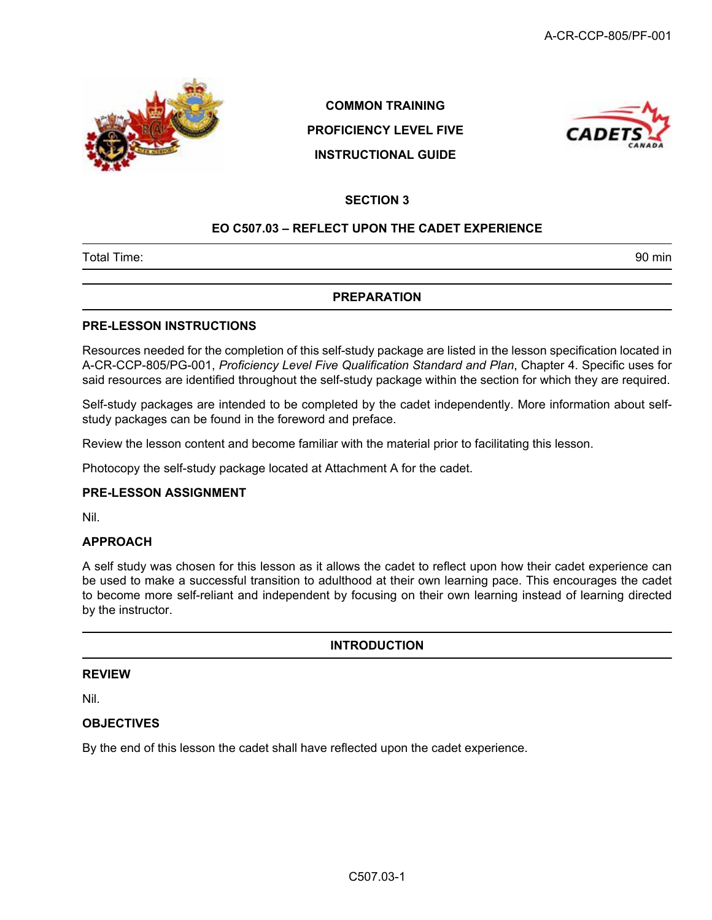COMMON TRAINING

PROFICIENCY LEVEL FIVE

INSTRUCTIONAL GUIDE

## SECTION 3

## EO C507.03 – REFLECT UPON THE CADET EXPERIENCE

| Total Time: | 90 min |
|---|---|

## PREPARATION

### PRE-LESSON INSTRUCTIONS

Resources needed for the completion of this self-study package are listed in the lesson specification located in A-CR-CCP-805/PG-001, *Proficiency Level Five Qualification Standard and Plan*, Chapter 4. Specific uses for said resources are identified throughout the self-study package within the section for which they are required.

Self-study packages are intended to be completed by the cadet independently. More information about self-study packages can be found in the foreword and preface.

Review the lesson content and become familiar with the material prior to facilitating this lesson.

Photocopy the self-study package located at Attachment A for the cadet.

### PRE-LESSON ASSIGNMENT

Nil.

### APPROACH

A self study was chosen for this lesson as it allows the cadet to reflect upon how their cadet experience can be used to make a successful transition to adulthood at their own learning pace. This encourages the cadet to become more self-reliant and independent by focusing on their own learning instead of learning directed by the instructor.

## INTRODUCTION

### REVIEW

Nil.

### OBJECTIVES

By the end of this lesson the cadet shall have reflected upon the cadet experience.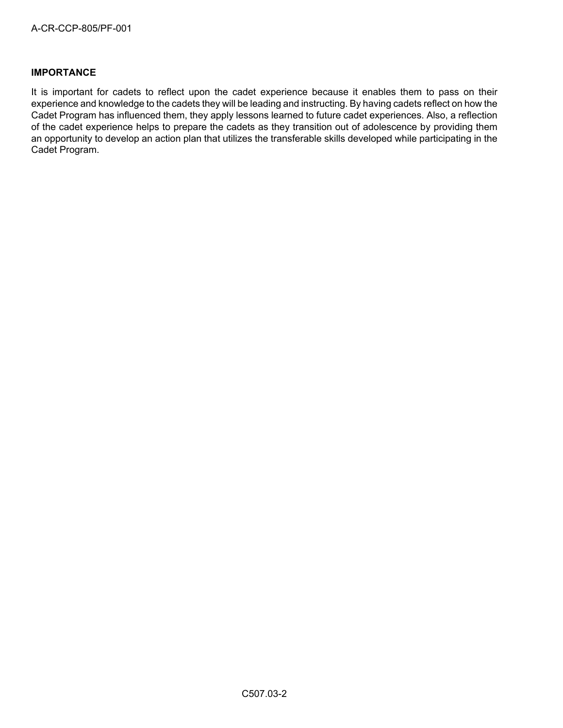**IMPORTANCE**

It is important for cadets to reflect upon the cadet experience because it enables them to pass on their experience and knowledge to the cadets they will be leading and instructing. By having cadets reflect on how the Cadet Program has influenced them, they apply lessons learned to future cadet experiences. Also, a reflection of the cadet experience helps to prepare the cadets as they transition out of adolescence by providing them an opportunity to develop an action plan that utilizes the transferable skills developed while participating in the Cadet Program.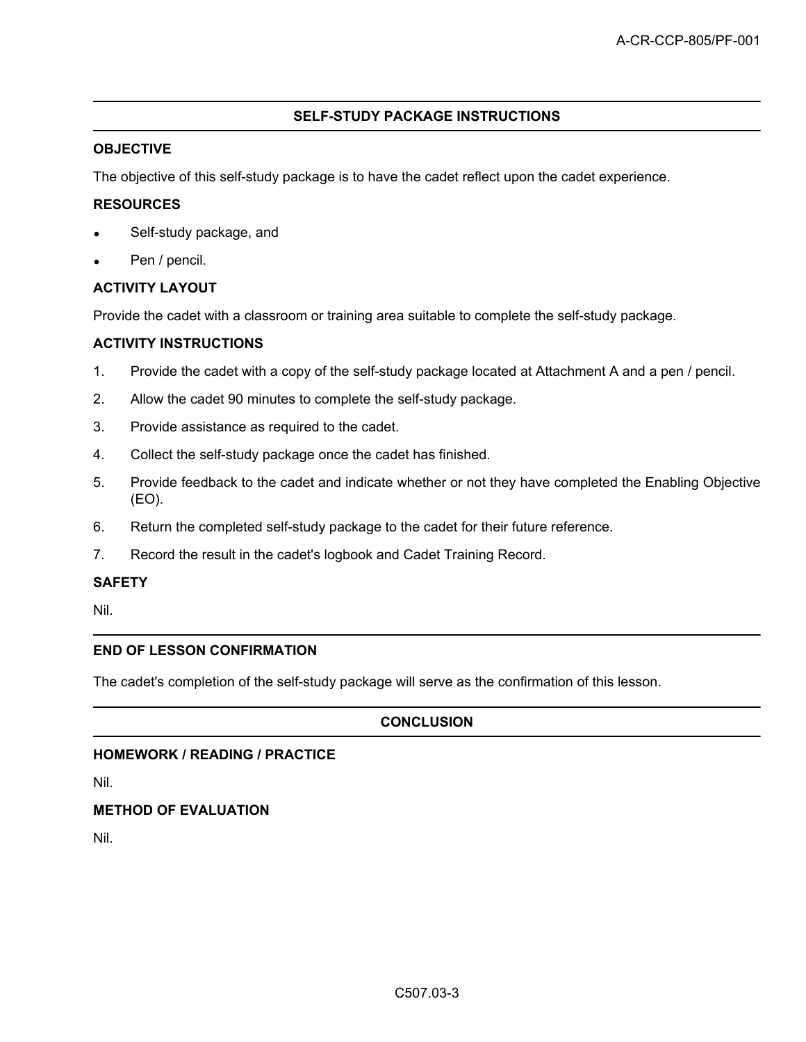## SELF-STUDY PACKAGE INSTRUCTIONS

### OBJECTIVE

The objective of this self-study package is to have the cadet reflect upon the cadet experience.

### RESOURCES

- Self-study package, and
- Pen / pencil.

### ACTIVITY LAYOUT

Provide the cadet with a classroom or training area suitable to complete the self-study package.

### ACTIVITY INSTRUCTIONS

1. Provide the cadet with a copy of the self-study package located at Attachment A and a pen / pencil.
2. Allow the cadet 90 minutes to complete the self-study package.
3. Provide assistance as required to the cadet.
4. Collect the self-study package once the cadet has finished.
5. Provide feedback to the cadet and indicate whether or not they have completed the Enabling Objective (EO).
6. Return the completed self-study package to the cadet for their future reference.
7. Record the result in the cadet's logbook and Cadet Training Record.

### SAFETY

Nil.

### END OF LESSON CONFIRMATION

The cadet's completion of the self-study package will serve as the confirmation of this lesson.

## CONCLUSION

### HOMEWORK / READING / PRACTICE

Nil.

### METHOD OF EVALUATION

Nil.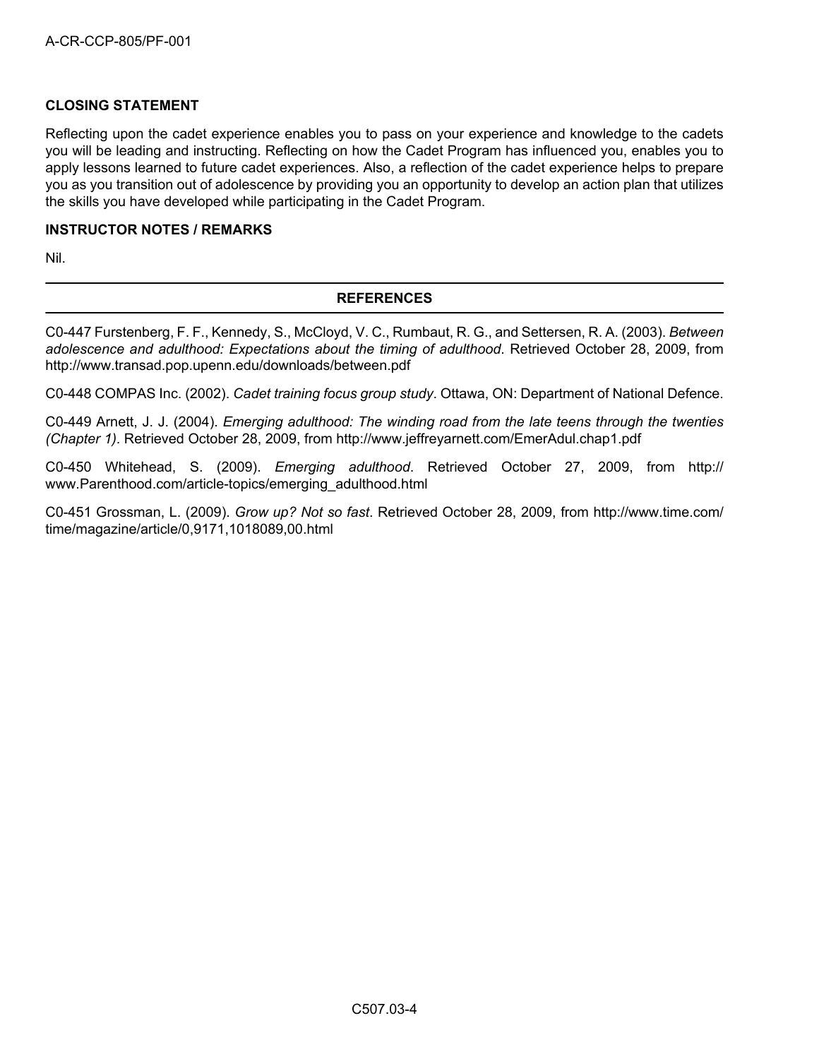**CLOSING STATEMENT**

Reflecting upon the cadet experience enables you to pass on your experience and knowledge to the cadets you will be leading and instructing. Reflecting on how the Cadet Program has influenced you, enables you to apply lessons learned to future cadet experiences. Also, a reflection of the cadet experience helps to prepare you as you transition out of adolescence by providing you an opportunity to develop an action plan that utilizes the skills you have developed while participating in the Cadet Program.

**INSTRUCTOR NOTES / REMARKS**

Nil.

---

**REFERENCES**

---

C0-447 Furstenberg, F. F., Kennedy, S., McCloyd, V. C., Rumbaut, R. G., and Settersen, R. A. (2003). *Between adolescence and adulthood: Expectations about the timing of adulthood*. Retrieved October 28, 2009, from http://www.transad.pop.upenn.edu/downloads/between.pdf

C0-448 COMPAS Inc. (2002). *Cadet training focus group study*. Ottawa, ON: Department of National Defence.

C0-449 Arnett, J. J. (2004). *Emerging adulthood: The winding road from the late teens through the twenties (Chapter 1)*. Retrieved October 28, 2009, from http://www.jeffreyarnett.com/EmerAdul.chap1.pdf

C0-450 Whitehead, S. (2009). *Emerging adulthood*. Retrieved October 27, 2009, from http://www.Parenthood.com/article-topics/emerging_adulthood.html

C0-451 Grossman, L. (2009). *Grow up? Not so fast*. Retrieved October 28, 2009, from http://www.time.com/time/magazine/article/0,9171,1018089,00.html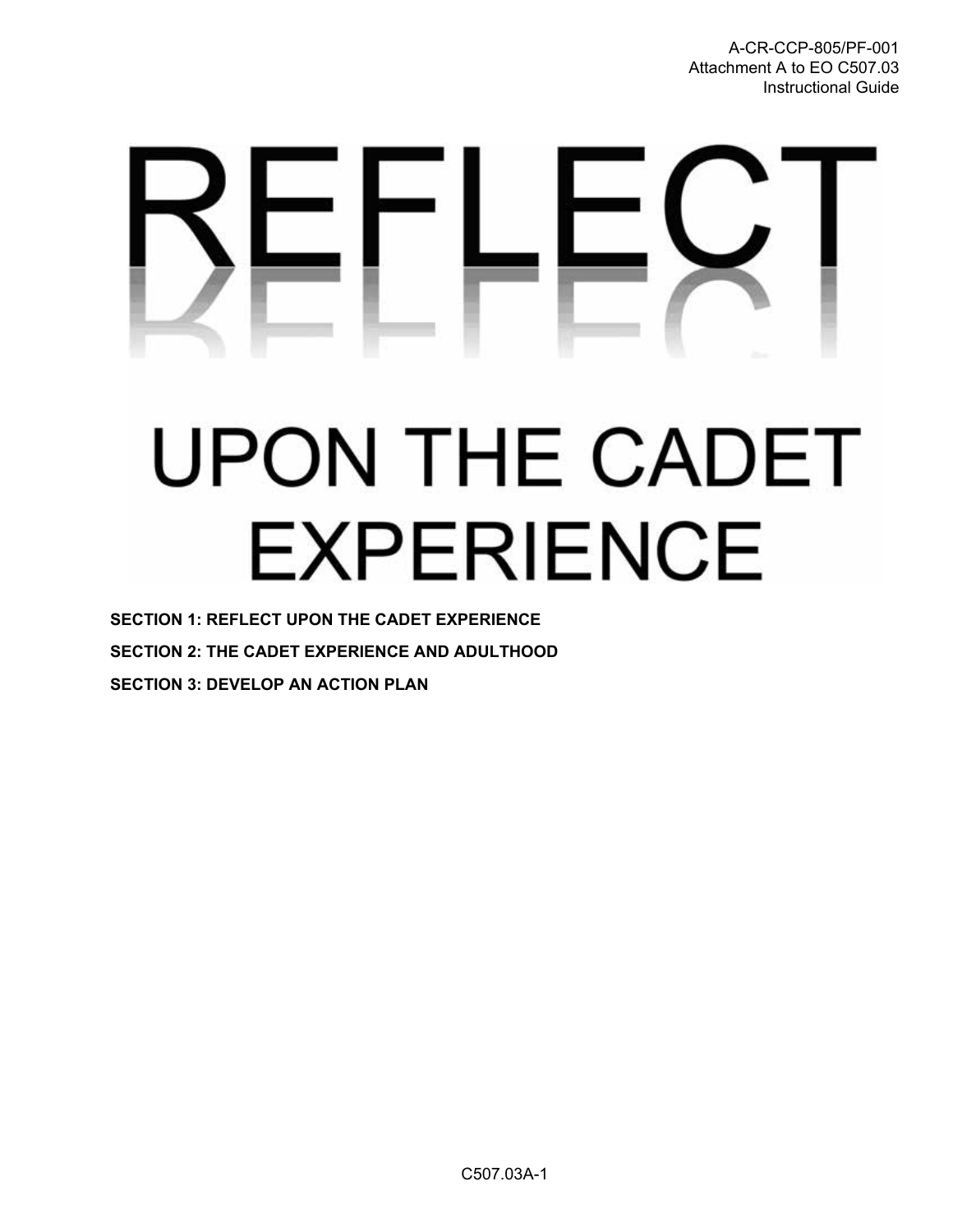# REFLECT

# UPON THE CADET EXPERIENCE

**SECTION 1: REFLECT UPON THE CADET EXPERIENCE**

**SECTION 2: THE CADET EXPERIENCE AND ADULTHOOD**

**SECTION 3: DEVELOP AN ACTION PLAN**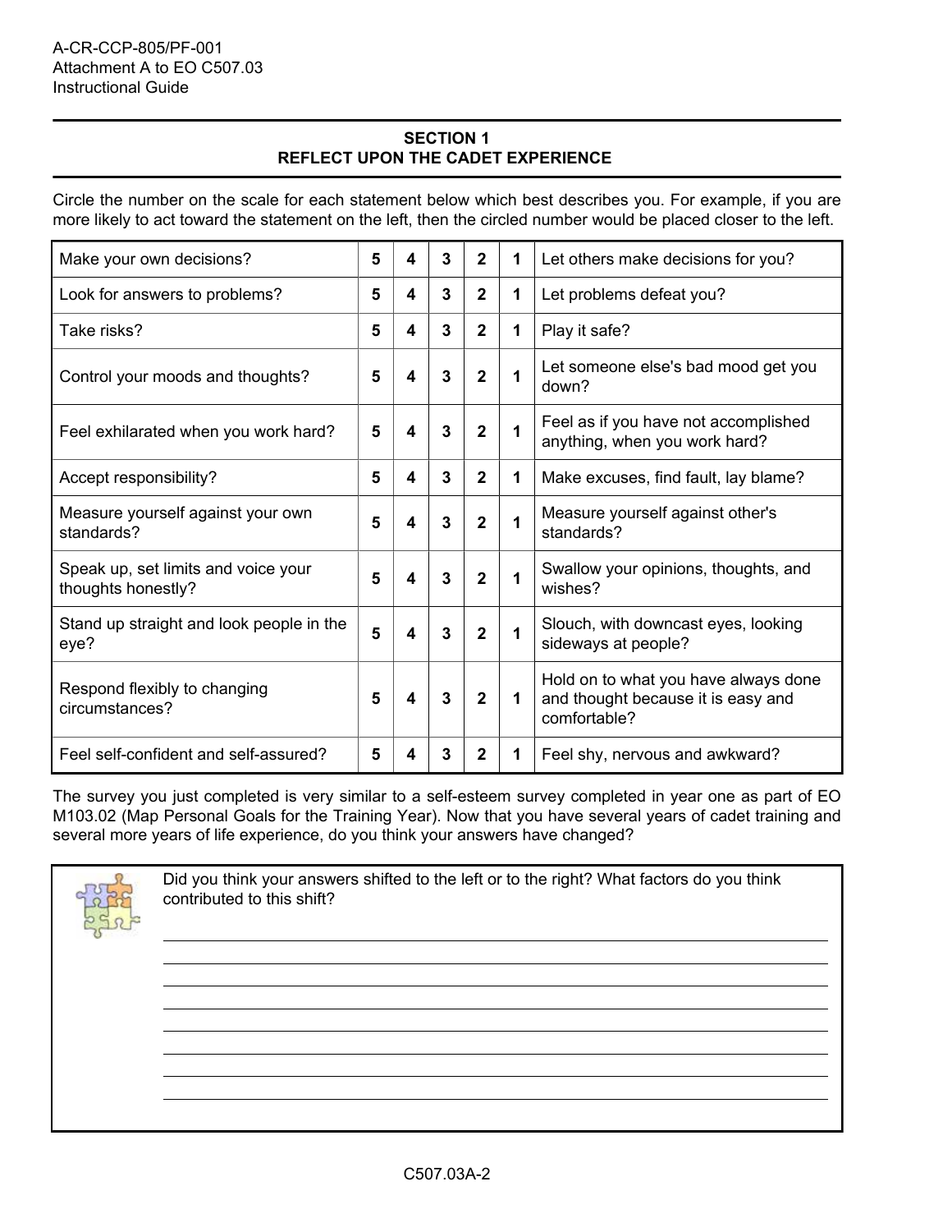## SECTION 1
## REFLECT UPON THE CADET EXPERIENCE

Circle the number on the scale for each statement below which best describes you. For example, if you are more likely to act toward the statement on the left, then the circled number would be placed closer to the left.

| | | | | | | |
|---|---|---|---|---|---|---|
| Make your own decisions? | **5** | **4** | **3** | **2** | **1** | Let others make decisions for you? |
| Look for answers to problems? | **5** | **4** | **3** | **2** | **1** | Let problems defeat you? |
| Take risks? | **5** | **4** | **3** | **2** | **1** | Play it safe? |
| Control your moods and thoughts? | **5** | **4** | **3** | **2** | **1** | Let someone else's bad mood get you down? |
| Feel exhilarated when you work hard? | **5** | **4** | **3** | **2** | **1** | Feel as if you have not accomplished anything, when you work hard? |
| Accept responsibility? | **5** | **4** | **3** | **2** | **1** | Make excuses, find fault, lay blame? |
| Measure yourself against your own standards? | **5** | **4** | **3** | **2** | **1** | Measure yourself against other's standards? |
| Speak up, set limits and voice your thoughts honestly? | **5** | **4** | **3** | **2** | **1** | Swallow your opinions, thoughts, and wishes? |
| Stand up straight and look people in the eye? | **5** | **4** | **3** | **2** | **1** | Slouch, with downcast eyes, looking sideways at people? |
| Respond flexibly to changing circumstances? | **5** | **4** | **3** | **2** | **1** | Hold on to what you have always done and thought because it is easy and comfortable? |
| Feel self-confident and self-assured? | **5** | **4** | **3** | **2** | **1** | Feel shy, nervous and awkward? |

The survey you just completed is very similar to a self-esteem survey completed in year one as part of EO M103.02 (Map Personal Goals for the Training Year). Now that you have several years of cadet training and several more years of life experience, do you think your answers have changed?

Did you think your answers shifted to the left or to the right? What factors do you think contributed to this shift?

\_\_\_\_\_\_\_\_\_\_\_\_\_\_\_\_\_\_\_\_\_\_\_\_\_\_\_\_\_\_\_\_\_\_\_\_\_\_\_\_\_\_\_\_\_\_\_\_\_\_\_\_\_\_\_\_\_\_\_\_

\_\_\_\_\_\_\_\_\_\_\_\_\_\_\_\_\_\_\_\_\_\_\_\_\_\_\_\_\_\_\_\_\_\_\_\_\_\_\_\_\_\_\_\_\_\_\_\_\_\_\_\_\_\_\_\_\_\_\_\_

\_\_\_\_\_\_\_\_\_\_\_\_\_\_\_\_\_\_\_\_\_\_\_\_\_\_\_\_\_\_\_\_\_\_\_\_\_\_\_\_\_\_\_\_\_\_\_\_\_\_\_\_\_\_\_\_\_\_\_\_

\_\_\_\_\_\_\_\_\_\_\_\_\_\_\_\_\_\_\_\_\_\_\_\_\_\_\_\_\_\_\_\_\_\_\_\_\_\_\_\_\_\_\_\_\_\_\_\_\_\_\_\_\_\_\_\_\_\_\_\_

\_\_\_\_\_\_\_\_\_\_\_\_\_\_\_\_\_\_\_\_\_\_\_\_\_\_\_\_\_\_\_\_\_\_\_\_\_\_\_\_\_\_\_\_\_\_\_\_\_\_\_\_\_\_\_\_\_\_\_\_

\_\_\_\_\_\_\_\_\_\_\_\_\_\_\_\_\_\_\_\_\_\_\_\_\_\_\_\_\_\_\_\_\_\_\_\_\_\_\_\_\_\_\_\_\_\_\_\_\_\_\_\_\_\_\_\_\_\_\_\_

\_\_\_\_\_\_\_\_\_\_\_\_\_\_\_\_\_\_\_\_\_\_\_\_\_\_\_\_\_\_\_\_\_\_\_\_\_\_\_\_\_\_\_\_\_\_\_\_\_\_\_\_\_\_\_\_\_\_\_\_

\_\_\_\_\_\_\_\_\_\_\_\_\_\_\_\_\_\_\_\_\_\_\_\_\_\_\_\_\_\_\_\_\_\_\_\_\_\_\_\_\_\_\_\_\_\_\_\_\_\_\_\_\_\_\_\_\_\_\_\_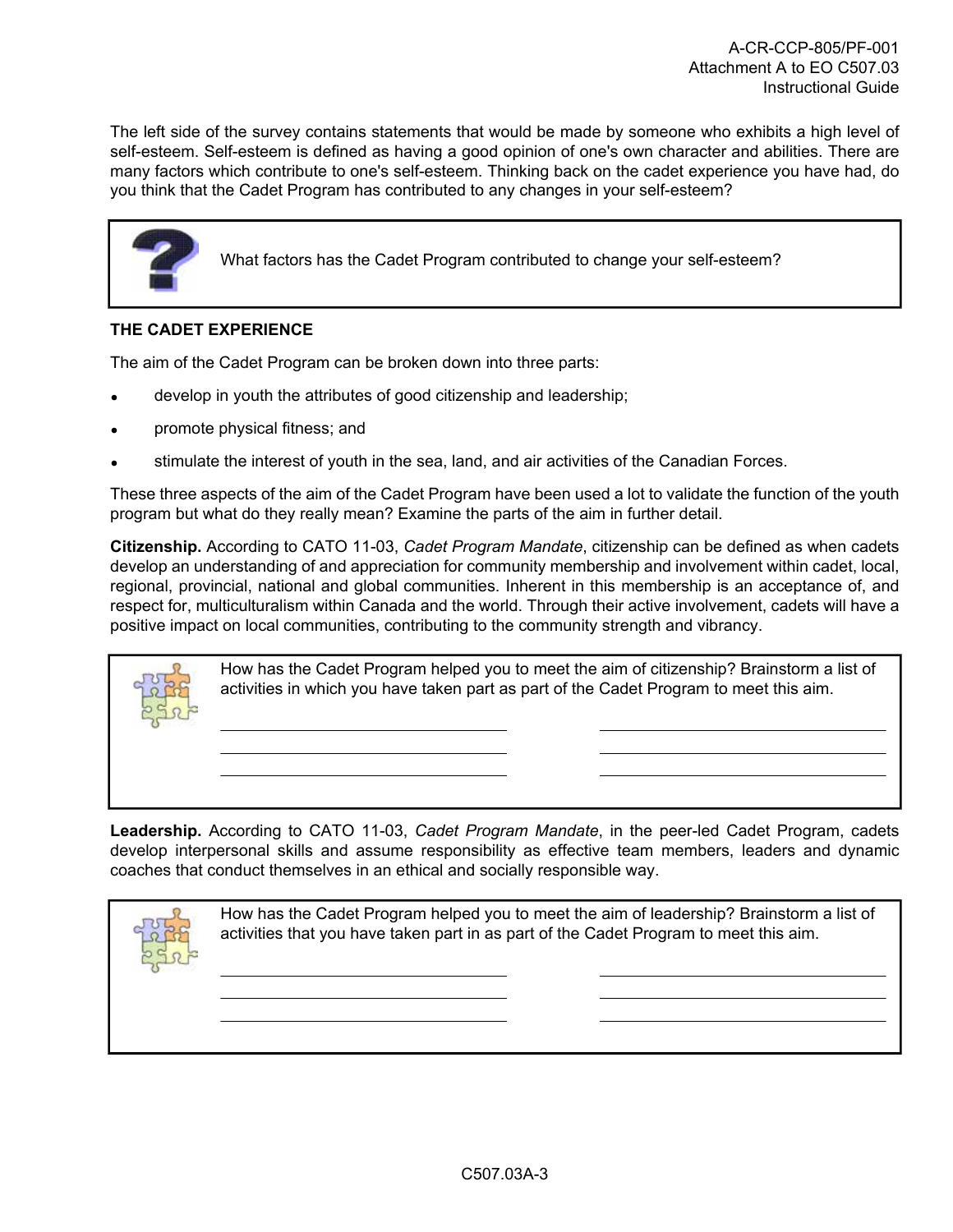The left side of the survey contains statements that would be made by someone who exhibits a high level of self-esteem. Self-esteem is defined as having a good opinion of one's own character and abilities. There are many factors which contribute to one's self-esteem. Thinking back on the cadet experience you have had, do you think that the Cadet Program has contributed to any changes in your self-esteem?

> What factors has the Cadet Program contributed to change your self-esteem?

## THE CADET EXPERIENCE

The aim of the Cadet Program can be broken down into three parts:

- develop in youth the attributes of good citizenship and leadership;
- promote physical fitness; and
- stimulate the interest of youth in the sea, land, and air activities of the Canadian Forces.

These three aspects of the aim of the Cadet Program have been used a lot to validate the function of the youth program but what do they really mean? Examine the parts of the aim in further detail.

**Citizenship.** According to CATO 11-03, *Cadet Program Mandate*, citizenship can be defined as when cadets develop an understanding of and appreciation for community membership and involvement within cadet, local, regional, provincial, national and global communities. Inherent in this membership is an acceptance of, and respect for, multiculturalism within Canada and the world. Through their active involvement, cadets will have a positive impact on local communities, contributing to the community strength and vibrancy.

> How has the Cadet Program helped you to meet the aim of citizenship? Brainstorm a list of activities in which you have taken part as part of the Cadet Program to meet this aim.
>
> ______________________________ ______________________________
>
> ______________________________ ______________________________
>
> ______________________________ ______________________________

**Leadership.** According to CATO 11-03, *Cadet Program Mandate*, in the peer-led Cadet Program, cadets develop interpersonal skills and assume responsibility as effective team members, leaders and dynamic coaches that conduct themselves in an ethical and socially responsible way.

> How has the Cadet Program helped you to meet the aim of leadership? Brainstorm a list of activities that you have taken part in as part of the Cadet Program to meet this aim.
>
> ______________________________ ______________________________
>
> ______________________________ ______________________________
>
> ______________________________ ______________________________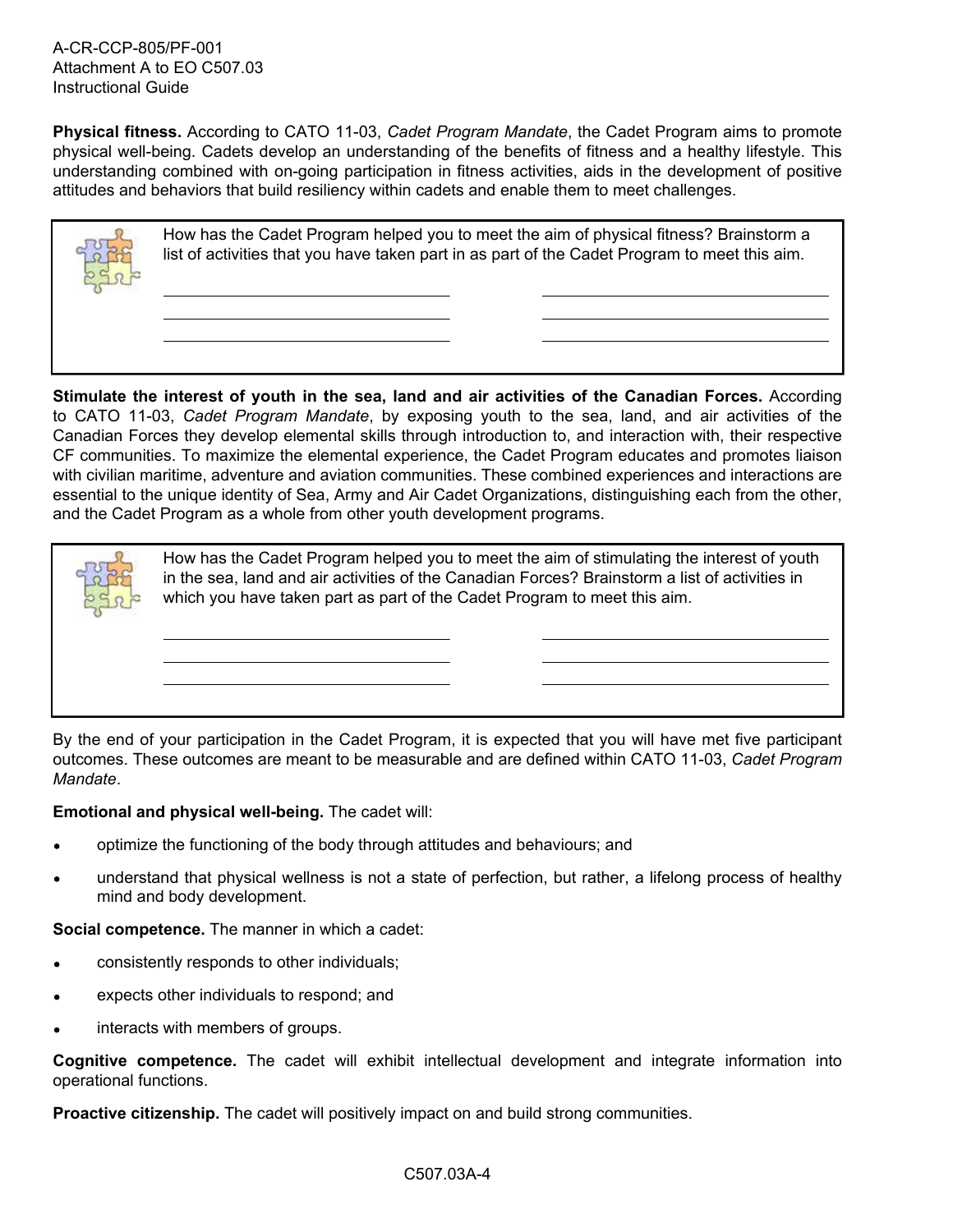**Physical fitness.** According to CATO 11-03, *Cadet Program Mandate*, the Cadet Program aims to promote physical well-being. Cadets develop an understanding of the benefits of fitness and a healthy lifestyle. This understanding combined with on-going participation in fitness activities, aids in the development of positive attitudes and behaviors that build resiliency within cadets and enable them to meet challenges.

> How has the Cadet Program helped you to meet the aim of physical fitness? Brainstorm a list of activities that you have taken part in as part of the Cadet Program to meet this aim.
>
> ______________________________ ______________________________
>
> ______________________________ ______________________________
>
> ______________________________ ______________________________

**Stimulate the interest of youth in the sea, land and air activities of the Canadian Forces.** According to CATO 11-03, *Cadet Program Mandate*, by exposing youth to the sea, land, and air activities of the Canadian Forces they develop elemental skills through introduction to, and interaction with, their respective CF communities. To maximize the elemental experience, the Cadet Program educates and promotes liaison with civilian maritime, adventure and aviation communities. These combined experiences and interactions are essential to the unique identity of Sea, Army and Air Cadet Organizations, distinguishing each from the other, and the Cadet Program as a whole from other youth development programs.

> How has the Cadet Program helped you to meet the aim of stimulating the interest of youth in the sea, land and air activities of the Canadian Forces? Brainstorm a list of activities in which you have taken part as part of the Cadet Program to meet this aim.
>
> ______________________________ ______________________________
>
> ______________________________ ______________________________
>
> ______________________________ ______________________________

By the end of your participation in the Cadet Program, it is expected that you will have met five participant outcomes. These outcomes are meant to be measurable and are defined within CATO 11-03, *Cadet Program Mandate*.

**Emotional and physical well-being.** The cadet will:

- optimize the functioning of the body through attitudes and behaviours; and
- understand that physical wellness is not a state of perfection, but rather, a lifelong process of healthy mind and body development.

**Social competence.** The manner in which a cadet:

- consistently responds to other individuals;
- expects other individuals to respond; and
- interacts with members of groups.

**Cognitive competence.** The cadet will exhibit intellectual development and integrate information into operational functions.

**Proactive citizenship.** The cadet will positively impact on and build strong communities.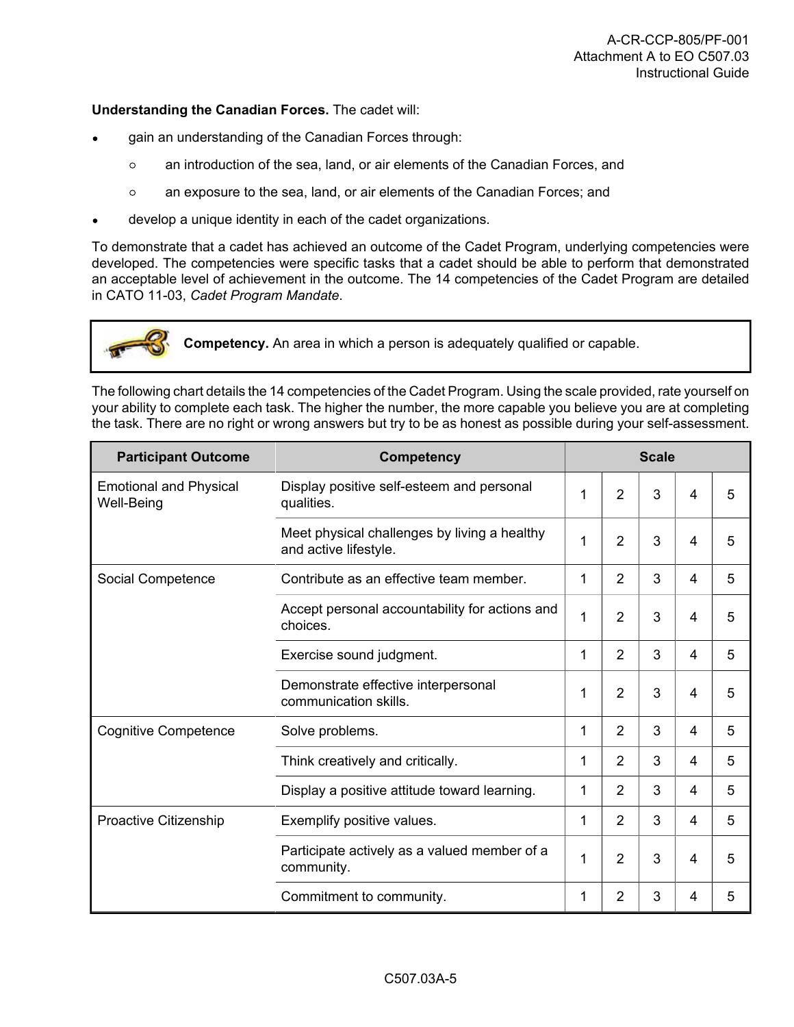**Understanding the Canadian Forces.** The cadet will:

- gain an understanding of the Canadian Forces through:
  - an introduction of the sea, land, or air elements of the Canadian Forces, and
  - an exposure to the sea, land, or air elements of the Canadian Forces; and
- develop a unique identity in each of the cadet organizations.

To demonstrate that a cadet has achieved an outcome of the Cadet Program, underlying competencies were developed. The competencies were specific tasks that a cadet should be able to perform that demonstrated an acceptable level of achievement in the outcome. The 14 competencies of the Cadet Program are detailed in CATO 11-03, *Cadet Program Mandate*.

> **Competency.** An area in which a person is adequately qualified or capable.

The following chart details the 14 competencies of the Cadet Program. Using the scale provided, rate yourself on your ability to complete each task. The higher the number, the more capable you believe you are at completing the task. There are no right or wrong answers but try to be as honest as possible during your self-assessment.

| Participant Outcome | Competency | Scale | | | | |
|---|---|---|---|---|---|---|
| Emotional and Physical Well-Being | Display positive self-esteem and personal qualities. | 1 | 2 | 3 | 4 | 5 |
| | Meet physical challenges by living a healthy and active lifestyle. | 1 | 2 | 3 | 4 | 5 |
| Social Competence | Contribute as an effective team member. | 1 | 2 | 3 | 4 | 5 |
| | Accept personal accountability for actions and choices. | 1 | 2 | 3 | 4 | 5 |
| | Exercise sound judgment. | 1 | 2 | 3 | 4 | 5 |
| | Demonstrate effective interpersonal communication skills. | 1 | 2 | 3 | 4 | 5 |
| Cognitive Competence | Solve problems. | 1 | 2 | 3 | 4 | 5 |
| | Think creatively and critically. | 1 | 2 | 3 | 4 | 5 |
| | Display a positive attitude toward learning. | 1 | 2 | 3 | 4 | 5 |
| Proactive Citizenship | Exemplify positive values. | 1 | 2 | 3 | 4 | 5 |
| | Participate actively as a valued member of a community. | 1 | 2 | 3 | 4 | 5 |
| | Commitment to community. | 1 | 2 | 3 | 4 | 5 |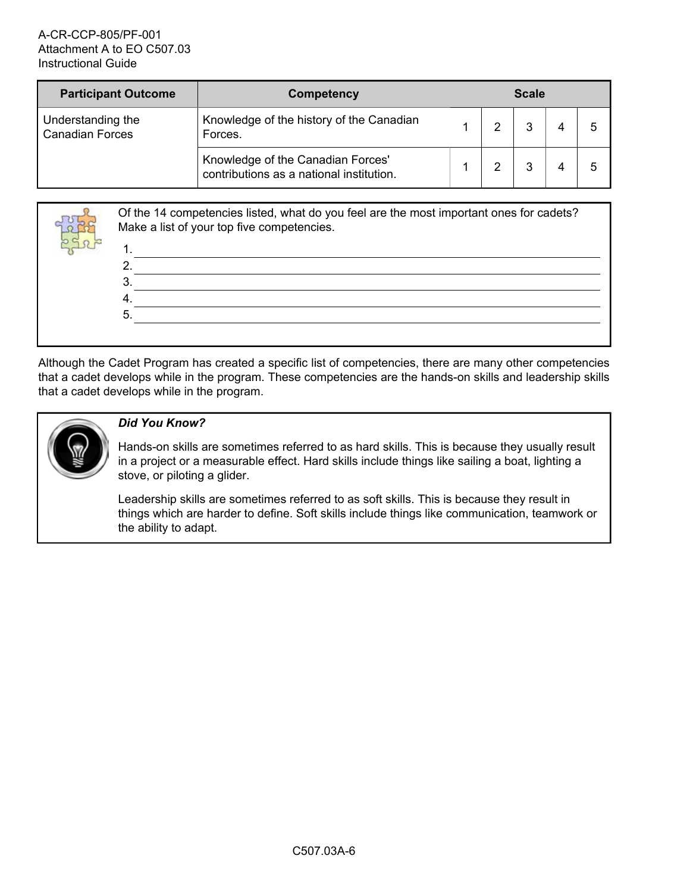| Participant Outcome | Competency | Scale | | | | |
|---|---|---|---|---|---|---|
| Understanding the Canadian Forces | Knowledge of the history of the Canadian Forces. | 1 | 2 | 3 | 4 | 5 |
| | Knowledge of the Canadian Forces' contributions as a national institution. | 1 | 2 | 3 | 4 | 5 |

Of the 14 competencies listed, what do you feel are the most important ones for cadets? Make a list of your top five competencies.

1. ______________________________
2. ______________________________
3. ______________________________
4. ______________________________
5. ______________________________

Although the Cadet Program has created a specific list of competencies, there are many other competencies that a cadet develops while in the program. These competencies are the hands-on skills and leadership skills that a cadet develops while in the program.

***Did You Know?***

Hands-on skills are sometimes referred to as hard skills. This is because they usually result in a project or a measurable effect. Hard skills include things like sailing a boat, lighting a stove, or piloting a glider.

Leadership skills are sometimes referred to as soft skills. This is because they result in things which are harder to define. Soft skills include things like communication, teamwork or the ability to adapt.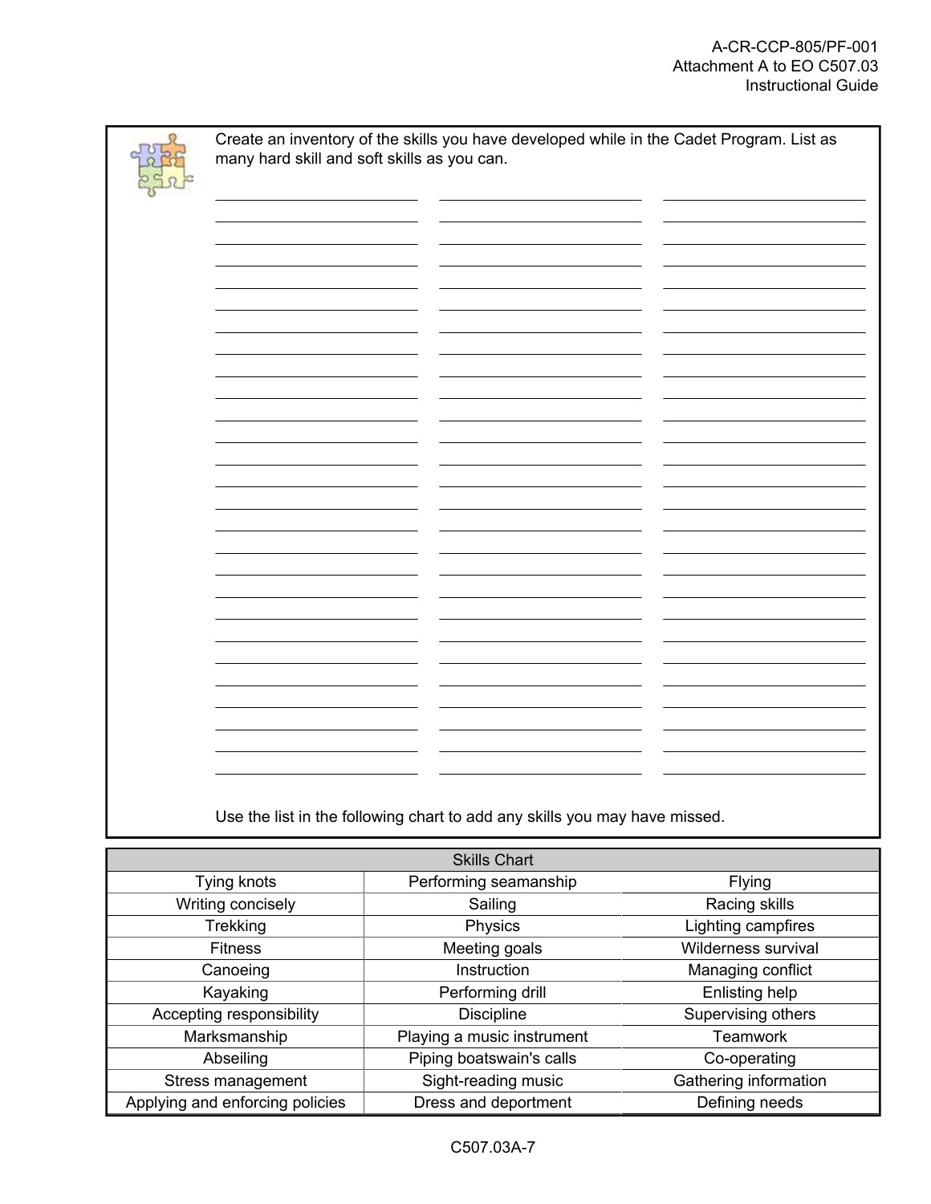Create an inventory of the skills you have developed while in the Cadet Program. List as many hard skill and soft skills as you can.

| | | |
|---|---|---|
| | | |
| | | |
| | | |
| | | |
| | | |
| | | |
| | | |
| | | |
| | | |
| | | |
| | | |
| | | |
| | | |
| | | |
| | | |
| | | |
| | | |
| | | |
| | | |
| | | |
| | | |
| | | |
| | | |
| | | |
| | | |

Use the list in the following chart to add any skills you may have missed.

| Skills Chart | | |
|---|---|---|
| Tying knots | Performing seamanship | Flying |
| Writing concisely | Sailing | Racing skills |
| Trekking | Physics | Lighting campfires |
| Fitness | Meeting goals | Wilderness survival |
| Canoeing | Instruction | Managing conflict |
| Kayaking | Performing drill | Enlisting help |
| Accepting responsibility | Discipline | Supervising others |
| Marksmanship | Playing a music instrument | Teamwork |
| Abseiling | Piping boatswain's calls | Co-operating |
| Stress management | Sight-reading music | Gathering information |
| Applying and enforcing policies | Dress and deportment | Defining needs |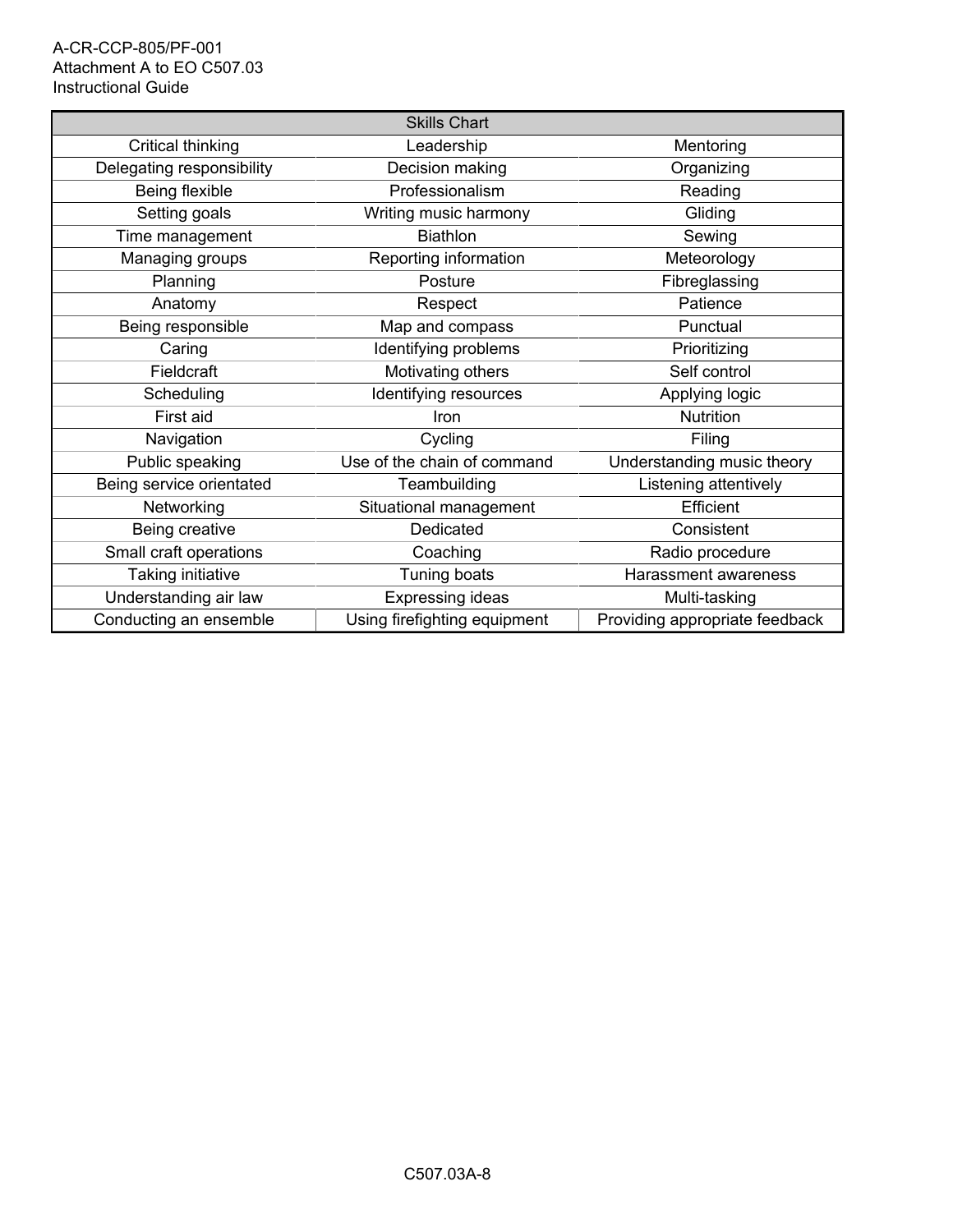| Skills Chart | | |
| --- | --- | --- |
| Critical thinking | Leadership | Mentoring |
| Delegating responsibility | Decision making | Organizing |
| Being flexible | Professionalism | Reading |
| Setting goals | Writing music harmony | Gliding |
| Time management | Biathlon | Sewing |
| Managing groups | Reporting information | Meteorology |
| Planning | Posture | Fibreglassing |
| Anatomy | Respect | Patience |
| Being responsible | Map and compass | Punctual |
| Caring | Identifying problems | Prioritizing |
| Fieldcraft | Motivating others | Self control |
| Scheduling | Identifying resources | Applying logic |
| First aid | Iron | Nutrition |
| Navigation | Cycling | Filing |
| Public speaking | Use of the chain of command | Understanding music theory |
| Being service orientated | Teambuilding | Listening attentively |
| Networking | Situational management | Efficient |
| Being creative | Dedicated | Consistent |
| Small craft operations | Coaching | Radio procedure |
| Taking initiative | Tuning boats | Harassment awareness |
| Understanding air law | Expressing ideas | Multi-tasking |
| Conducting an ensemble | Using firefighting equipment | Providing appropriate feedback |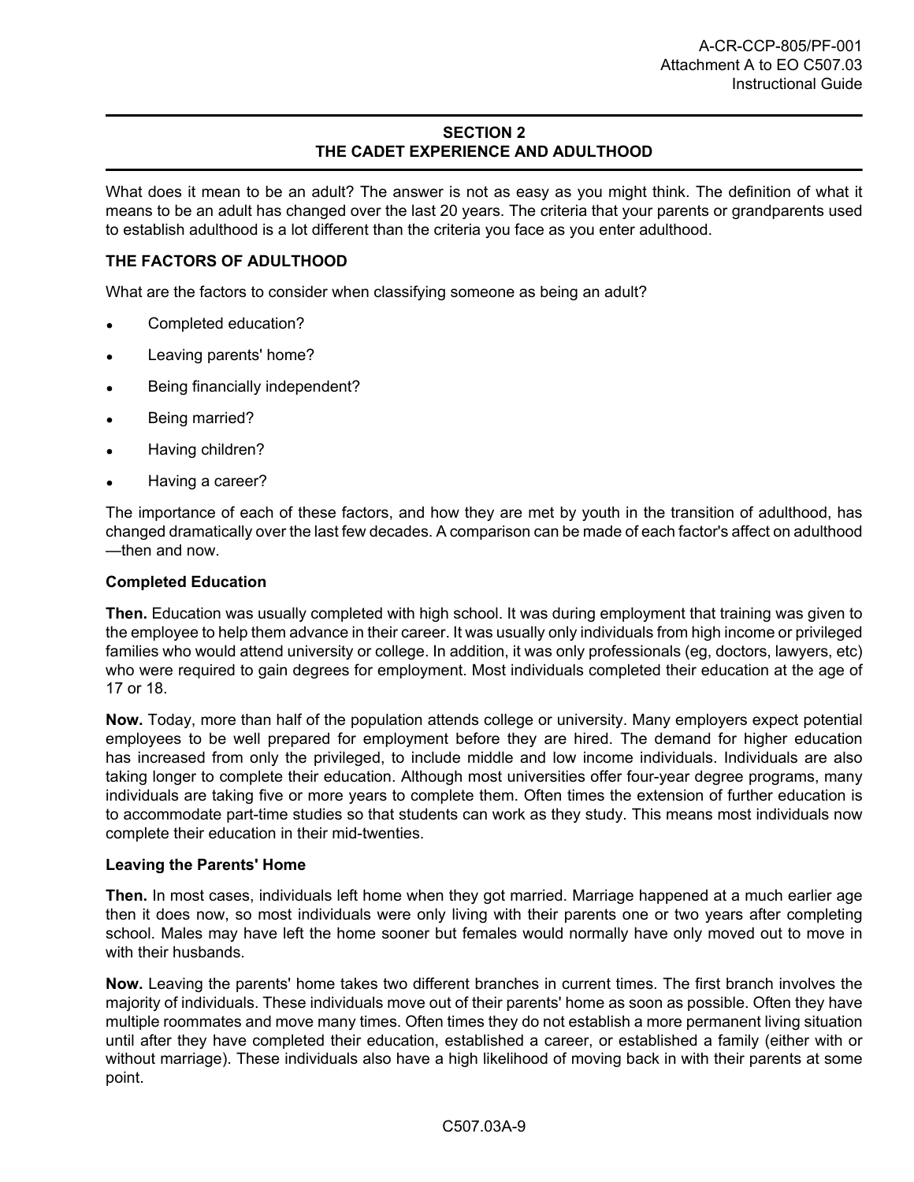## SECTION 2
## THE CADET EXPERIENCE AND ADULTHOOD

What does it mean to be an adult? The answer is not as easy as you might think. The definition of what it means to be an adult has changed over the last 20 years. The criteria that your parents or grandparents used to establish adulthood is a lot different than the criteria you face as you enter adulthood.

### THE FACTORS OF ADULTHOOD

What are the factors to consider when classifying someone as being an adult?

- Completed education?
- Leaving parents' home?
- Being financially independent?
- Being married?
- Having children?
- Having a career?

The importance of each of these factors, and how they are met by youth in the transition of adulthood, has changed dramatically over the last few decades. A comparison can made of each factor's affect on adulthood —then and now.

#### Completed Education

**Then.** Education was usually completed with high school. It was during employment that training was given to the employee to help them advance in their career. It was usually only individuals from high income or privileged families who would attend university or college. In addition, it was only professionals (eg, doctors, lawyers, etc) who were required to gain degrees for employment. Most individuals completed their education at the age of 17 or 18.

**Now.** Today, more than half of the population attends college or university. Many employers expect potential employees to be well prepared for employment before they are hired. The demand for higher education has increased from only the privileged, to include middle and low income individuals. Individuals are also taking longer to complete their education. Although most universities offer four-year degree programs, many individuals are taking five or more years to complete them. Often times the extension of further education is to accommodate part-time studies so that students can work as they study. This means most individuals now complete their education in their mid-twenties.

#### Leaving the Parents' Home

**Then.** In most cases, individuals left home when they got married. Marriage happened at a much earlier age then it does now, so most individuals were only living with their parents one or two years after completing school. Males may have left the home sooner but females would normally have only moved out to move in with their husbands.

**Now.** Leaving the parents' home takes two different branches in current times. The first branch involves the majority of individuals. These individuals move out of their parents' home as soon as possible. Often they have multiple roommates and move many times. Often times they do not establish a more permanent living situation until after they have completed their education, established a career, or established a family (either with or without marriage). These individuals also have a high likelihood of moving back in with their parents at some point.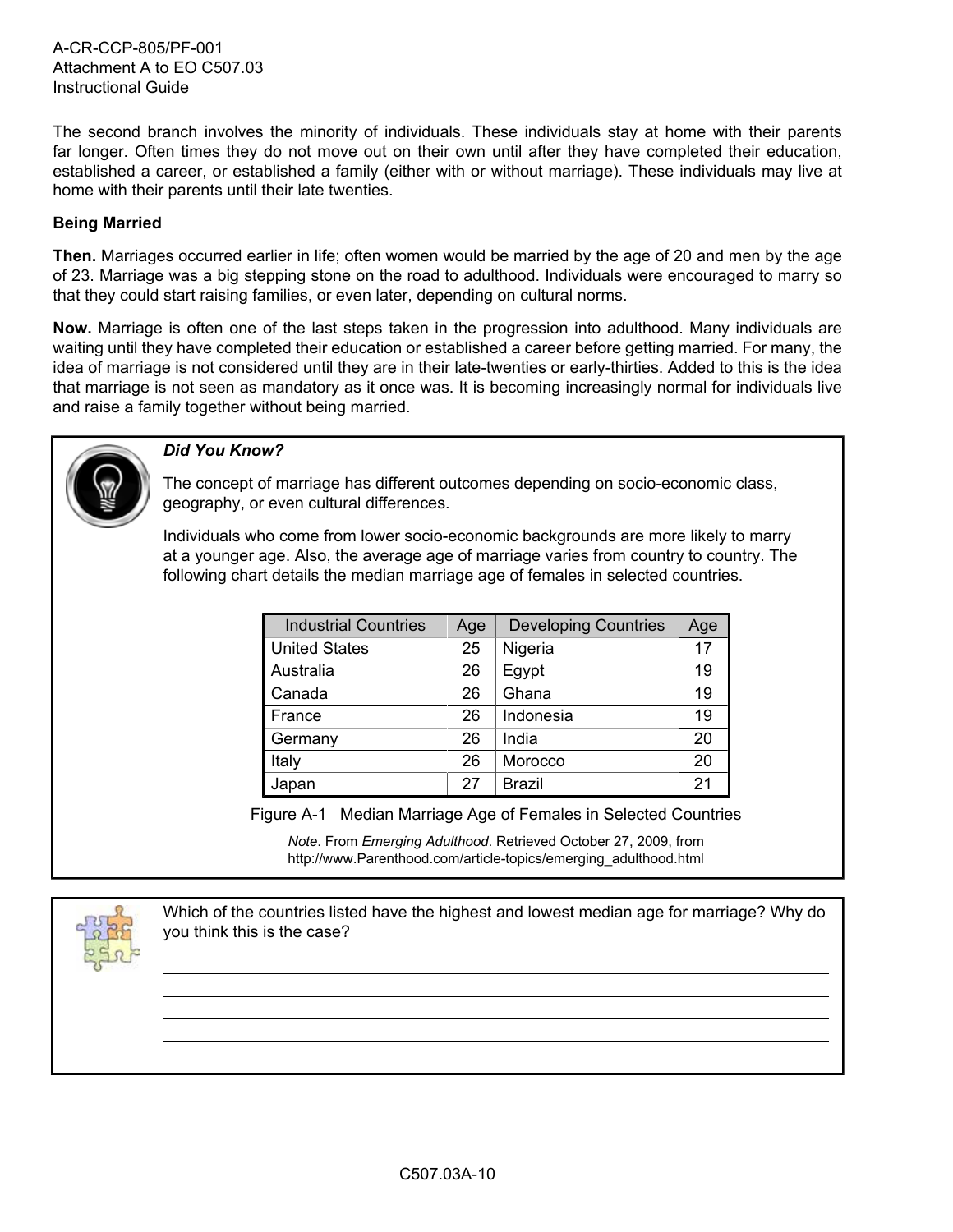The second branch involves the minority of individuals. These individuals stay at home with their parents far longer. Often times they do not move out on their own until after they have completed their education, established a career, or established a family (either with or without marriage). These individuals may live at home with their parents until their late twenties.

**Being Married**

**Then.** Marriages occurred earlier in life; often women would be married by the age of 20 and men by the age of 23. Marriage was a big stepping stone on the road to adulthood. Individuals were encouraged to marry so that they could start raising families, or even later, depending on cultural norms.

**Now.** Marriage is often one of the last steps taken in the progression into adulthood. Many individuals are waiting until they have completed their education or established a career before getting married. For many, the idea of marriage is not considered until they are in their late-twenties or early-thirties. Added to this is the idea that marriage is not seen as mandatory as it once was. It is becoming increasingly normal for individuals live and raise a family together without being married.

***Did You Know?***

The concept of marriage has different outcomes depending on socio-economic class, geography, or even cultural differences.

Individuals who come from lower socio-economic backgrounds are more likely to marry at a younger age. Also, the average age of marriage varies from country to country. The following chart details the median marriage age of females in selected countries.

| Industrial Countries | Age | Developing Countries | Age |
|---|---|---|---|
| United States | 25 | Nigeria | 17 |
| Australia | 26 | Egypt | 19 |
| Canada | 26 | Ghana | 19 |
| France | 26 | Indonesia | 19 |
| Germany | 26 | India | 20 |
| Italy | 26 | Morocco | 20 |
| Japan | 27 | Brazil | 21 |

Figure A-1 Median Marriage Age of Females in Selected Countries

*Note*. From *Emerging Adulthood*. Retrieved October 27, 2009, from http://www.Parenthood.com/article-topics/emerging_adulthood.html

Which of the countries listed have the highest and lowest median age for marriage? Why do you think this is the case?

______________________________________________

______________________________________________

______________________________________________

______________________________________________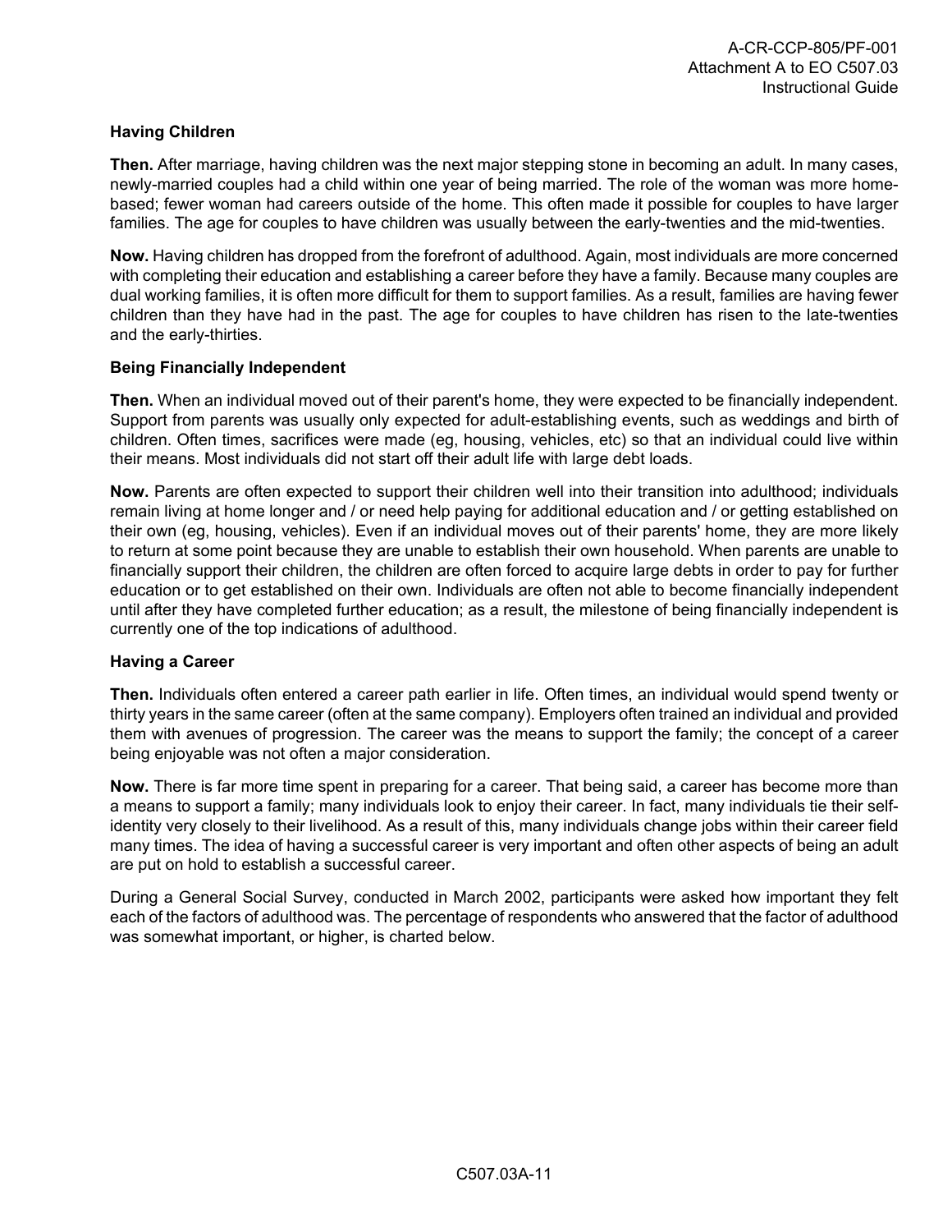### Having Children

**Then.** After marriage, having children was the next major stepping stone in becoming an adult. In many cases, newly-married couples had a child within one year of being married. The role of the woman was more home-based; fewer woman had careers outside of the home. This often made it possible for couples to have larger families. The age for couples to have children was usually between the early-twenties and the mid-twenties.

**Now.** Having children has dropped from the forefront of adulthood. Again, most individuals are more concerned with completing their education and establishing a career before they have a family. Because many couples are dual working families, it is often more difficult for them to support families. As a result, families are having fewer children than they have had in the past. The age for couples to have children has risen to the late-twenties and the early-thirties.

### Being Financially Independent

**Then.** When an individual moved out of their parent's home, they were expected to be financially independent. Support from parents was usually only expected for adult-establishing events, such as weddings and birth of children. Often times, sacrifices were made (eg, housing, vehicles, etc) so that an individual could live within their means. Most individuals did not start off their adult life with large debt loads.

**Now.** Parents are often expected to support their children well into their transition into adulthood; individuals remain living at home longer and / or need help paying for additional education and / or getting established on their own (eg, housing, vehicles). Even if an individual moves out of their parents' home, they are more likely to return at some point because they are unable to establish their own household. When parents are unable to financially support their children, the children are often forced to acquire large debts in order to pay for further education or to get established on their own. Individuals are often not able to become financially independent until after they have completed further education; as a result, the milestone of being financially independent is currently one of the top indications of adulthood.

### Having a Career

**Then.** Individuals often entered a career path earlier in life. Often times, an individual would spend twenty or thirty years in the same career (often at the same company). Employers often trained an individual and provided them with avenues of progression. The career was the means to support the family; the concept of a career being enjoyable was not often a major consideration.

**Now.** There is far more time spent in preparing for a career. That being said, a career has become more than a means to support a family; many individuals look to enjoy their career. In fact, many individuals tie their self-identity very closely to their livelihood. As a result of this, many individuals change jobs within their career field many times. The idea of having a successful career is very important and often other aspects of being an adult are put on hold to establish a successful career.

During a General Social Survey, conducted in March 2002, participants were asked how important they felt each of the factors of adulthood was. The percentage of respondents who answered that the factor of adulthood was somewhat important, or higher, is charted below.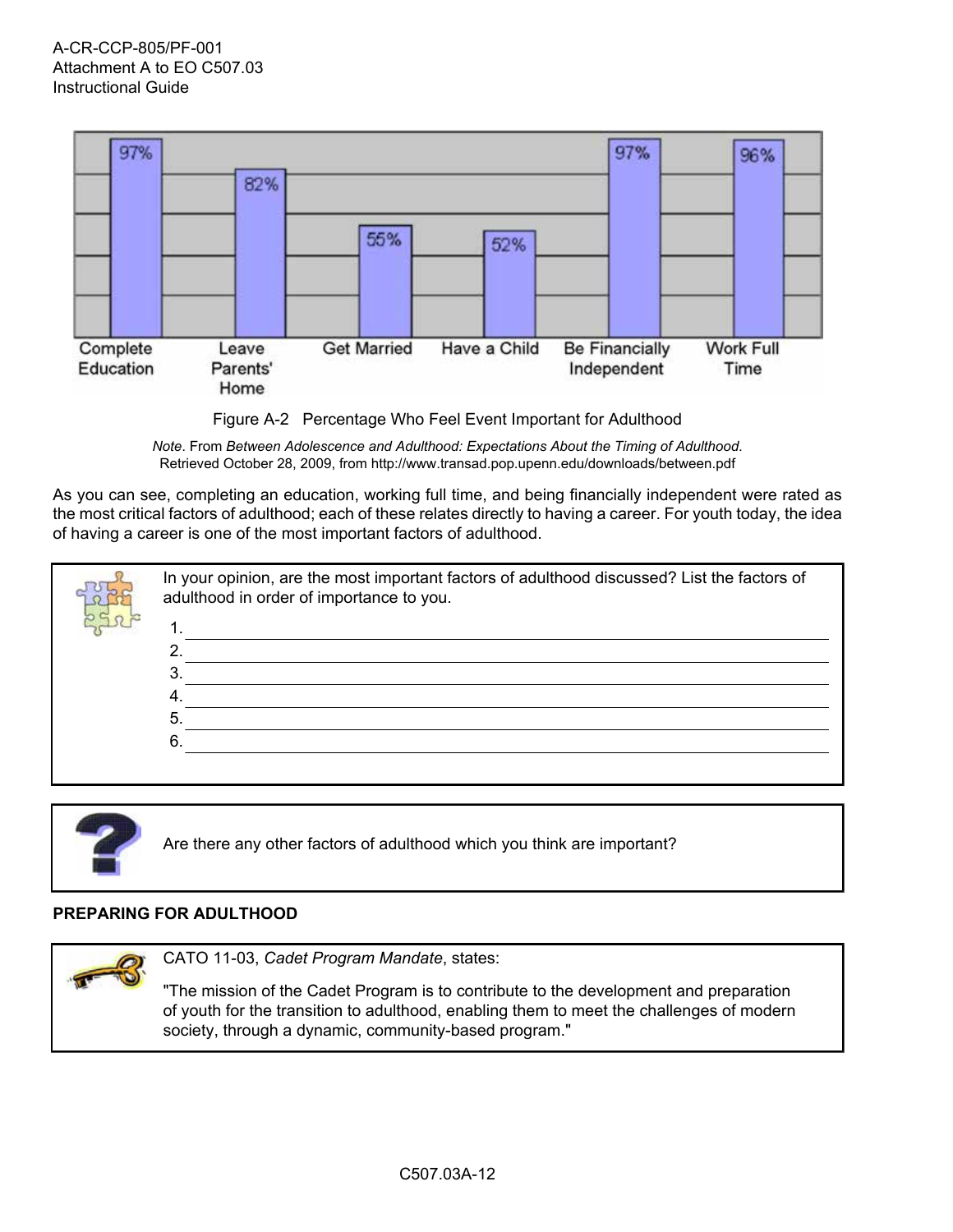| Complete Education | Leave Parents' Home | Get Married | Have a Child | Be Financially Independent | Work Full Time |
|---|---|---|---|---|---|
| 97% | 82% | 55% | 52% | 97% | 96% |

Figure A-2 Percentage Who Feel Event Important for Adulthood

*Note*. From *Between Adolescence and Adulthood: Expectations About the Timing of Adulthood*. Retrieved October 28, 2009, from http://www.transad.pop.upenn.edu/downloads/between.pdf

As you can see, completing an education, working full time, and being financially independent were rated as the most critical factors of adulthood; each of these relates directly to having a career. For youth today, the idea of having a career is one of the most important factors of adulthood.

In your opinion, are the most important factors of adulthood discussed? List the factors of adulthood in order of importance to you.

1. ______________________________
2. ______________________________
3. ______________________________
4. ______________________________
5. ______________________________
6. ______________________________

Are there any other factors of adulthood which you think are important?

**PREPARING FOR ADULTHOOD**

CATO 11-03, *Cadet Program Mandate*, states:

"The mission of the Cadet Program is to contribute to the development and preparation of youth for the transition to adulthood, enabling them to meet the challenges of modern society, through a dynamic, community-based program."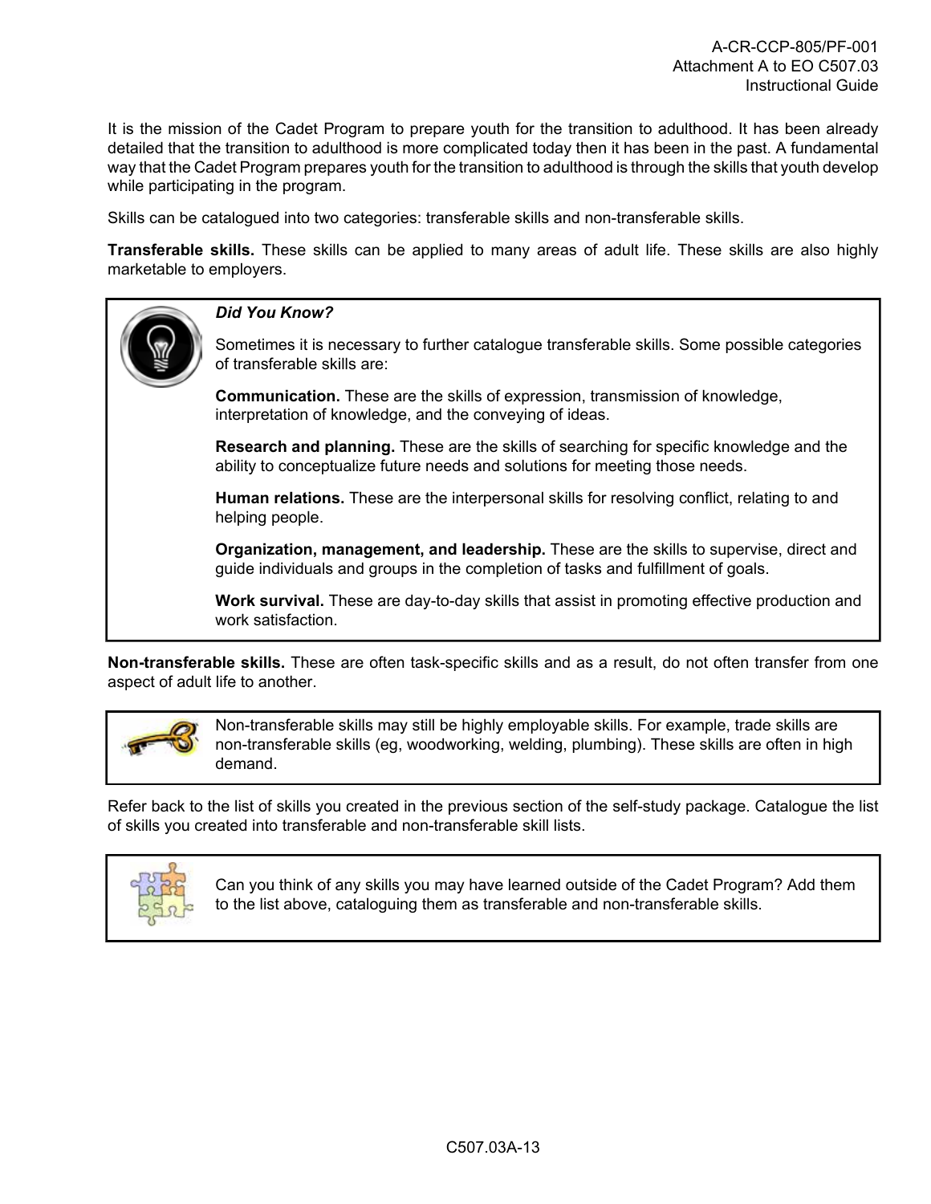It is the mission of the Cadet Program to prepare youth for the transition to adulthood. It has been already detailed that the transition to adulthood is more complicated today then it has been in the past. A fundamental way that the Cadet Program prepares youth for the transition to adulthood is through the skills that youth develop while participating in the program.

Skills can be catalogued into two categories: transferable skills and non-transferable skills.

**Transferable skills.** These skills can be applied to many areas of adult life. These skills are also highly marketable to employers.

> ***Did You Know?***
>
> Sometimes it is necessary to further catalogue transferable skills. Some possible categories of transferable skills are:
>
> **Communication.** These are the skills of expression, transmission of knowledge, interpretation of knowledge, and the conveying of ideas.
>
> **Research and planning.** These are the skills of searching for specific knowledge and the ability to conceptualize future needs and solutions for meeting those needs.
>
> **Human relations.** These are the interpersonal skills for resolving conflict, relating to and helping people.
>
> **Organization, management, and leadership.** These are the skills to supervise, direct and guide individuals and groups in the completion of tasks and fulfillment of goals.
>
> **Work survival.** These are day-to-day skills that assist in promoting effective production and work satisfaction.

**Non-transferable skills.** These are often task-specific skills and as a result, do not often transfer from one aspect of adult life to another.

> Non-transferable skills may still be highly employable skills. For example, trade skills are non-transferable skills (eg, woodworking, welding, plumbing). These skills are often in high demand.

Refer back to the list of skills you created in the previous section of the self-study package. Catalogue the list of skills you created into transferable and non-transferable skill lists.

> Can you think of any skills you may have learned outside of the Cadet Program? Add them to the list above, cataloguing them as transferable and non-transferable skills.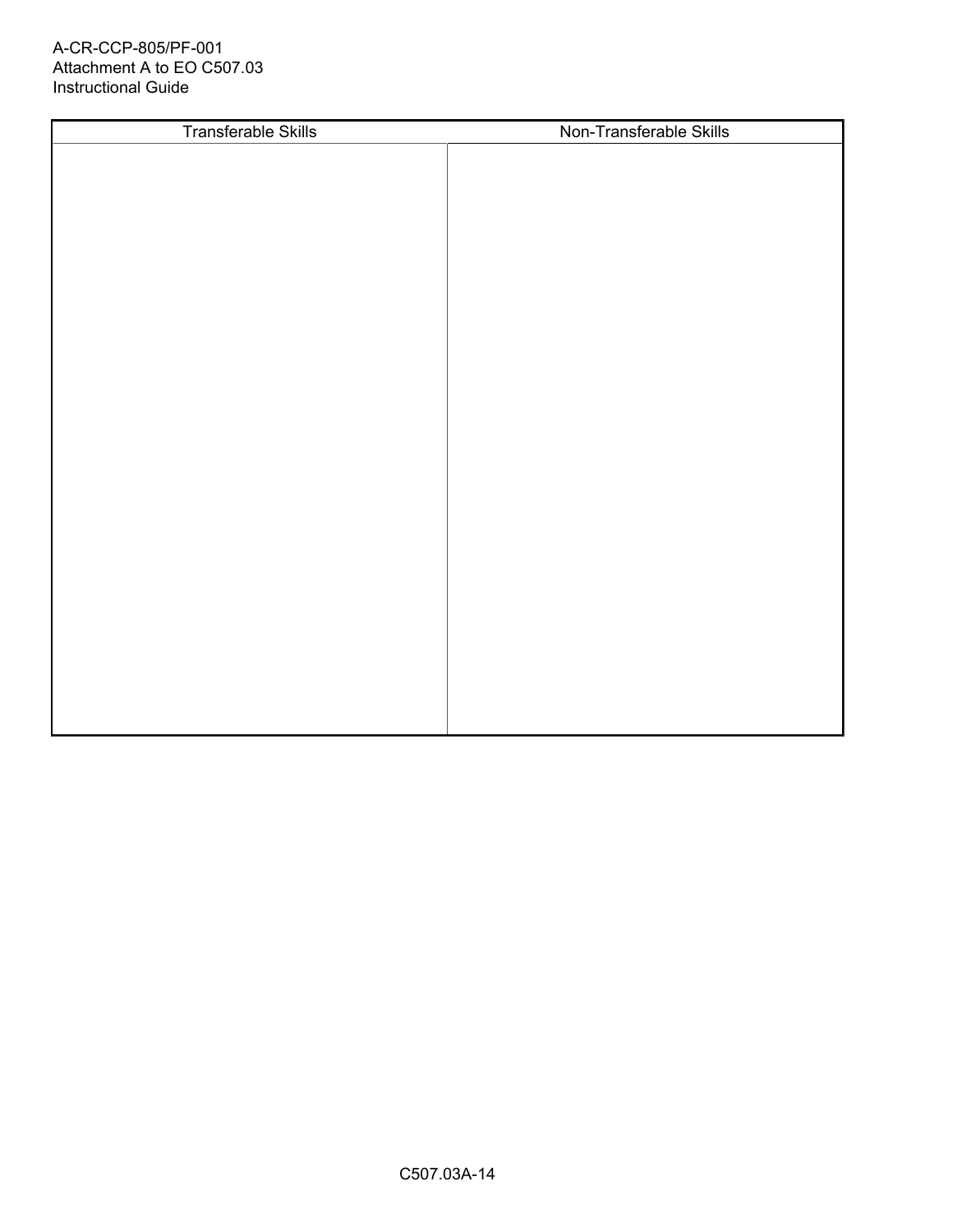| Transferable Skills | Non-Transferable Skills |
| --- | --- |
| | |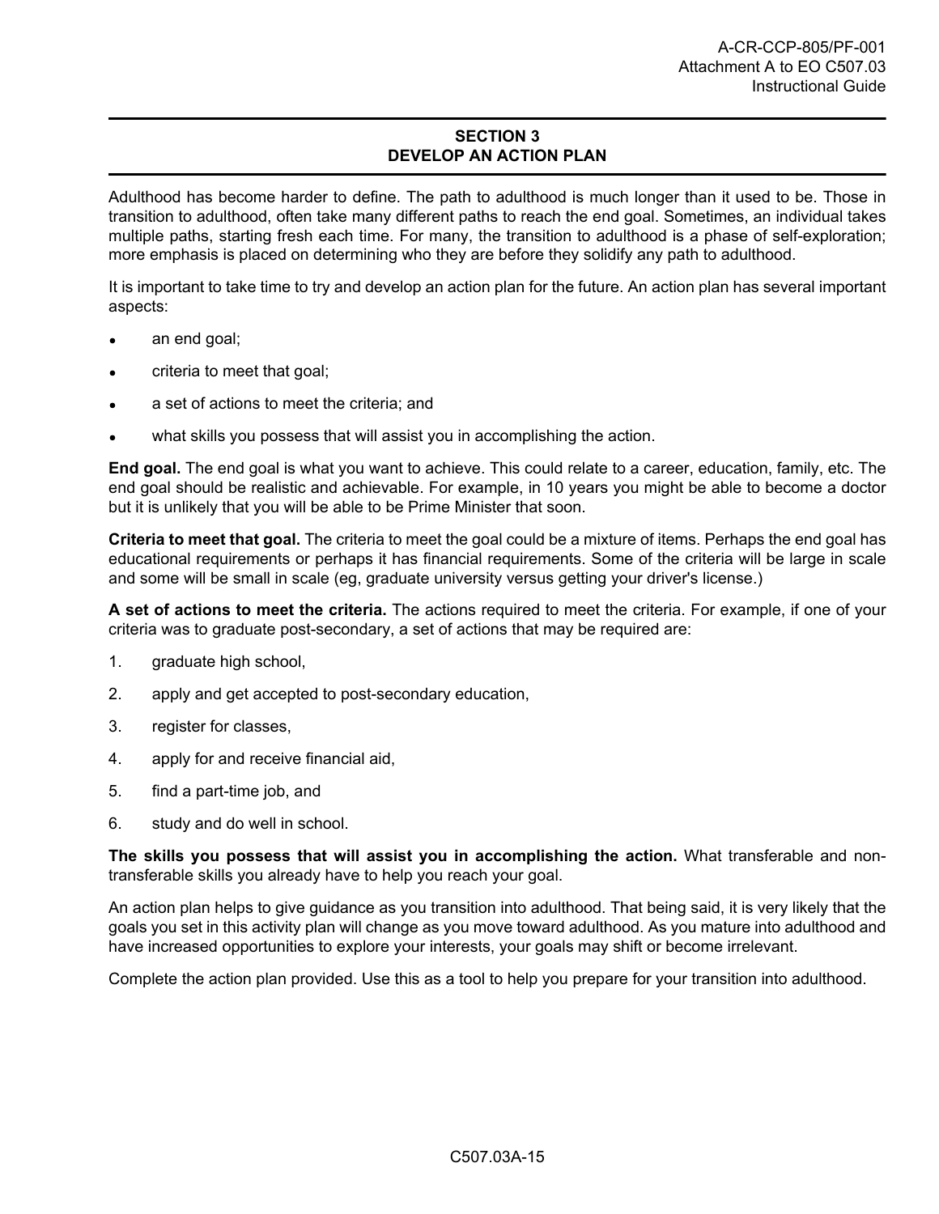## SECTION 3
## DEVELOP AN ACTION PLAN

Adulthood has become harder to define. The path to adulthood is much longer than it used to be. Those in transition to adulthood, often take many different paths to reach the end goal. Sometimes, an individual takes multiple paths, starting fresh each time. For many, the transition to adulthood is a phase of self-exploration; more emphasis is placed on determining who they are before they solidify any path to adulthood.

It is important to take time to try and develop an action plan for the future. An action plan has several important aspects:

- an end goal;
- criteria to meet that goal;
- a set of actions to meet the criteria; and
- what skills you possess that will assist you in accomplishing the action.

**End goal.** The end goal is what you want to achieve. This could relate to a career, education, family, etc. The end goal should be realistic and achievable. For example, in 10 years you might be able to become a doctor but it is unlikely that you will be able to be Prime Minister that soon.

**Criteria to meet that goal.** The criteria to meet the goal could be a mixture of items. Perhaps the end goal has educational requirements or perhaps it has financial requirements. Some of the criteria will be large in scale and some will be small in scale (eg, graduate university versus getting your driver's license.)

**A set of actions to meet the criteria.** The actions required to meet the criteria. For example, if one of your criteria was to graduate post-secondary, a set of actions that may be required are:

1. graduate high school,
2. apply and get accepted to post-secondary education,
3. register for classes,
4. apply for and receive financial aid,
5. find a part-time job, and
6. study and do well in school.

**The skills you possess that will assist you in accomplishing the action.** What transferable and non-transferable skills you already have to help you reach your goal.

An action plan helps to give guidance as you transition into adulthood. That being said, it is very likely that the goals you set in this activity plan will change as you move toward adulthood. As you mature into adulthood and have increased opportunities to explore your interests, your goals may shift or become irrelevant.

Complete the action plan provided. Use this as a tool to help you prepare for your transition into adulthood.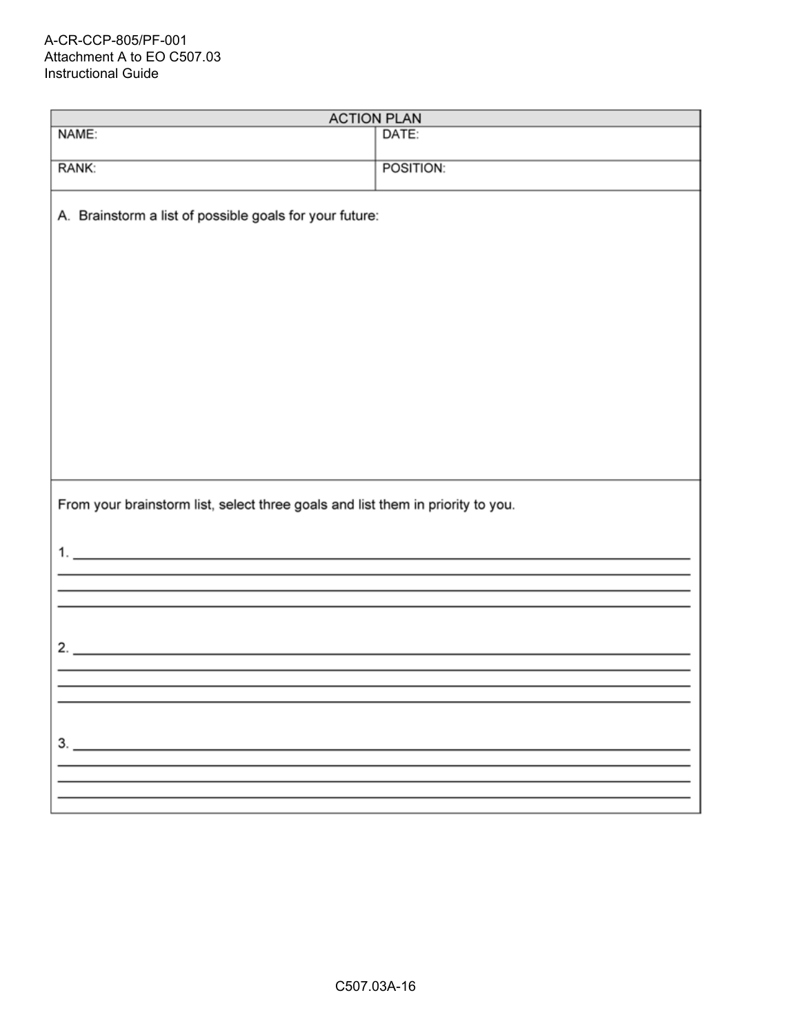A-CR-CCP-805/PF-001
Attachment A to EO C507.03
Instructional Guide

| ACTION PLAN | |
|---|---|
| NAME: | DATE: |
| RANK: | POSITION: |

A. Brainstorm a list of possible goals for your future:

From your brainstorm list, select three goals and list them in priority to you.

1. ______________________________________________

2. ______________________________________________

3. ______________________________________________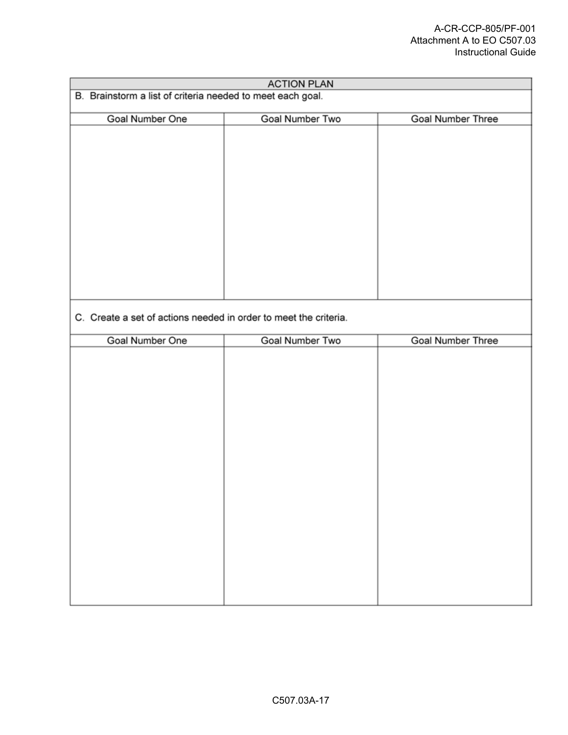| ACTION PLAN | | |
|---|---|---|
| B. Brainstorm a list of criteria needed to meet each goal. | | |
| Goal Number One | Goal Number Two | Goal Number Three |
| | | |
| C. Create a set of actions needed in order to meet the criteria. | | |
| Goal Number One | Goal Number Two | Goal Number Three |
| | | |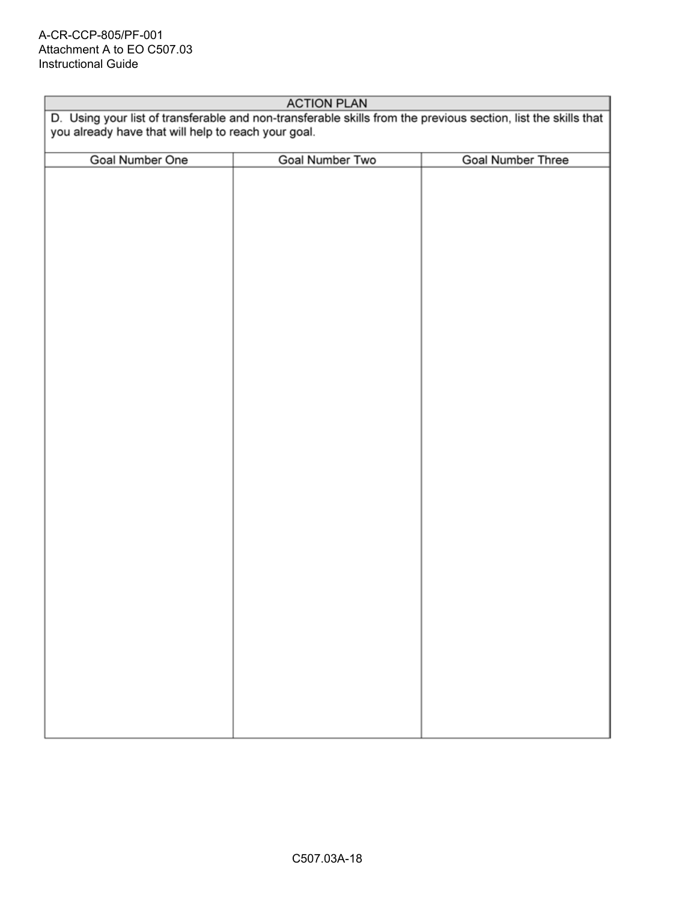| ACTION PLAN | | |
|---|---|---|
| D. Using your list of transferable and non-transferable skills from the previous section, list the skills that you already have that will help to reach your goal. | | |
| Goal Number One | Goal Number Two | Goal Number Three |
| | | |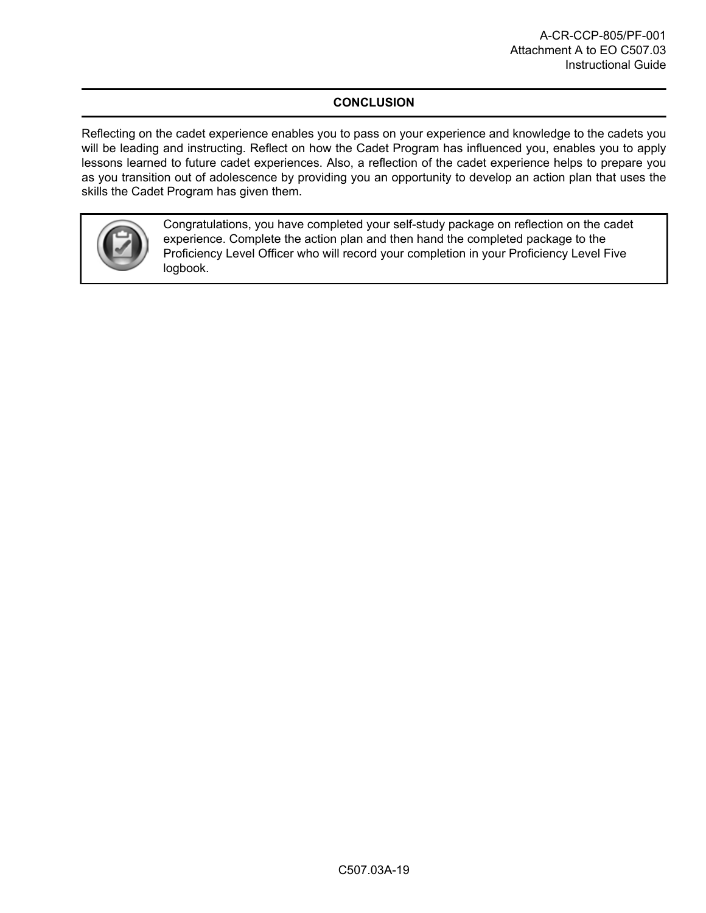## CONCLUSION

Reflecting on the cadet experience enables you to pass on your experience and knowledge to the cadets you will be leading and instructing. Reflect on how the Cadet Program has influenced you, enables you to apply lessons learned to future cadet experiences. Also, a reflection of the cadet experience helps to prepare you as you transition out of adolescence by providing you an opportunity to develop an action plan that uses the skills the Cadet Program has given them.

> Congratulations, you have completed your self-study package on reflection on the cadet experience. Complete the action plan and then hand the completed package to the Proficiency Level Officer who will record your completion in your Proficiency Level Five logbook.